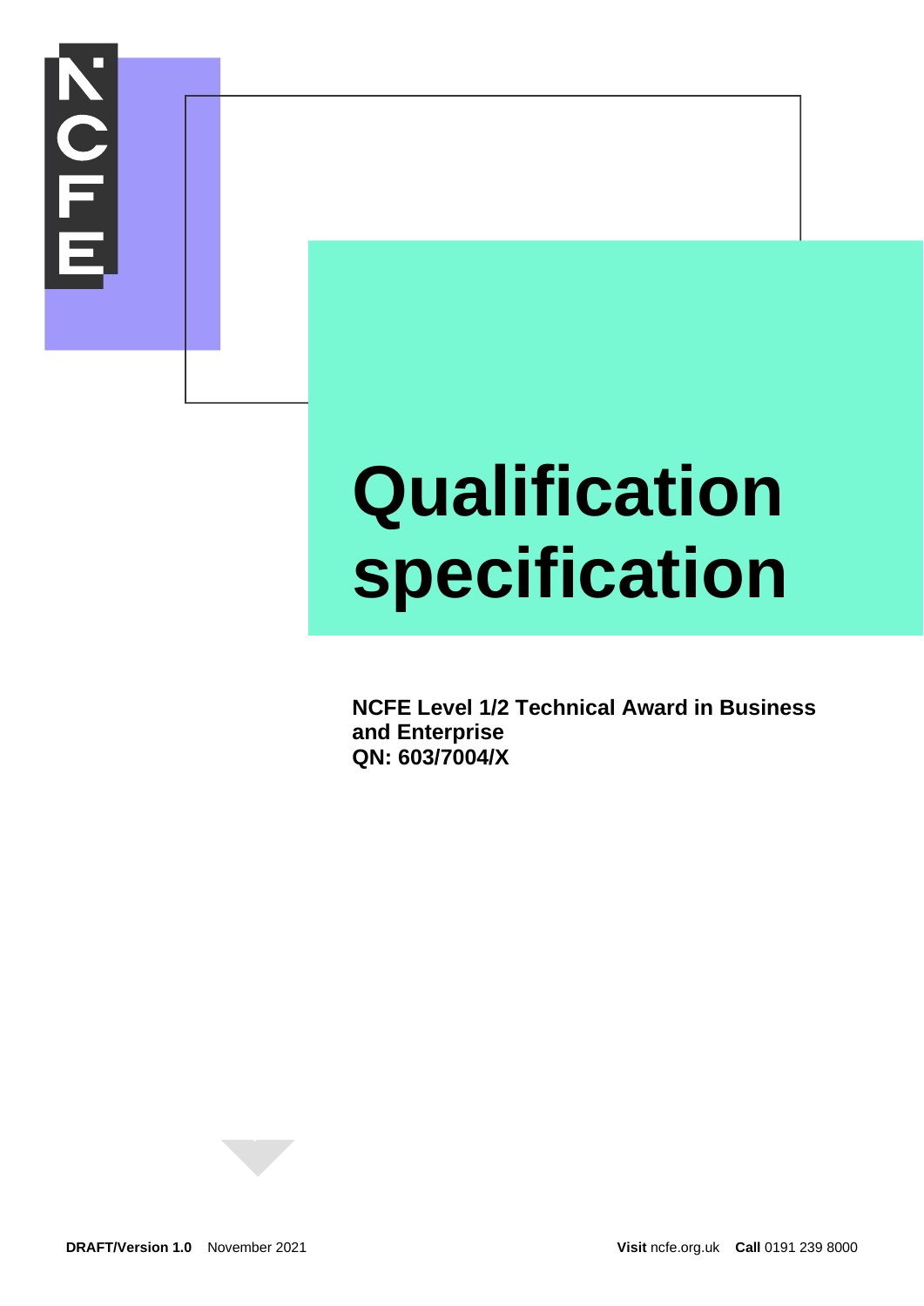# Qualification specification

**NCFE Level 1/2 Technical Award in Business and Enterprise**
**QN: 603/7004/X**

**DRAFT/Version 1.0** November 2021

**Visit** ncfe.org.uk **Call** 0191 239 8000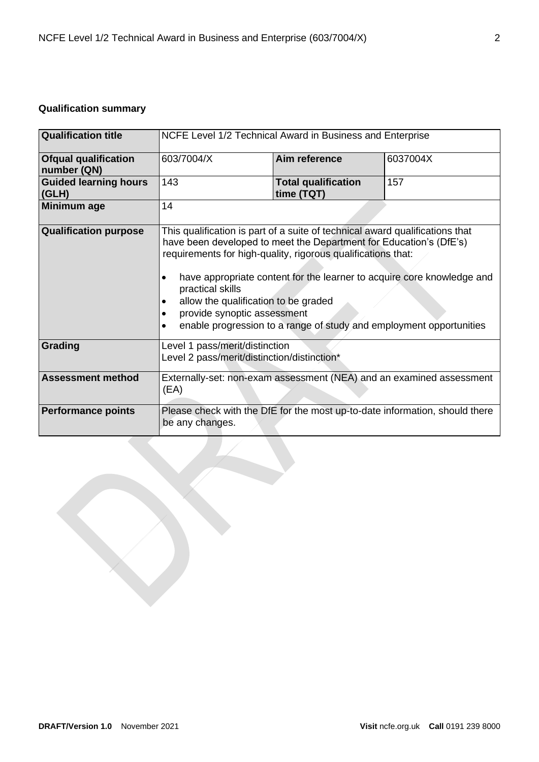**Qualification summary**

| Qualification title | NCFE Level 1/2 Technical Award in Business and Enterprise | | |
|---|---|---|---|
| **Ofqual qualification number (QN)** | 603/7004/X | **Aim reference** | 6037004X |
| **Guided learning hours (GLH)** | 143 | **Total qualification time (TQT)** | 157 |
| **Minimum age** | 14 | | |
| **Qualification purpose** | This qualification is part of a suite of technical award qualifications that have been developed to meet the Department for Education's (DfE's) requirements for high-quality, rigorous qualifications that:<br><br>• have appropriate content for the learner to acquire core knowledge and practical skills<br>• allow the qualification to be graded<br>• provide synoptic assessment<br>• enable progression to a range of study and employment opportunities | | |
| **Grading** | Level 1 pass/merit/distinction<br>Level 2 pass/merit/distinction/distinction* | | |
| **Assessment method** | Externally-set: non-exam assessment (NEA) and an examined assessment (EA) | | |
| **Performance points** | Please check with the DfE for the most up-to-date information, should there be any changes. | | |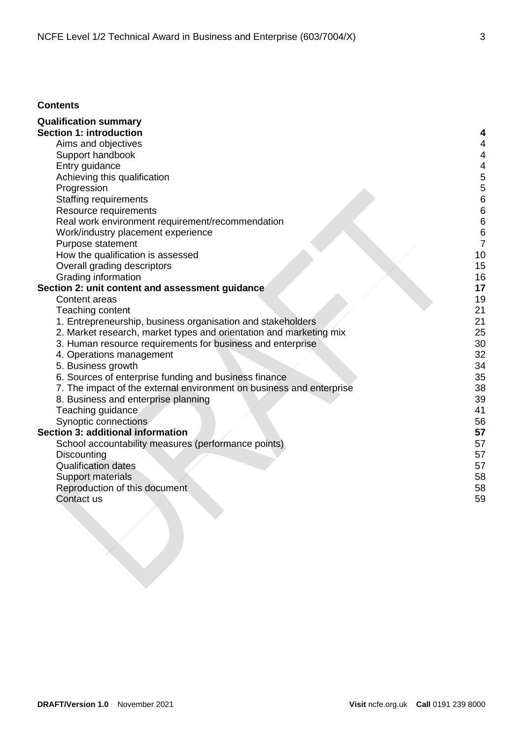**Contents**

| | |
|---|---|
| **Qualification summary** | |
| **Section 1: introduction** | **4** |
| Aims and objectives | 4 |
| Support handbook | 4 |
| Entry guidance | 4 |
| Achieving this qualification | 5 |
| Progression | 5 |
| Staffing requirements | 6 |
| Resource requirements | 6 |
| Real work environment requirement/recommendation | 6 |
| Work/industry placement experience | 6 |
| Purpose statement | 7 |
| How the qualification is assessed | 10 |
| Overall grading descriptors | 15 |
| Grading information | 16 |
| **Section 2: unit content and assessment guidance** | **17** |
| Content areas | 19 |
| Teaching content | 21 |
| 1. Entrepreneurship, business organisation and stakeholders | 21 |
| 2. Market research, market types and orientation and marketing mix | 25 |
| 3. Human resource requirements for business and enterprise | 30 |
| 4. Operations management | 32 |
| 5. Business growth | 34 |
| 6. Sources of enterprise funding and business finance | 35 |
| 7. The impact of the external environment on business and enterprise | 38 |
| 8. Business and enterprise planning | 39 |
| Teaching guidance | 41 |
| Synoptic connections | 56 |
| **Section 3: additional information** | **57** |
| School accountability measures (performance points) | 57 |
| Discounting | 57 |
| Qualification dates | 57 |
| Support materials | 58 |
| Reproduction of this document | 58 |
| Contact us | 59 |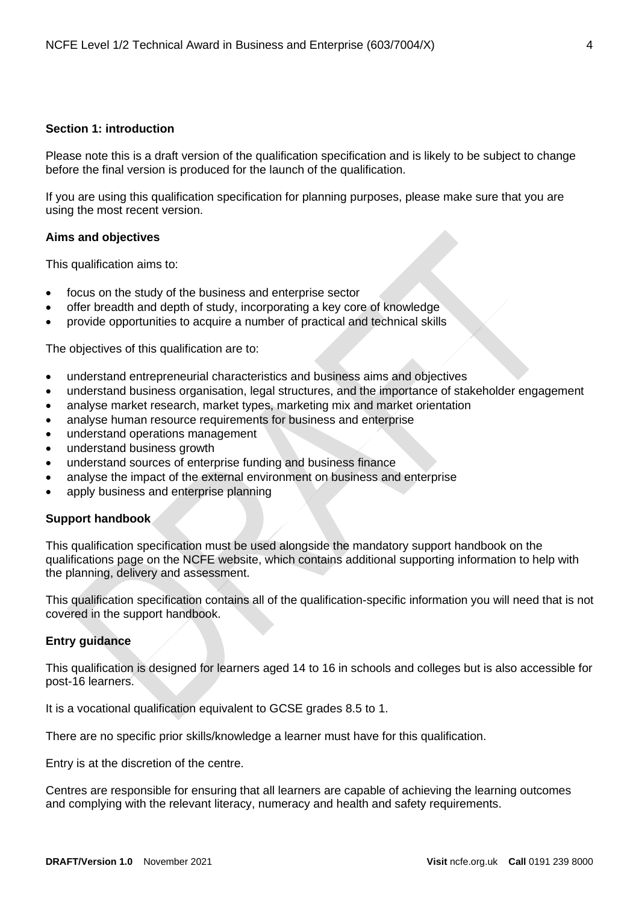## Section 1: introduction

Please note this is a draft version of the qualification specification and is likely to be subject to change before the final version is produced for the launch of the qualification.

If you are using this qualification specification for planning purposes, please make sure that you are using the most recent version.

### Aims and objectives

This qualification aims to:

- focus on the study of the business and enterprise sector
- offer breadth and depth of study, incorporating a key core of knowledge
- provide opportunities to acquire a number of practical and technical skills

The objectives of this qualification are to:

- understand entrepreneurial characteristics and business aims and objectives
- understand business organisation, legal structures, and the importance of stakeholder engagement
- analyse market research, market types, marketing mix and market orientation
- analyse human resource requirements for business and enterprise
- understand operations management
- understand business growth
- understand sources of enterprise funding and business finance
- analyse the impact of the external environment on business and enterprise
- apply business and enterprise planning

### Support handbook

This qualification specification must be used alongside the mandatory support handbook on the qualifications page on the NCFE website, which contains additional supporting information to help with the planning, delivery and assessment.

This qualification specification contains all of the qualification-specific information you will need that is not covered in the support handbook.

### Entry guidance

This qualification is designed for learners aged 14 to 16 in schools and colleges but is also accessible for post-16 learners.

It is a vocational qualification equivalent to GCSE grades 8.5 to 1.

There are no specific prior skills/knowledge a learner must have for this qualification.

Entry is at the discretion of the centre.

Centres are responsible for ensuring that all learners are capable of achieving the learning outcomes and complying with the relevant literacy, numeracy and health and safety requirements.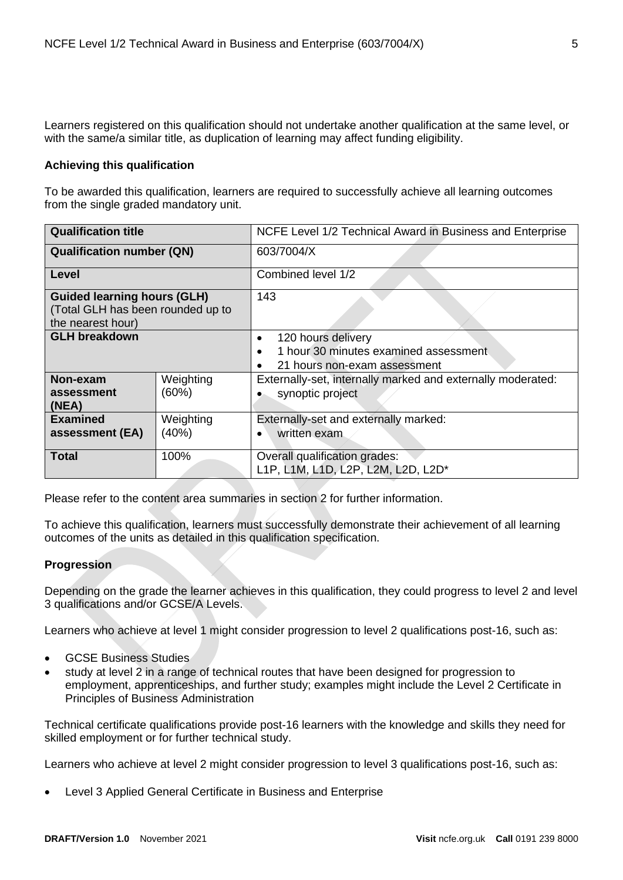Learners registered on this qualification should not undertake another qualification at the same level, or with the same/a similar title, as duplication of learning may affect funding eligibility.

**Achieving this qualification**

To be awarded this qualification, learners are required to successfully achieve all learning outcomes from the single graded mandatory unit.

| **Qualification title** | | NCFE Level 1/2 Technical Award in Business and Enterprise |
|---|---|---|
| **Qualification number (QN)** | | 603/7004/X |
| **Level** | | Combined level 1/2 |
| **Guided learning hours (GLH)** (Total GLH has been rounded up to the nearest hour) | | 143 |
| **GLH breakdown** | | • 120 hours delivery<br>• 1 hour 30 minutes examined assessment<br>• 21 hours non-exam assessment |
| **Non-exam assessment (NEA)** | Weighting (60%) | Externally-set, internally marked and externally moderated:<br>• synoptic project |
| **Examined assessment (EA)** | Weighting (40%) | Externally-set and externally marked:<br>• written exam |
| **Total** | 100% | Overall qualification grades:<br>L1P, L1M, L1D, L2P, L2M, L2D, L2D* |

Please refer to the content area summaries in section 2 for further information.

To achieve this qualification, learners must successfully demonstrate their achievement of all learning outcomes of the units as detailed in this qualification specification.

**Progression**

Depending on the grade the learner achieves in this qualification, they could progress to level 2 and level 3 qualifications and/or GCSE/A Levels.

Learners who achieve at level 1 might consider progression to level 2 qualifications post-16, such as:

- GCSE Business Studies
- study at level 2 in a range of technical routes that have been designed for progression to employment, apprenticeships, and further study; examples might include the Level 2 Certificate in Principles of Business Administration

Technical certificate qualifications provide post-16 learners with the knowledge and skills they need for skilled employment or for further technical study.

Learners who achieve at level 2 might consider progression to level 3 qualifications post-16, such as:

- Level 3 Applied General Certificate in Business and Enterprise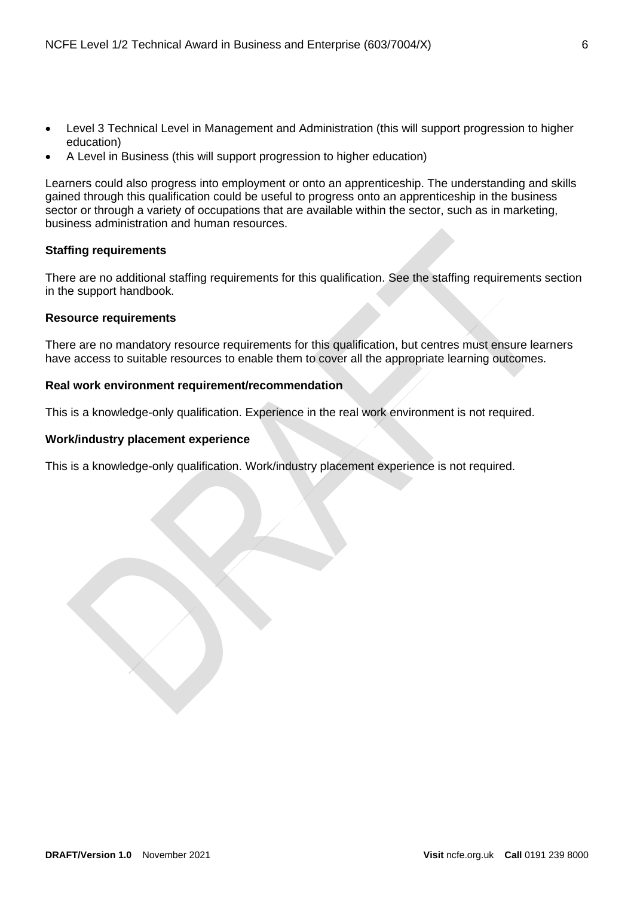- Level 3 Technical Level in Management and Administration (this will support progression to higher education)
- A Level in Business (this will support progression to higher education)

Learners could also progress into employment or onto an apprenticeship. The understanding and skills gained through this qualification could be useful to progress onto an apprenticeship in the business sector or through a variety of occupations that are available within the sector, such as in marketing, business administration and human resources.

**Staffing requirements**

There are no additional staffing requirements for this qualification. See the staffing requirements section in the support handbook.

**Resource requirements**

There are no mandatory resource requirements for this qualification, but centres must ensure learners have access to suitable resources to enable them to cover all the appropriate learning outcomes.

**Real work environment requirement/recommendation**

This is a knowledge-only qualification. Experience in the real work environment is not required.

**Work/industry placement experience**

This is a knowledge-only qualification. Work/industry placement experience is not required.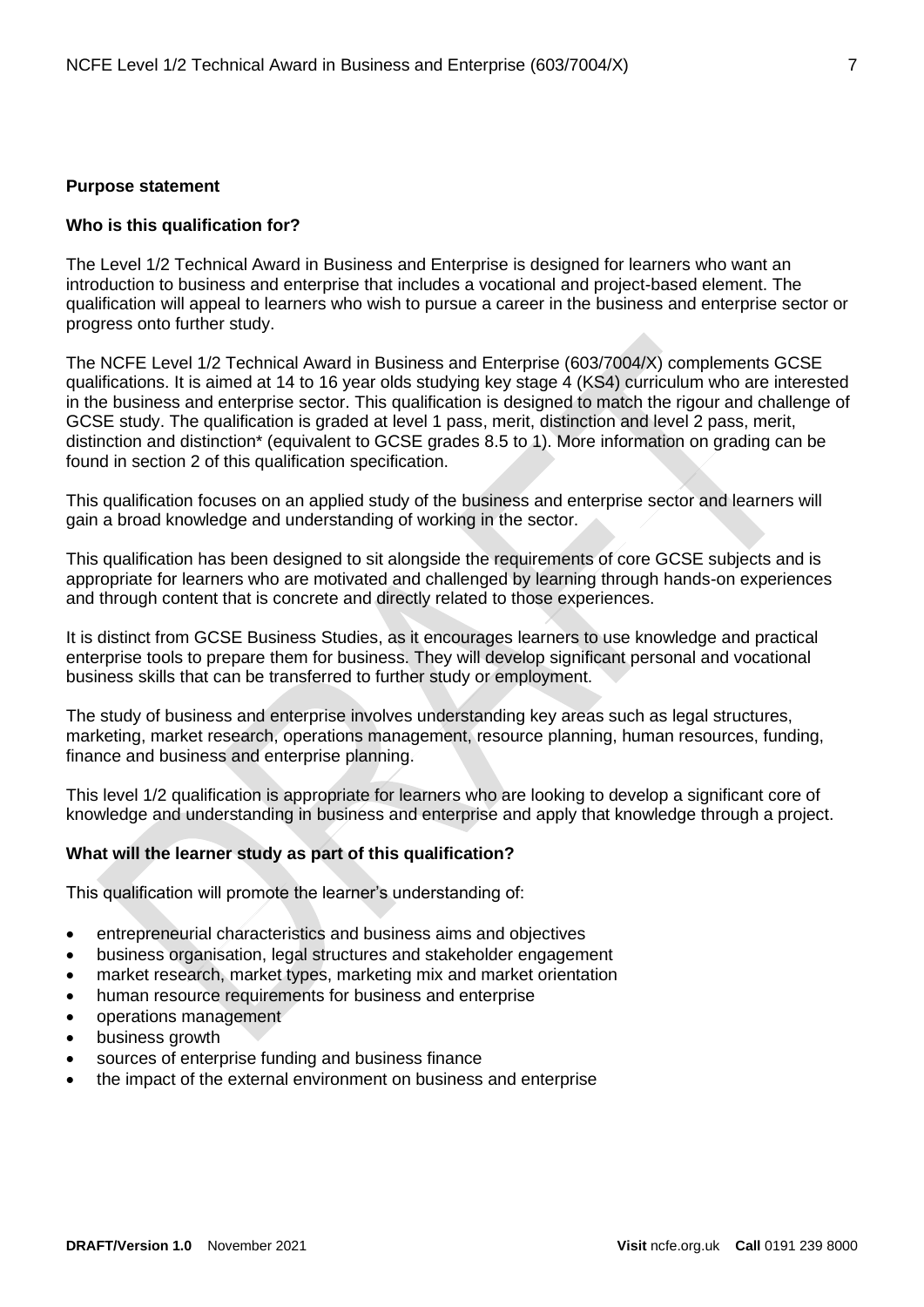**Purpose statement**

**Who is this qualification for?**

The Level 1/2 Technical Award in Business and Enterprise is designed for learners who want an introduction to business and enterprise that includes a vocational and project-based element. The qualification will appeal to learners who wish to pursue a career in the business and enterprise sector or progress onto further study.

The NCFE Level 1/2 Technical Award in Business and Enterprise (603/7004/X) complements GCSE qualifications. It is aimed at 14 to 16 year olds studying key stage 4 (KS4) curriculum who are interested in the business and enterprise sector. This qualification is designed to match the rigour and challenge of GCSE study. The qualification is graded at level 1 pass, merit, distinction and level 2 pass, merit, distinction and distinction* (equivalent to GCSE grades 8.5 to 1). More information on grading can be found in section 2 of this qualification specification.

This qualification focuses on an applied study of the business and enterprise sector and learners will gain a broad knowledge and understanding of working in the sector.

This qualification has been designed to sit alongside the requirements of core GCSE subjects and is appropriate for learners who are motivated and challenged by learning through hands-on experiences and through content that is concrete and directly related to those experiences.

It is distinct from GCSE Business Studies, as it encourages learners to use knowledge and practical enterprise tools to prepare them for business. They will develop significant personal and vocational business skills that can be transferred to further study or employment.

The study of business and enterprise involves understanding key areas such as legal structures, marketing, market research, operations management, resource planning, human resources, funding, finance and business and enterprise planning.

This level 1/2 qualification is appropriate for learners who are looking to develop a significant core of knowledge and understanding in business and enterprise and apply that knowledge through a project.

**What will the learner study as part of this qualification?**

This qualification will promote the learner's understanding of:

- entrepreneurial characteristics and business aims and objectives
- business organisation, legal structures and stakeholder engagement
- market research, market types, marketing mix and market orientation
- human resource requirements for business and enterprise
- operations management
- business growth
- sources of enterprise funding and business finance
- the impact of the external environment on business and enterprise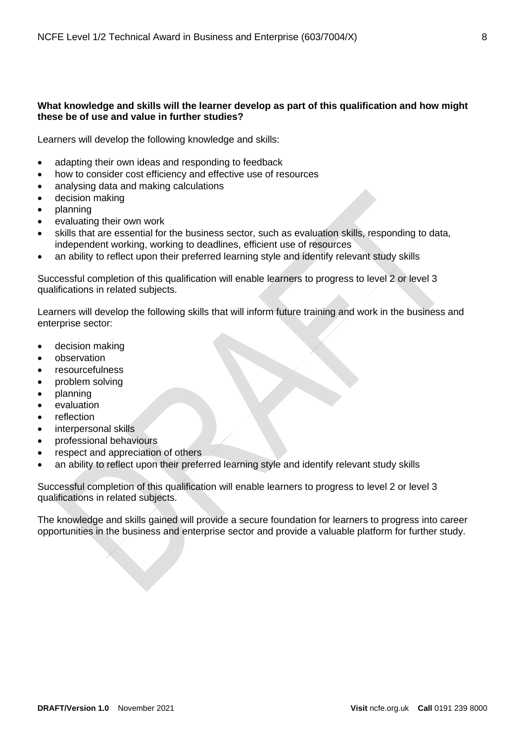**What knowledge and skills will the learner develop as part of this qualification and how might these be of use and value in further studies?**

Learners will develop the following knowledge and skills:

- adapting their own ideas and responding to feedback
- how to consider cost efficiency and effective use of resources
- analysing data and making calculations
- decision making
- planning
- evaluating their own work
- skills that are essential for the business sector, such as evaluation skills, responding to data, independent working, working to deadlines, efficient use of resources
- an ability to reflect upon their preferred learning style and identify relevant study skills

Successful completion of this qualification will enable learners to progress to level 2 or level 3 qualifications in related subjects.

Learners will develop the following skills that will inform future training and work in the business and enterprise sector:

- decision making
- observation
- resourcefulness
- problem solving
- planning
- evaluation
- reflection
- interpersonal skills
- professional behaviours
- respect and appreciation of others
- an ability to reflect upon their preferred learning style and identify relevant study skills

Successful completion of this qualification will enable learners to progress to level 2 or level 3 qualifications in related subjects.

The knowledge and skills gained will provide a secure foundation for learners to progress into career opportunities in the business and enterprise sector and provide a valuable platform for further study.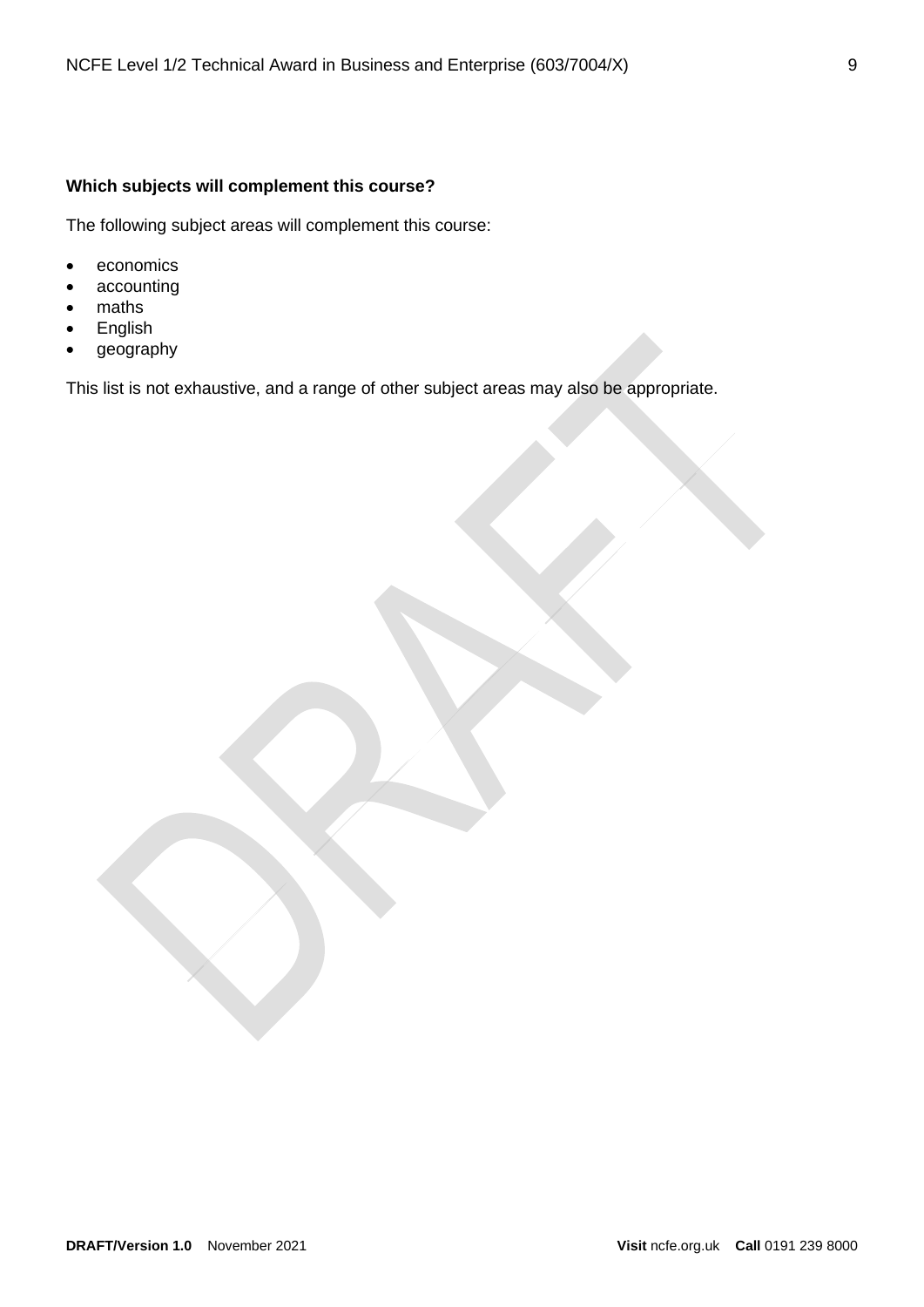**Which subjects will complement this course?**

The following subject areas will complement this course:

- economics
- accounting
- maths
- English
- geography

This list is not exhaustive, and a range of other subject areas may also be appropriate.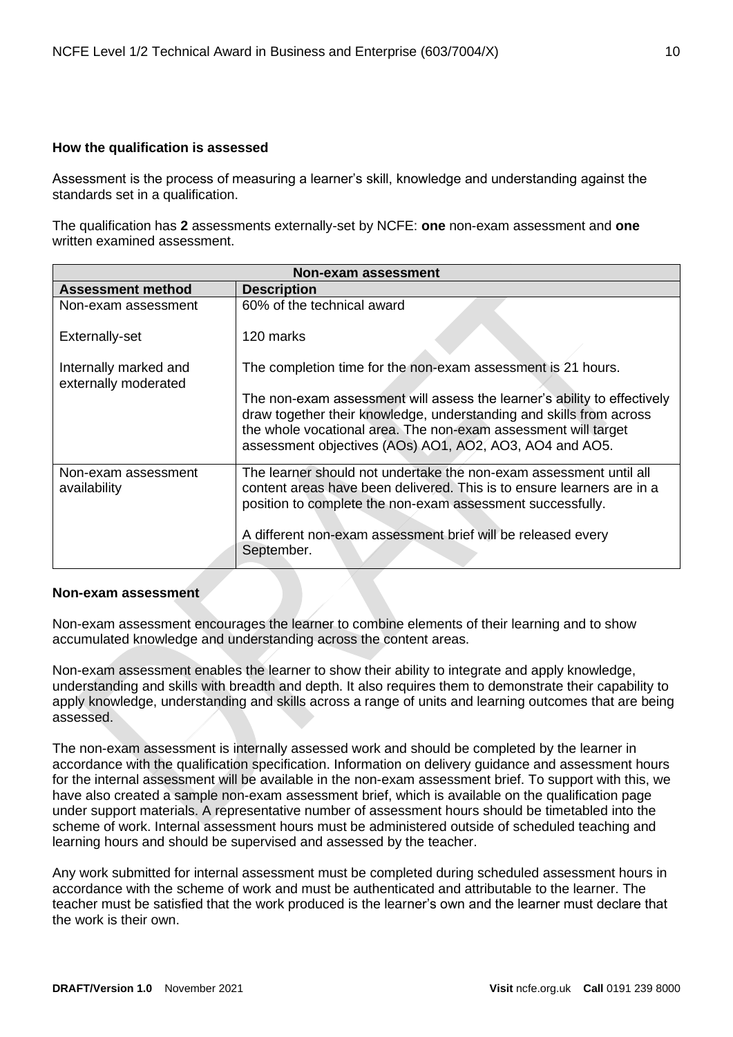**How the qualification is assessed**

Assessment is the process of measuring a learner's skill, knowledge and understanding against the standards set in a qualification.

The qualification has **2** assessments externally-set by NCFE: **one** non-exam assessment and **one** written examined assessment.

| Non-exam assessment | |
|---|---|
| **Assessment method** | **Description** |
| Non-exam assessment<br><br>Externally-set<br><br>Internally marked and externally moderated | 60% of the technical award<br><br>120 marks<br><br>The completion time for the non-exam assessment is 21 hours.<br><br>The non-exam assessment will assess the learner's ability to effectively draw together their knowledge, understanding and skills from across the whole vocational area. The non-exam assessment will target assessment objectives (AOs) AO1, AO2, AO3, AO4 and AO5. |
| Non-exam assessment availability | The learner should not undertake the non-exam assessment until all content areas have been delivered. This is to ensure learners are in a position to complete the non-exam assessment successfully.<br><br>A different non-exam assessment brief will be released every September. |

**Non-exam assessment**

Non-exam assessment encourages the learner to combine elements of their learning and to show accumulated knowledge and understanding across the content areas.

Non-exam assessment enables the learner to show their ability to integrate and apply knowledge, understanding and skills with breadth and depth. It also requires them to demonstrate their capability to apply knowledge, understanding and skills across a range of units and learning outcomes that are being assessed.

The non-exam assessment is internally assessed work and should be completed by the learner in accordance with the qualification specification. Information on delivery guidance and assessment hours for the internal assessment will be available in the non-exam assessment brief. To support with this, we have also created a sample non-exam assessment brief, which is available on the qualification page under support materials. A representative number of assessment hours should be timetabled into the scheme of work. Internal assessment hours must be administered outside of scheduled teaching and learning hours and should be supervised and assessed by the teacher.

Any work submitted for internal assessment must be completed during scheduled assessment hours in accordance with the scheme of work and must be authenticated and attributable to the learner. The teacher must be satisfied that the work produced is the learner's own and the learner must declare that the work is their own.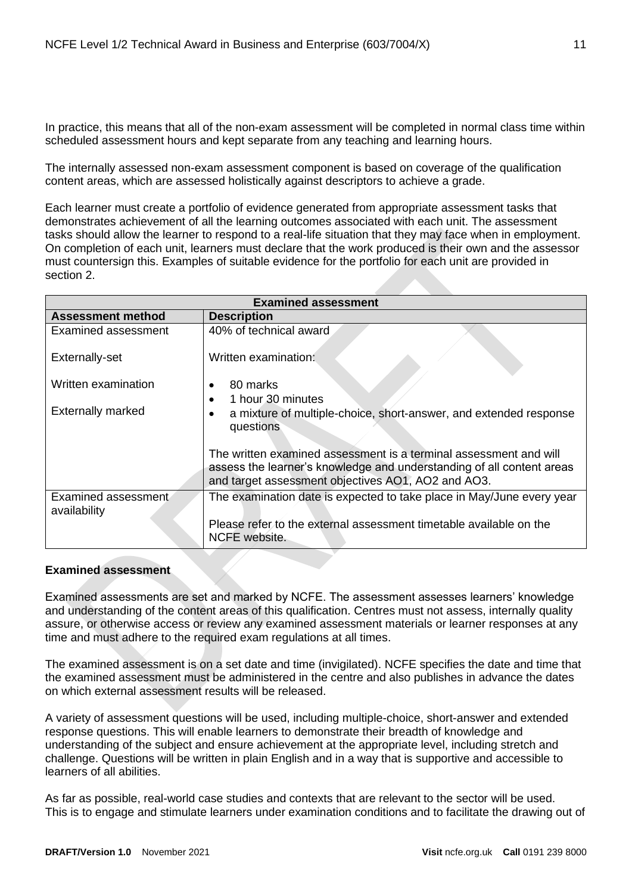In practice, this means that all of the non-exam assessment will be completed in normal class time within scheduled assessment hours and kept separate from any teaching and learning hours.

The internally assessed non-exam assessment component is based on coverage of the qualification content areas, which are assessed holistically against descriptors to achieve a grade.

Each learner must create a portfolio of evidence generated from appropriate assessment tasks that demonstrates achievement of all the learning outcomes associated with each unit. The assessment tasks should allow the learner to respond to a real-life situation that they may face when in employment. On completion of each unit, learners must declare that the work produced is their own and the assessor must countersign this. Examples of suitable evidence for the portfolio for each unit are provided in section 2.

| **Examined assessment** | |
|---|---|
| **Assessment method** | **Description** |
| Examined assessment<br><br>Externally-set<br><br>Written examination<br><br>Externally marked | 40% of technical award<br><br>Written examination:<br><br>• 80 marks<br>• 1 hour 30 minutes<br>• a mixture of multiple-choice, short-answer, and extended response questions<br><br>The written examined assessment is a terminal assessment and will assess the learner's knowledge and understanding of all content areas and target assessment objectives AO1, AO2 and AO3. |
| Examined assessment availability | The examination date is expected to take place in May/June every year<br><br>Please refer to the external assessment timetable available on the NCFE website. |

**Examined assessment**

Examined assessments are set and marked by NCFE. The assessment assesses learners' knowledge and understanding of the content areas of this qualification. Centres must not assess, internally quality assure, or otherwise access or review any examined assessment materials or learner responses at any time and must adhere to the required exam regulations at all times.

The examined assessment is on a set date and time (invigilated). NCFE specifies the date and time that the examined assessment must be administered in the centre and also publishes in advance the dates on which external assessment results will be released.

A variety of assessment questions will be used, including multiple-choice, short-answer and extended response questions. This will enable learners to demonstrate their breadth of knowledge and understanding of the subject and ensure achievement at the appropriate level, including stretch and challenge. Questions will be written in plain English and in a way that is supportive and accessible to learners of all abilities.

As far as possible, real-world case studies and contexts that are relevant to the sector will be used. This is to engage and stimulate learners under examination conditions and to facilitate the drawing out of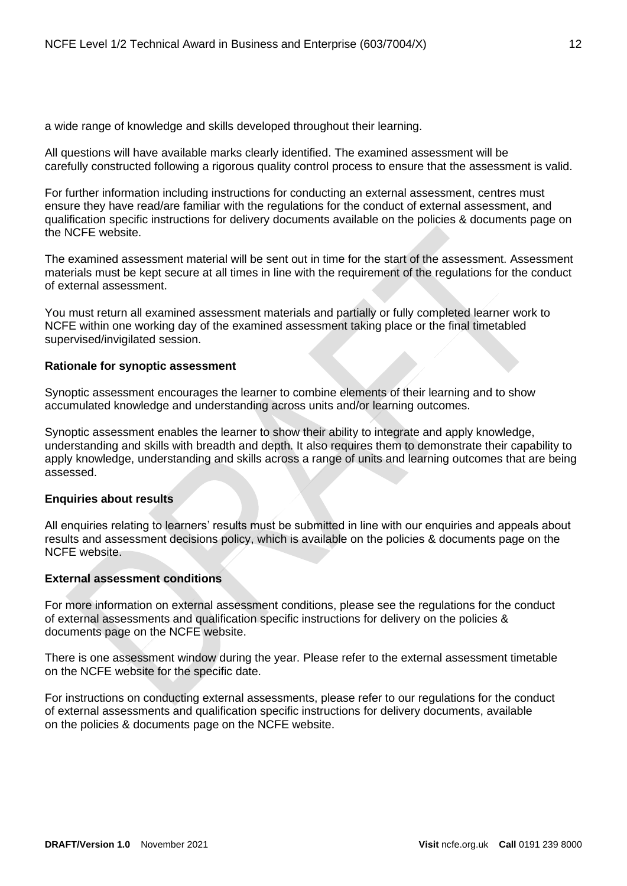a wide range of knowledge and skills developed throughout their learning.

All questions will have available marks clearly identified. The examined assessment will be carefully constructed following a rigorous quality control process to ensure that the assessment is valid.

For further information including instructions for conducting an external assessment, centres must ensure they have read/are familiar with the regulations for the conduct of external assessment, and qualification specific instructions for delivery documents available on the policies & documents page on the NCFE website.

The examined assessment material will be sent out in time for the start of the assessment. Assessment materials must be kept secure at all times in line with the requirement of the regulations for the conduct of external assessment.

You must return all examined assessment materials and partially or fully completed learner work to NCFE within one working day of the examined assessment taking place or the final timetabled supervised/invigilated session.

**Rationale for synoptic assessment**

Synoptic assessment encourages the learner to combine elements of their learning and to show accumulated knowledge and understanding across units and/or learning outcomes.

Synoptic assessment enables the learner to show their ability to integrate and apply knowledge, understanding and skills with breadth and depth. It also requires them to demonstrate their capability to apply knowledge, understanding and skills across a range of units and learning outcomes that are being assessed.

**Enquiries about results**

All enquiries relating to learners' results must be submitted in line with our enquiries and appeals about results and assessment decisions policy, which is available on the policies & documents page on the NCFE website.

**External assessment conditions**

For more information on external assessment conditions, please see the regulations for the conduct of external assessments and qualification specific instructions for delivery on the policies & documents page on the NCFE website.

There is one assessment window during the year. Please refer to the external assessment timetable on the NCFE website for the specific date.

For instructions on conducting external assessments, please refer to our regulations for the conduct of external assessments and qualification specific instructions for delivery documents, available on the policies & documents page on the NCFE website.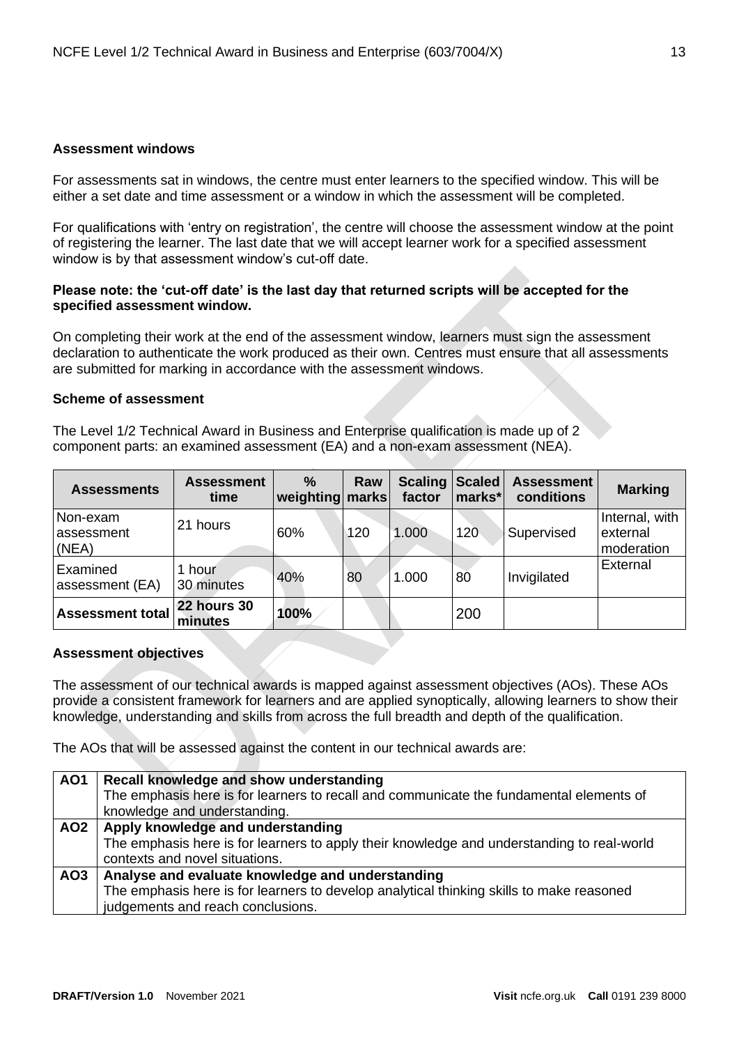### Assessment windows

For assessments sat in windows, the centre must enter learners to the specified window. This will be either a set date and time assessment or a window in which the assessment will be completed.

For qualifications with 'entry on registration', the centre will choose the assessment window at the point of registering the learner. The last date that we will accept learner work for a specified assessment window is by that assessment window's cut-off date.

**Please note: the 'cut-off date' is the last day that returned scripts will be accepted for the specified assessment window.**

On completing their work at the end of the assessment window, learners must sign the assessment declaration to authenticate the work produced as their own. Centres must ensure that all assessments are submitted for marking in accordance with the assessment windows.

### Scheme of assessment

The Level 1/2 Technical Award in Business and Enterprise qualification is made up of 2 component parts: an examined assessment (EA) and a non-exam assessment (NEA).

| Assessments | Assessment time | % weighting | Raw marks | Scaling factor | Scaled marks* | Assessment conditions | Marking |
|---|---|---|---|---|---|---|---|
| Non-exam assessment (NEA) | 21 hours | 60% | 120 | 1.000 | 120 | Supervised | Internal, with external moderation |
| Examined assessment (EA) | 1 hour 30 minutes | 40% | 80 | 1.000 | 80 | Invigilated | External |
| **Assessment total** | **22 hours 30 minutes** | **100%** | | | 200 | | |

### Assessment objectives

The assessment of our technical awards is mapped against assessment objectives (AOs). These AOs provide a consistent framework for learners and are applied synoptically, allowing learners to show their knowledge, understanding and skills from across the full breadth and depth of the qualification.

The AOs that will be assessed against the content in our technical awards are:

| | |
|---|---|
| **AO1** | **Recall knowledge and show understanding**<br>The emphasis here is for learners to recall and communicate the fundamental elements of knowledge and understanding. |
| **AO2** | **Apply knowledge and understanding**<br>The emphasis here is for learners to apply their knowledge and understanding to real-world contexts and novel situations. |
| **AO3** | **Analyse and evaluate knowledge and understanding**<br>The emphasis here is for learners to develop analytical thinking skills to make reasoned judgements and reach conclusions. |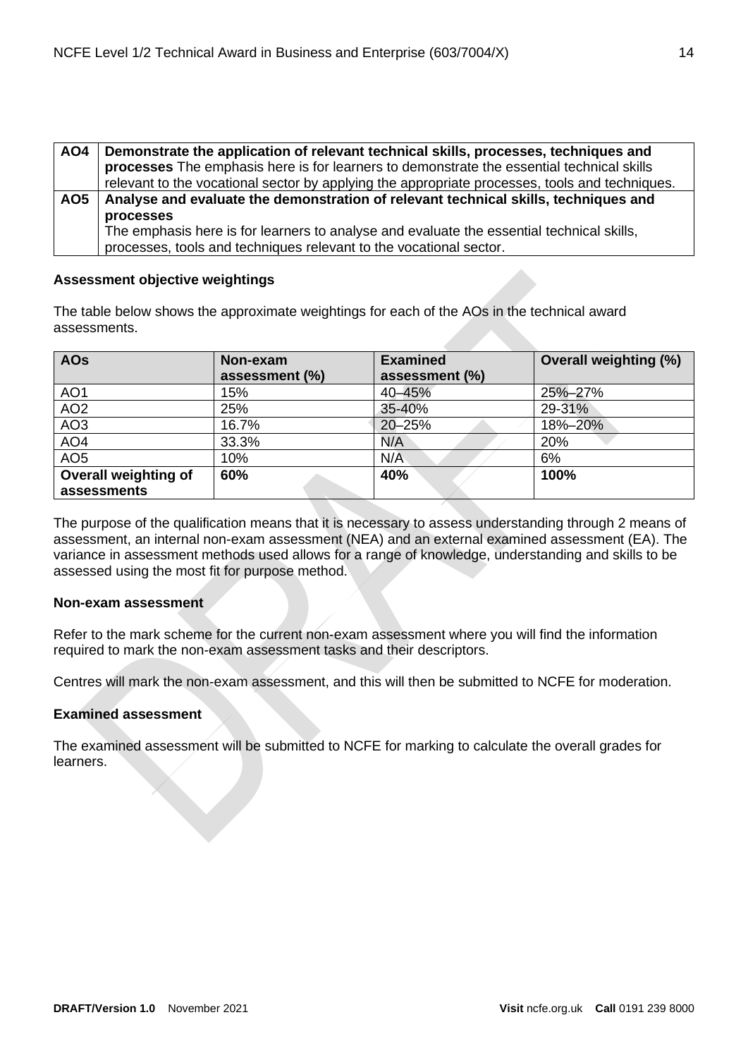| | |
|---|---|
| **AO4** | **Demonstrate the application of relevant technical skills, processes, techniques and processes** The emphasis here is for learners to demonstrate the essential technical skills relevant to the vocational sector by applying the appropriate processes, tools and techniques. |
| **AO5** | **Analyse and evaluate the demonstration of relevant technical skills, techniques and processes**<br>The emphasis here is for learners to analyse and evaluate the essential technical skills, processes, tools and techniques relevant to the vocational sector. |

#### Assessment objective weightings

The table below shows the approximate weightings for each of the AOs in the technical award assessments.

| AOs | Non-exam assessment (%) | Examined assessment (%) | Overall weighting (%) |
|---|---|---|---|
| AO1 | 15% | 40–45% | 25%–27% |
| AO2 | 25% | 35-40% | 29-31% |
| AO3 | 16.7% | 20–25% | 18%–20% |
| AO4 | 33.3% | N/A | 20% |
| AO5 | 10% | N/A | 6% |
| **Overall weighting of assessments** | **60%** | **40%** | **100%** |

The purpose of the qualification means that it is necessary to assess understanding through 2 means of assessment, an internal non-exam assessment (NEA) and an external examined assessment (EA). The variance in assessment methods used allows for a range of knowledge, understanding and skills to be assessed using the most fit for purpose method.

#### Non-exam assessment

Refer to the mark scheme for the current non-exam assessment where you will find the information required to mark the non-exam assessment tasks and their descriptors.

Centres will mark the non-exam assessment, and this will then be submitted to NCFE for moderation.

#### Examined assessment

The examined assessment will be submitted to NCFE for marking to calculate the overall grades for learners.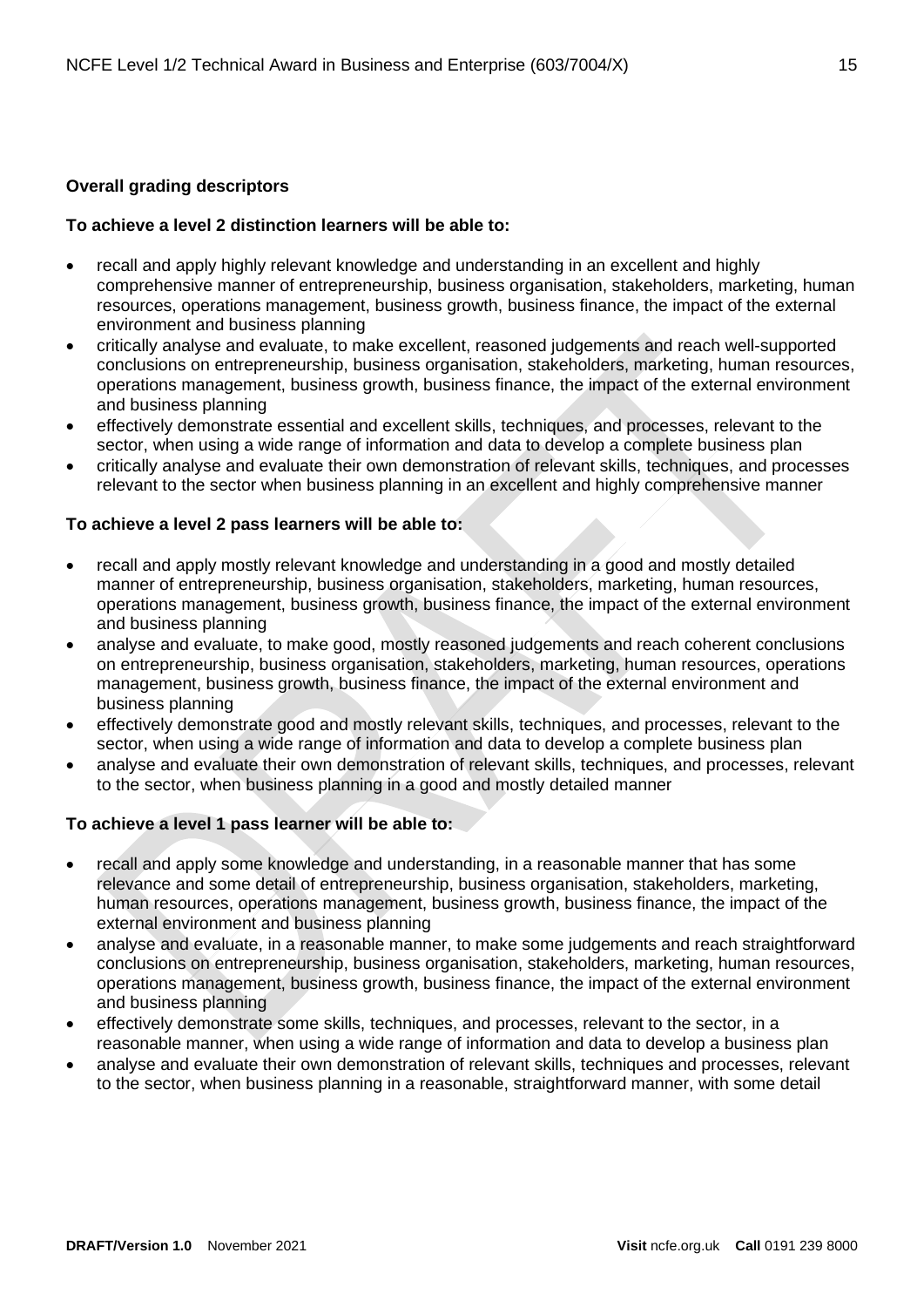**Overall grading descriptors**

**To achieve a level 2 distinction learners will be able to:**

- recall and apply highly relevant knowledge and understanding in an excellent and highly comprehensive manner of entrepreneurship, business organisation, stakeholders, marketing, human resources, operations management, business growth, business finance, the impact of the external environment and business planning
- critically analyse and evaluate, to make excellent, reasoned judgements and reach well-supported conclusions on entrepreneurship, business organisation, stakeholders, marketing, human resources, operations management, business growth, business finance, the impact of the external environment and business planning
- effectively demonstrate essential and excellent skills, techniques, and processes, relevant to the sector, when using a wide range of information and data to develop a complete business plan
- critically analyse and evaluate their own demonstration of relevant skills, techniques, and processes relevant to the sector when business planning in an excellent and highly comprehensive manner

**To achieve a level 2 pass learners will be able to:**

- recall and apply mostly relevant knowledge and understanding in a good and mostly detailed manner of entrepreneurship, business organisation, stakeholders, marketing, human resources, operations management, business growth, business finance, the impact of the external environment and business planning
- analyse and evaluate, to make good, mostly reasoned judgements and reach coherent conclusions on entrepreneurship, business organisation, stakeholders, marketing, human resources, operations management, business growth, business finance, the impact of the external environment and business planning
- effectively demonstrate good and mostly relevant skills, techniques, and processes, relevant to the sector, when using a wide range of information and data to develop a complete business plan
- analyse and evaluate their own demonstration of relevant skills, techniques, and processes, relevant to the sector, when business planning in a good and mostly detailed manner

**To achieve a level 1 pass learner will be able to:**

- recall and apply some knowledge and understanding, in a reasonable manner that has some relevance and some detail of entrepreneurship, business organisation, stakeholders, marketing, human resources, operations management, business growth, business finance, the impact of the external environment and business planning
- analyse and evaluate, in a reasonable manner, to make some judgements and reach straightforward conclusions on entrepreneurship, business organisation, stakeholders, marketing, human resources, operations management, business growth, business finance, the impact of the external environment and business planning
- effectively demonstrate some skills, techniques, and processes, relevant to the sector, in a reasonable manner, when using a wide range of information and data to develop a business plan
- analyse and evaluate their own demonstration of relevant skills, techniques and processes, relevant to the sector, when business planning in a reasonable, straightforward manner, with some detail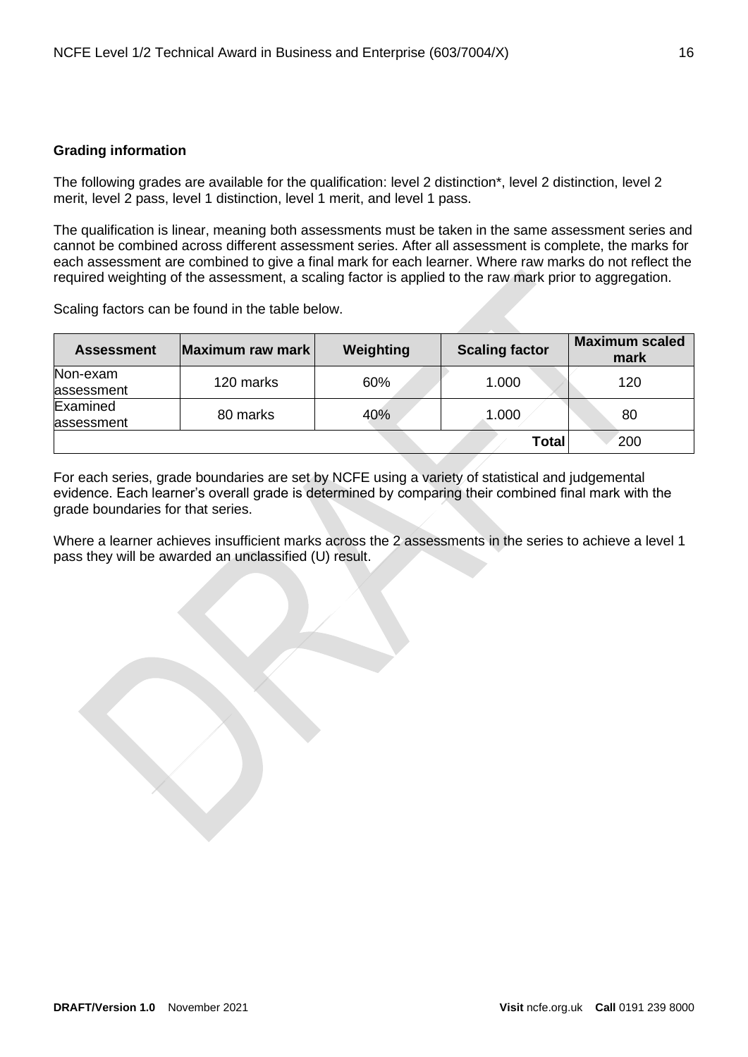### Grading information

The following grades are available for the qualification: level 2 distinction*, level 2 distinction, level 2 merit, level 2 pass, level 1 distinction, level 1 merit, and level 1 pass.

The qualification is linear, meaning both assessments must be taken in the same assessment series and cannot be combined across different assessment series. After all assessment is complete, the marks for each assessment are combined to give a final mark for each learner. Where raw marks do not reflect the required weighting of the assessment, a scaling factor is applied to the raw mark prior to aggregation.

Scaling factors can be found in the table below.

| Assessment | Maximum raw mark | Weighting | Scaling factor | Maximum scaled mark |
|---|---|---|---|---|
| Non-exam assessment | 120 marks | 60% | 1.000 | 120 |
| Examined assessment | 80 marks | 40% | 1.000 | 80 |
| | | | **Total** | 200 |

For each series, grade boundaries are set by NCFE using a variety of statistical and judgemental evidence. Each learner's overall grade is determined by comparing their combined final mark with the grade boundaries for that series.

Where a learner achieves insufficient marks across the 2 assessments in the series to achieve a level 1 pass they will be awarded an unclassified (U) result.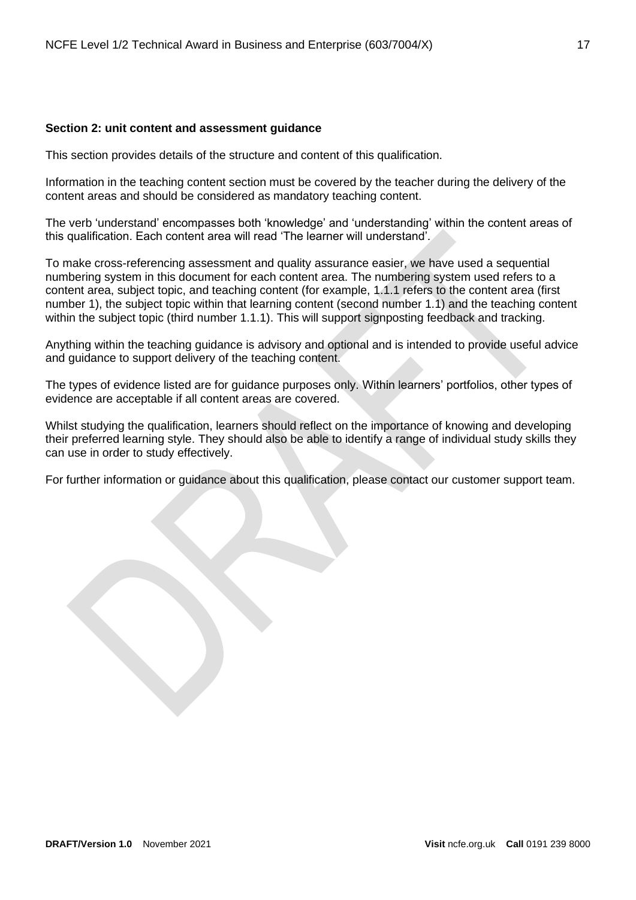**Section 2: unit content and assessment guidance**

This section provides details of the structure and content of this qualification.

Information in the teaching content section must be covered by the teacher during the delivery of the content areas and should be considered as mandatory teaching content.

The verb 'understand' encompasses both 'knowledge' and 'understanding' within the content areas of this qualification. Each content area will read 'The learner will understand'.

To make cross-referencing assessment and quality assurance easier, we have used a sequential numbering system in this document for each content area. The numbering system used refers to a content area, subject topic, and teaching content (for example, 1.1.1 refers to the content area (first number 1), the subject topic within that learning content (second number 1.1) and the teaching content within the subject topic (third number 1.1.1). This will support signposting feedback and tracking.

Anything within the teaching guidance is advisory and optional and is intended to provide useful advice and guidance to support delivery of the teaching content.

The types of evidence listed are for guidance purposes only. Within learners' portfolios, other types of evidence are acceptable if all content areas are covered.

Whilst studying the qualification, learners should reflect on the importance of knowing and developing their preferred learning style. They should also be able to identify a range of individual study skills they can use in order to study effectively.

For further information or guidance about this qualification, please contact our customer support team.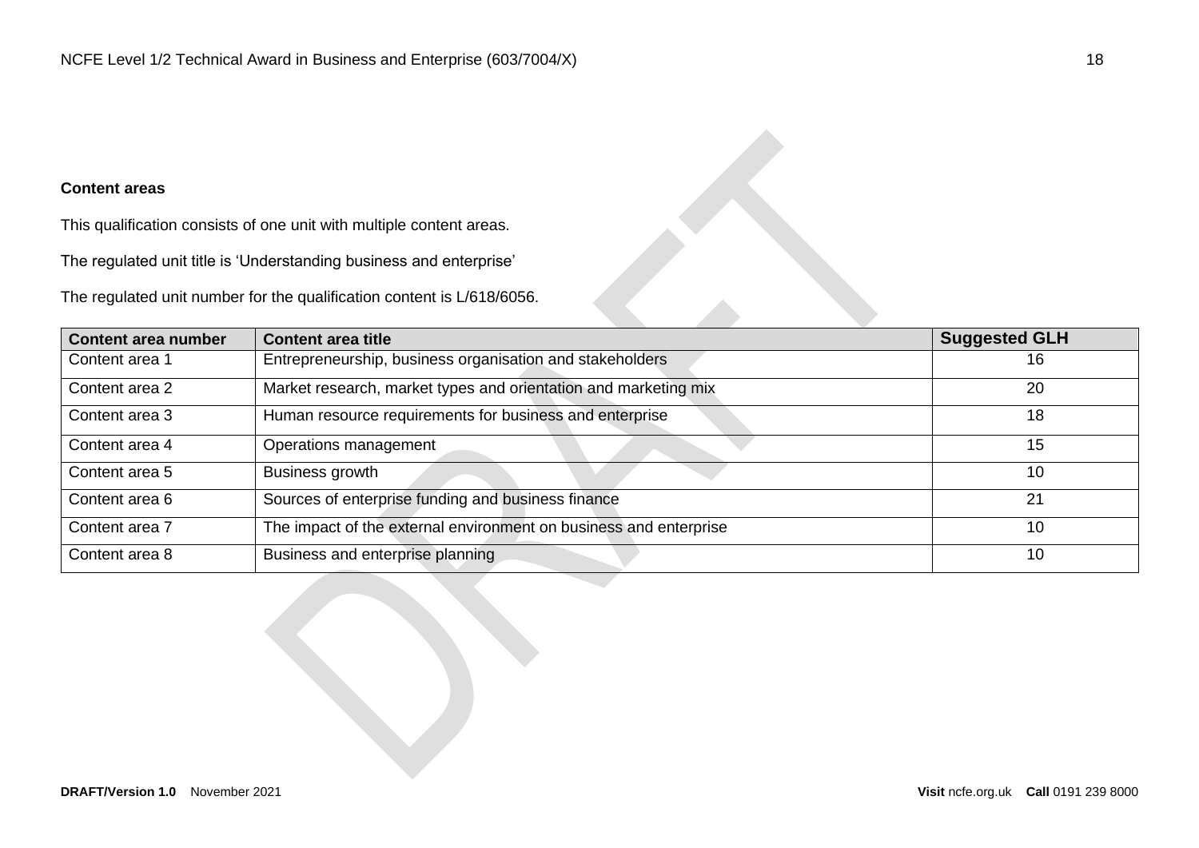**Content areas**

This qualification consists of one unit with multiple content areas.

The regulated unit title is 'Understanding business and enterprise'

The regulated unit number for the qualification content is L/618/6056.

| Content area number | Content area title | Suggested GLH |
|---|---|---|
| Content area 1 | Entrepreneurship, business organisation and stakeholders | 16 |
| Content area 2 | Market research, market types and orientation and marketing mix | 20 |
| Content area 3 | Human resource requirements for business and enterprise | 18 |
| Content area 4 | Operations management | 15 |
| Content area 5 | Business growth | 10 |
| Content area 6 | Sources of enterprise funding and business finance | 21 |
| Content area 7 | The impact of the external environment on business and enterprise | 10 |
| Content area 8 | Business and enterprise planning | 10 |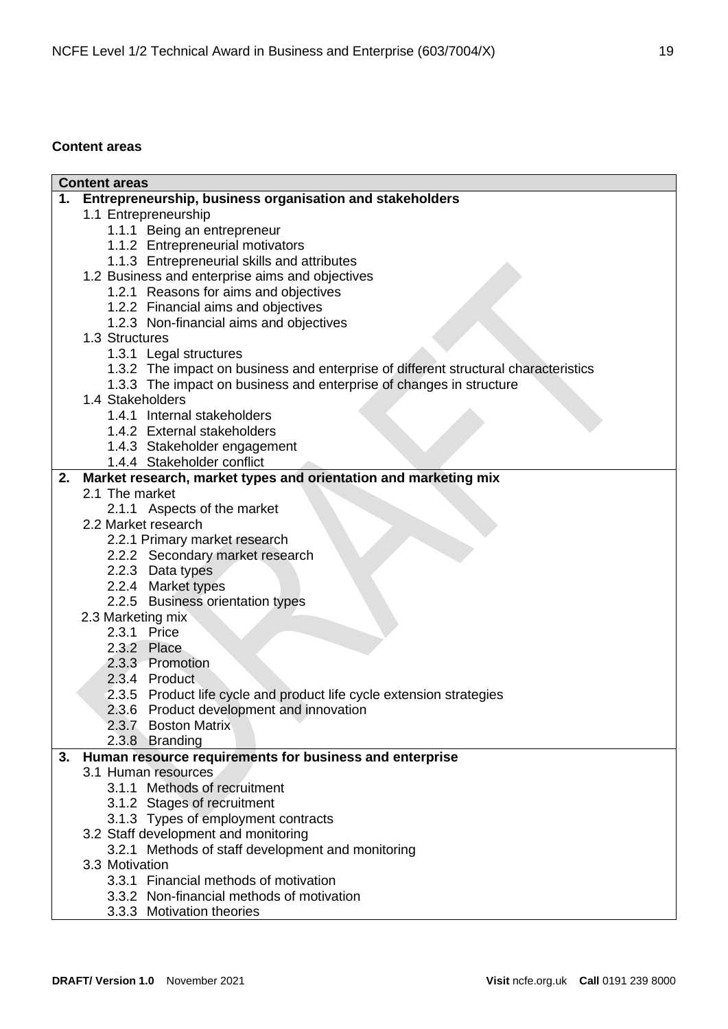**Content areas**

| Content areas |
|---|
| **1. Entrepreneurship, business organisation and stakeholders** |
| 1.1 Entrepreneurship |
| 1.1.1 Being an entrepreneur |
| 1.1.2 Entrepreneurial motivators |
| 1.1.3 Entrepreneurial skills and attributes |
| 1.2 Business and enterprise aims and objectives |
| 1.2.1 Reasons for aims and objectives |
| 1.2.2 Financial aims and objectives |
| 1.2.3 Non-financial aims and objectives |
| 1.3 Structures |
| 1.3.1 Legal structures |
| 1.3.2 The impact on business and enterprise of different structural characteristics |
| 1.3.3 The impact on business and enterprise of changes in structure |
| 1.4 Stakeholders |
| 1.4.1 Internal stakeholders |
| 1.4.2 External stakeholders |
| 1.4.3 Stakeholder engagement |
| 1.4.4 Stakeholder conflict |
| **2. Market research, market types and orientation and marketing mix** |
| 2.1 The market |
| 2.1.1 Aspects of the market |
| 2.2 Market research |
| 2.2.1 Primary market research |
| 2.2.2 Secondary market research |
| 2.2.3 Data types |
| 2.2.4 Market types |
| 2.2.5 Business orientation types |
| 2.3 Marketing mix |
| 2.3.1 Price |
| 2.3.2 Place |
| 2.3.3 Promotion |
| 2.3.4 Product |
| 2.3.5 Product life cycle and product life cycle extension strategies |
| 2.3.6 Product development and innovation |
| 2.3.7 Boston Matrix |
| 2.3.8 Branding |
| **3. Human resource requirements for business and enterprise** |
| 3.1 Human resources |
| 3.1.1 Methods of recruitment |
| 3.1.2 Stages of recruitment |
| 3.1.3 Types of employment contracts |
| 3.2 Staff development and monitoring |
| 3.2.1 Methods of staff development and monitoring |
| 3.3 Motivation |
| 3.3.1 Financial methods of motivation |
| 3.3.2 Non-financial methods of motivation |
| 3.3.3 Motivation theories |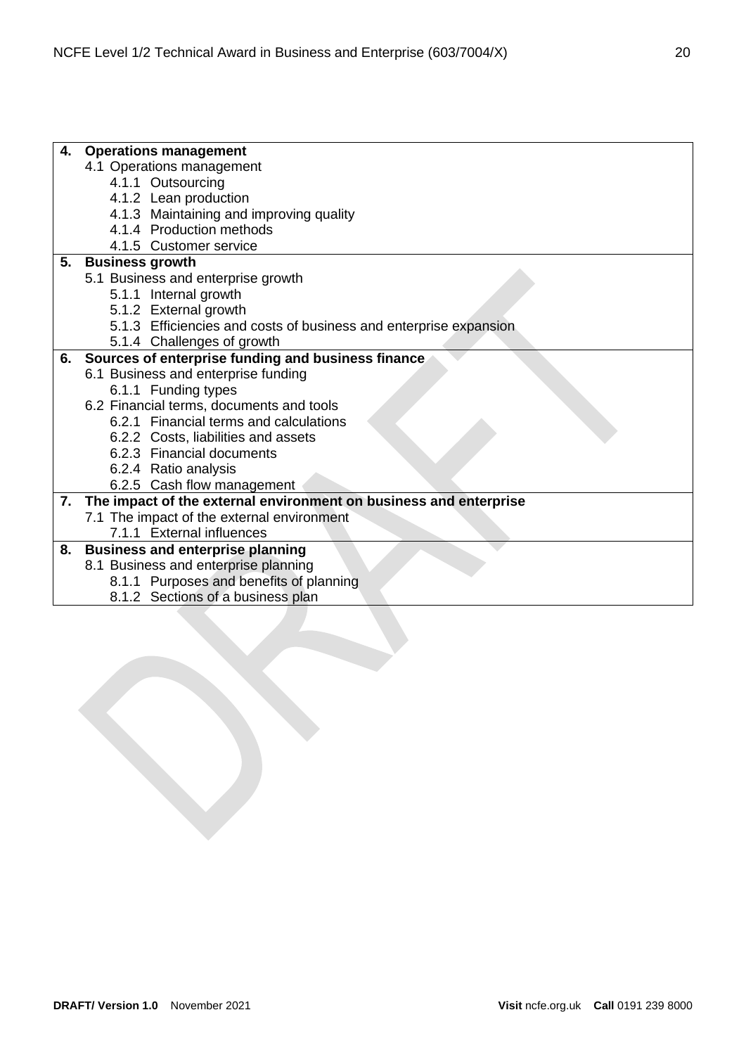| | |
|---|---|
| **4.** | **Operations management** |
| | 4.1 Operations management |
| | 4.1.1 Outsourcing |
| | 4.1.2 Lean production |
| | 4.1.3 Maintaining and improving quality |
| | 4.1.4 Production methods |
| | 4.1.5 Customer service |
| **5.** | **Business growth** |
| | 5.1 Business and enterprise growth |
| | 5.1.1 Internal growth |
| | 5.1.2 External growth |
| | 5.1.3 Efficiencies and costs of business and enterprise expansion |
| | 5.1.4 Challenges of growth |
| **6.** | **Sources of enterprise funding and business finance** |
| | 6.1 Business and enterprise funding |
| | 6.1.1 Funding types |
| | 6.2 Financial terms, documents and tools |
| | 6.2.1 Financial terms and calculations |
| | 6.2.2 Costs, liabilities and assets |
| | 6.2.3 Financial documents |
| | 6.2.4 Ratio analysis |
| | 6.2.5 Cash flow management |
| **7.** | **The impact of the external environment on business and enterprise** |
| | 7.1 The impact of the external environment |
| | 7.1.1 External influences |
| **8.** | **Business and enterprise planning** |
| | 8.1 Business and enterprise planning |
| | 8.1.1 Purposes and benefits of planning |
| | 8.1.2 Sections of a business plan |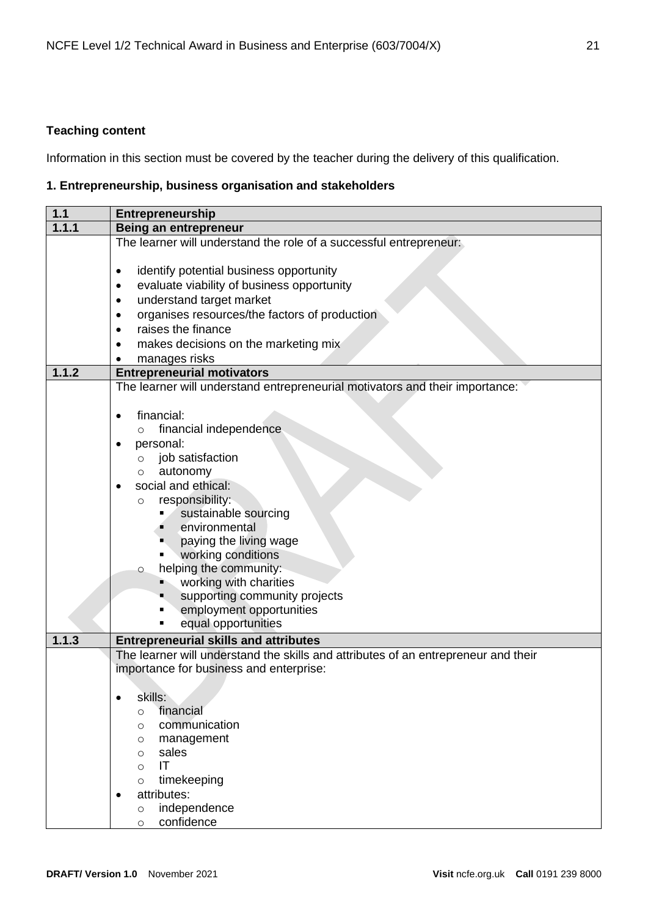**Teaching content**

Information in this section must be covered by the teacher during the delivery of this qualification.

**1. Entrepreneurship, business organisation and stakeholders**

| 1.1 | Entrepreneurship |
|---|---|
| **1.1.1** | **Being an entrepreneur** |
| | The learner will understand the role of a successful entrepreneur:<br><br>• identify potential business opportunity<br>• evaluate viability of business opportunity<br>• understand target market<br>• organises resources/the factors of production<br>• raises the finance<br>• makes decisions on the marketing mix<br>• manages risks |
| **1.1.2** | **Entrepreneurial motivators** |
| | The learner will understand entrepreneurial motivators and their importance:<br><br>• financial:<br>&nbsp;&nbsp;○ financial independence<br>• personal:<br>&nbsp;&nbsp;○ job satisfaction<br>&nbsp;&nbsp;○ autonomy<br>• social and ethical:<br>&nbsp;&nbsp;○ responsibility:<br>&nbsp;&nbsp;&nbsp;&nbsp;▪ sustainable sourcing<br>&nbsp;&nbsp;&nbsp;&nbsp;▪ environmental<br>&nbsp;&nbsp;&nbsp;&nbsp;▪ paying the living wage<br>&nbsp;&nbsp;&nbsp;&nbsp;▪ working conditions<br>&nbsp;&nbsp;○ helping the community:<br>&nbsp;&nbsp;&nbsp;&nbsp;▪ working with charities<br>&nbsp;&nbsp;&nbsp;&nbsp;▪ supporting community projects<br>&nbsp;&nbsp;&nbsp;&nbsp;▪ employment opportunities<br>&nbsp;&nbsp;&nbsp;&nbsp;▪ equal opportunities |
| **1.1.3** | **Entrepreneurial skills and attributes** |
| | The learner will understand the skills and attributes of an entrepreneur and their importance for business and enterprise:<br><br>• skills:<br>&nbsp;&nbsp;○ financial<br>&nbsp;&nbsp;○ communication<br>&nbsp;&nbsp;○ management<br>&nbsp;&nbsp;○ sales<br>&nbsp;&nbsp;○ IT<br>&nbsp;&nbsp;○ timekeeping<br>• attributes:<br>&nbsp;&nbsp;○ independence<br>&nbsp;&nbsp;○ confidence |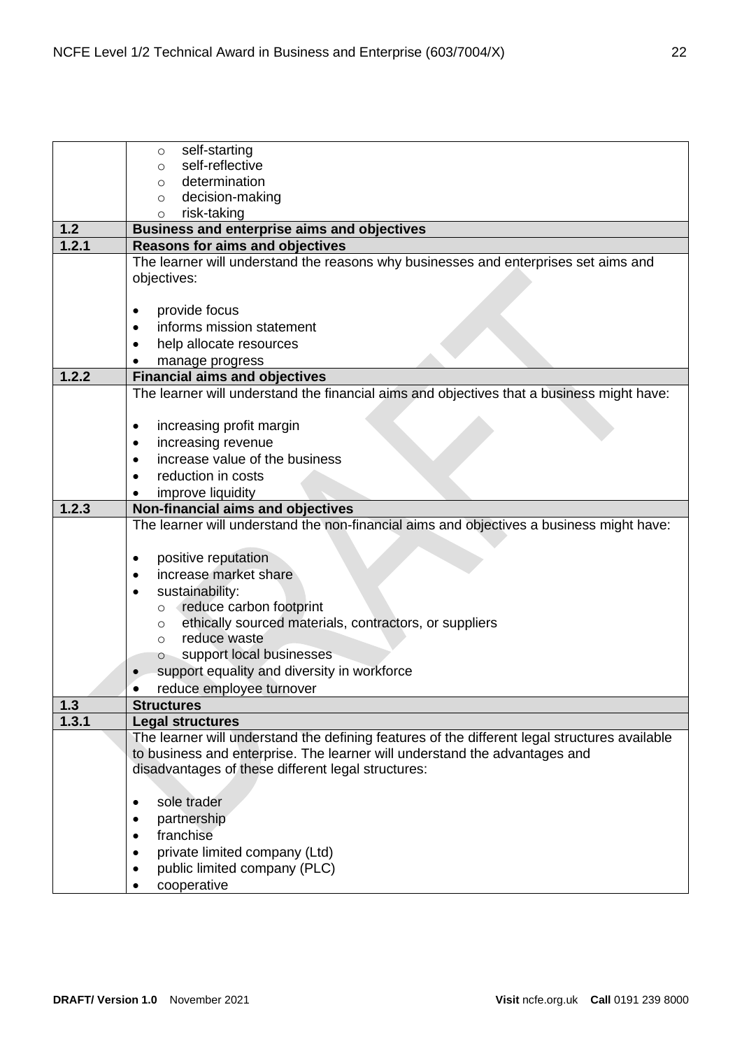|  |  |
|---|---|
|  | ◦ self-starting<br>◦ self-reflective<br>◦ determination<br>◦ decision-making<br>◦ risk-taking |
| **1.2** | **Business and enterprise aims and objectives** |
| **1.2.1** | **Reasons for aims and objectives** |
|  | The learner will understand the reasons why businesses and enterprises set aims and objectives:<br><br>• provide focus<br>• informs mission statement<br>• help allocate resources<br>• manage progress |
| **1.2.2** | **Financial aims and objectives** |
|  | The learner will understand the financial aims and objectives that a business might have:<br><br>• increasing profit margin<br>• increasing revenue<br>• increase value of the business<br>• reduction in costs<br>• improve liquidity |
| **1.2.3** | **Non-financial aims and objectives** |
|  | The learner will understand the non-financial aims and objectives a business might have:<br><br>• positive reputation<br>• increase market share<br>• sustainability:<br>&nbsp;&nbsp;◦ reduce carbon footprint<br>&nbsp;&nbsp;◦ ethically sourced materials, contractors, or suppliers<br>&nbsp;&nbsp;◦ reduce waste<br>&nbsp;&nbsp;◦ support local businesses<br>• support equality and diversity in workforce<br>• reduce employee turnover |
| **1.3** | **Structures** |
| **1.3.1** | **Legal structures** |
|  | The learner will understand the defining features of the different legal structures available to business and enterprise. The learner will understand the advantages and disadvantages of these different legal structures:<br><br>• sole trader<br>• partnership<br>• franchise<br>• private limited company (Ltd)<br>• public limited company (PLC)<br>• cooperative |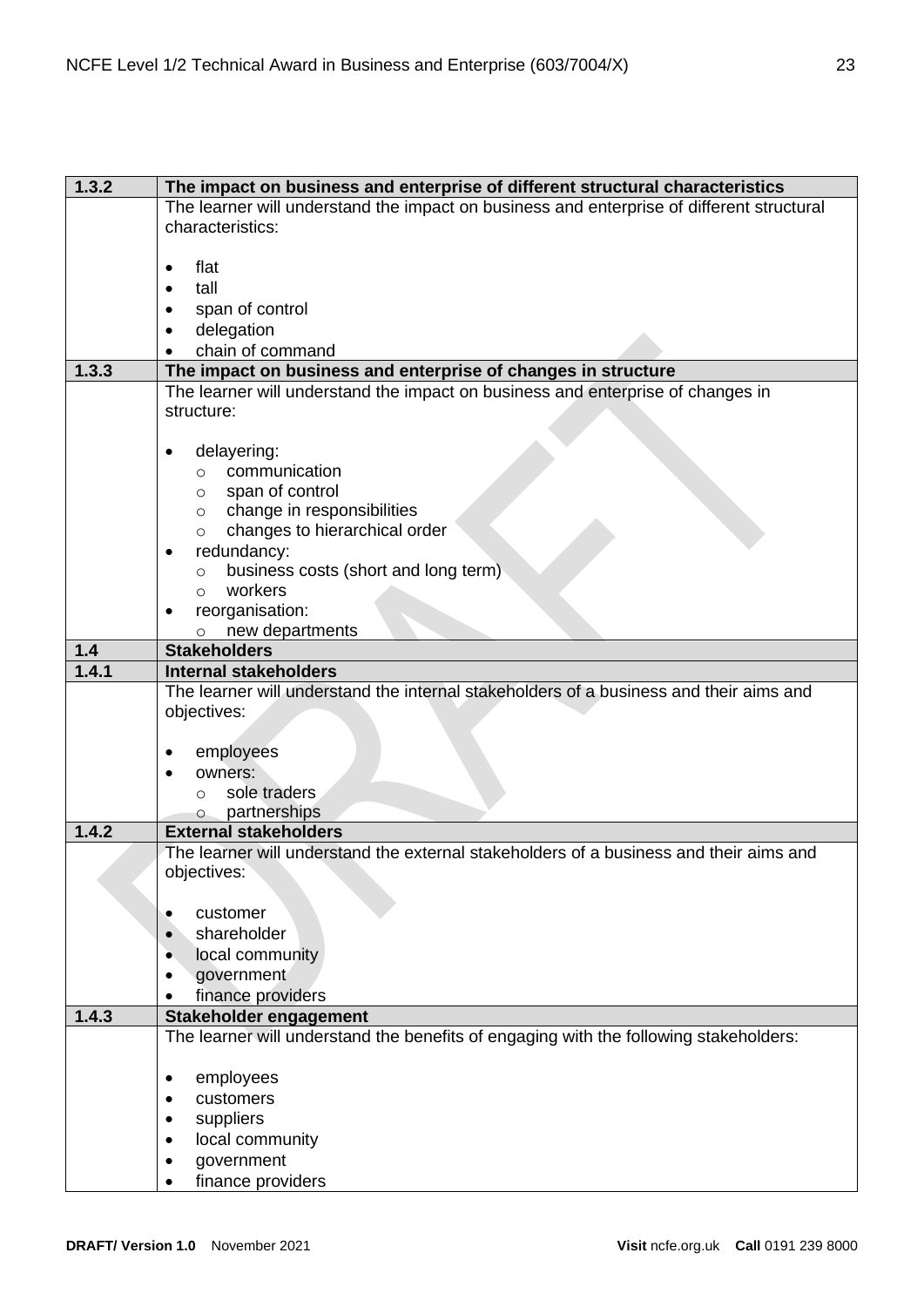| 1.3.2 | The impact on business and enterprise of different structural characteristics |
|---|---|
| | The learner will understand the impact on business and enterprise of different structural characteristics:<br><br>• flat<br>• tall<br>• span of control<br>• delegation<br>• chain of command |
| 1.3.3 | **The impact on business and enterprise of changes in structure** |
| | The learner will understand the impact on business and enterprise of changes in structure:<br><br>• delayering:<br>  ○ communication<br>  ○ span of control<br>  ○ change in responsibilities<br>  ○ changes to hierarchical order<br>• redundancy:<br>  ○ business costs (short and long term)<br>  ○ workers<br>• reorganisation:<br>  ○ new departments |
| 1.4 | **Stakeholders** |
| 1.4.1 | **Internal stakeholders** |
| | The learner will understand the internal stakeholders of a business and their aims and objectives:<br><br>• employees<br>• owners:<br>  ○ sole traders<br>  ○ partnerships |
| 1.4.2 | **External stakeholders** |
| | The learner will understand the external stakeholders of a business and their aims and objectives:<br><br>• customer<br>• shareholder<br>• local community<br>• government<br>• finance providers |
| 1.4.3 | **Stakeholder engagement** |
| | The learner will understand the benefits of engaging with the following stakeholders:<br><br>• employees<br>• customers<br>• suppliers<br>• local community<br>• government<br>• finance providers |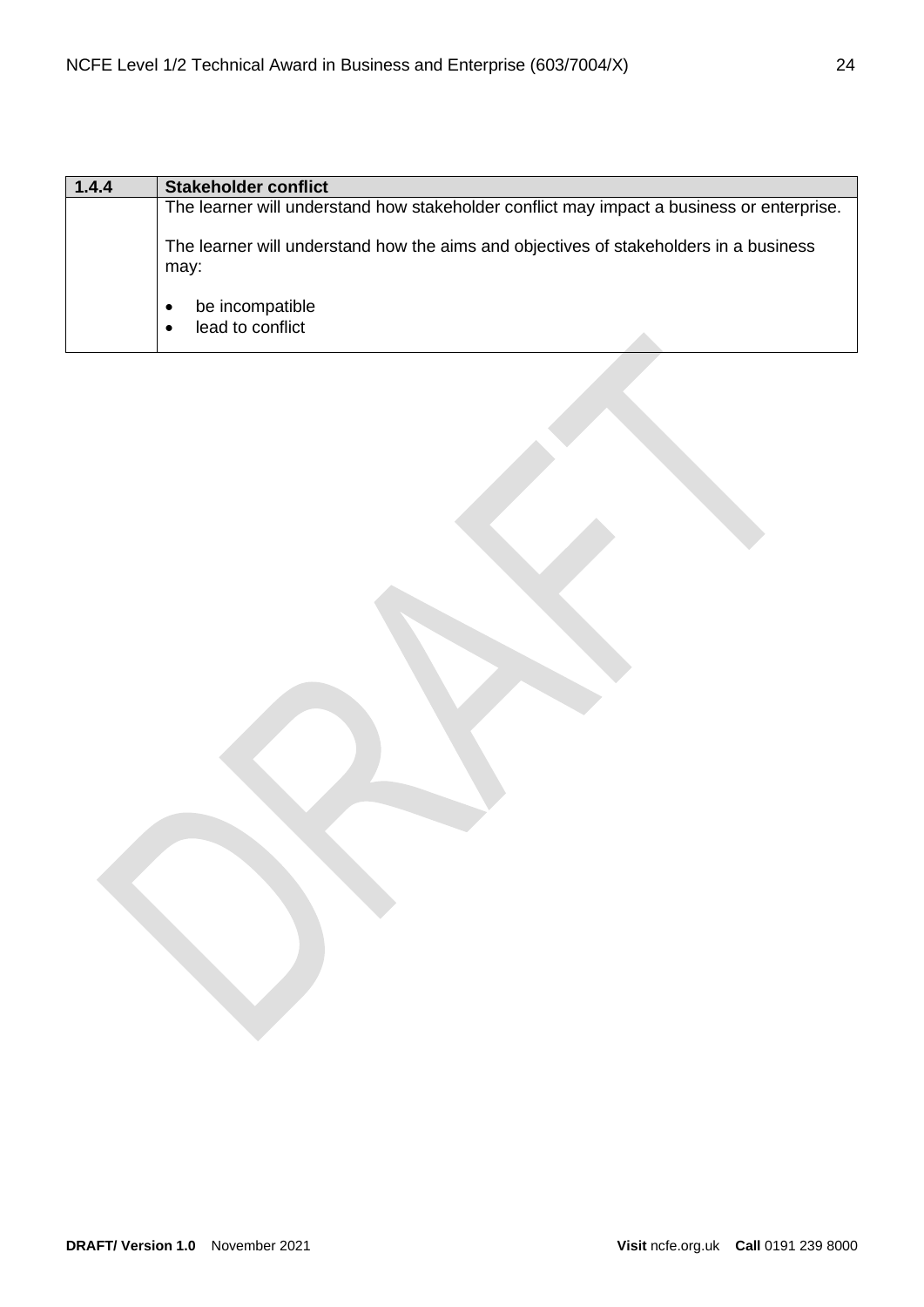| 1.4.4 | Stakeholder conflict |
|---|---|
| | The learner will understand how stakeholder conflict may impact a business or enterprise.<br><br>The learner will understand how the aims and objectives of stakeholders in a business may:<br><br>• be incompatible<br>• lead to conflict |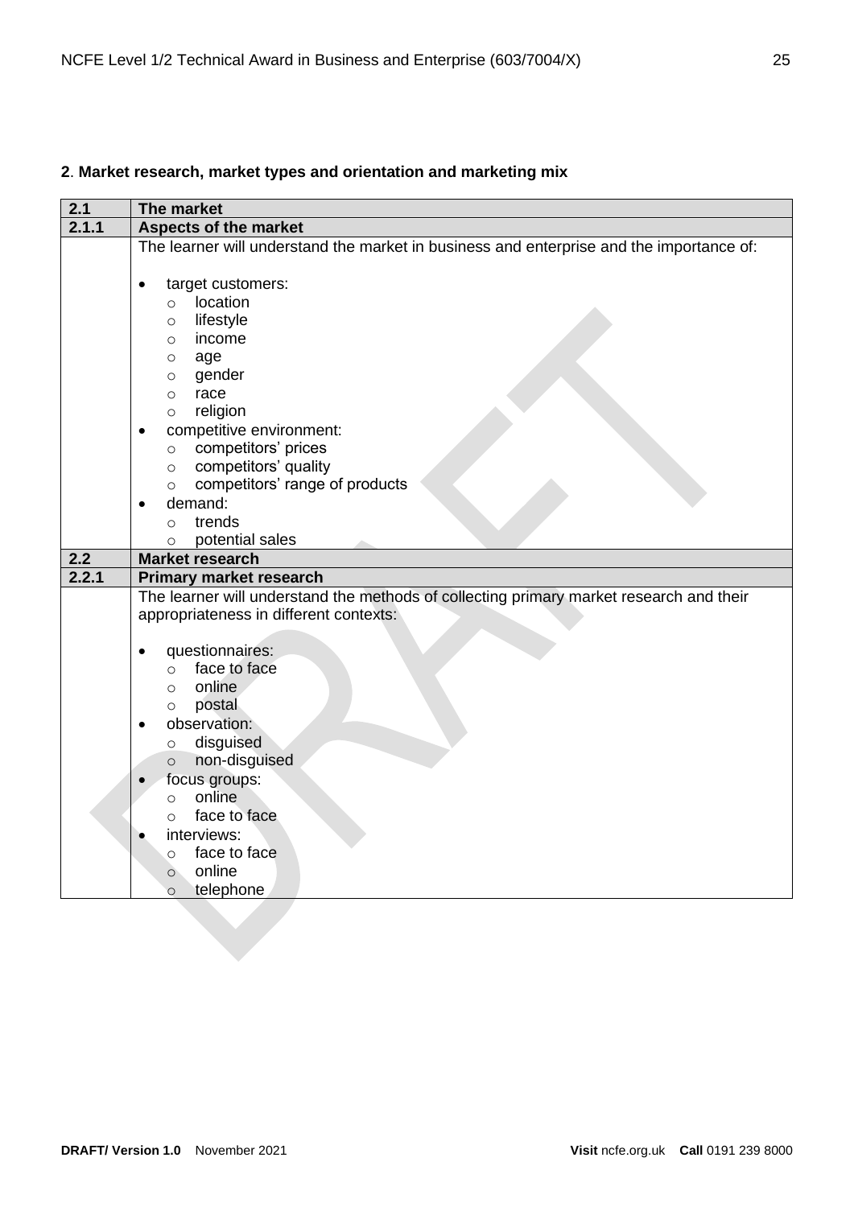## 2. Market research, market types and orientation and marketing mix

| 2.1 | The market |
|---|---|
| **2.1.1** | **Aspects of the market** |
| | The learner will understand the market in business and enterprise and the importance of:<br><br>• target customers:<br>  ○ location<br>  ○ lifestyle<br>  ○ income<br>  ○ age<br>  ○ gender<br>  ○ race<br>  ○ religion<br>• competitive environment:<br>  ○ competitors' prices<br>  ○ competitors' quality<br>  ○ competitors' range of products<br>• demand:<br>  ○ trends<br>  ○ potential sales |
| **2.2** | **Market research** |
| **2.2.1** | **Primary market research** |
| | The learner will understand the methods of collecting primary market research and their appropriateness in different contexts:<br><br>• questionnaires:<br>  ○ face to face<br>  ○ online<br>  ○ postal<br>• observation:<br>  ○ disguised<br>  ○ non-disguised<br>• focus groups:<br>  ○ online<br>  ○ face to face<br>• interviews:<br>  ○ face to face<br>  ○ online<br>  ○ telephone |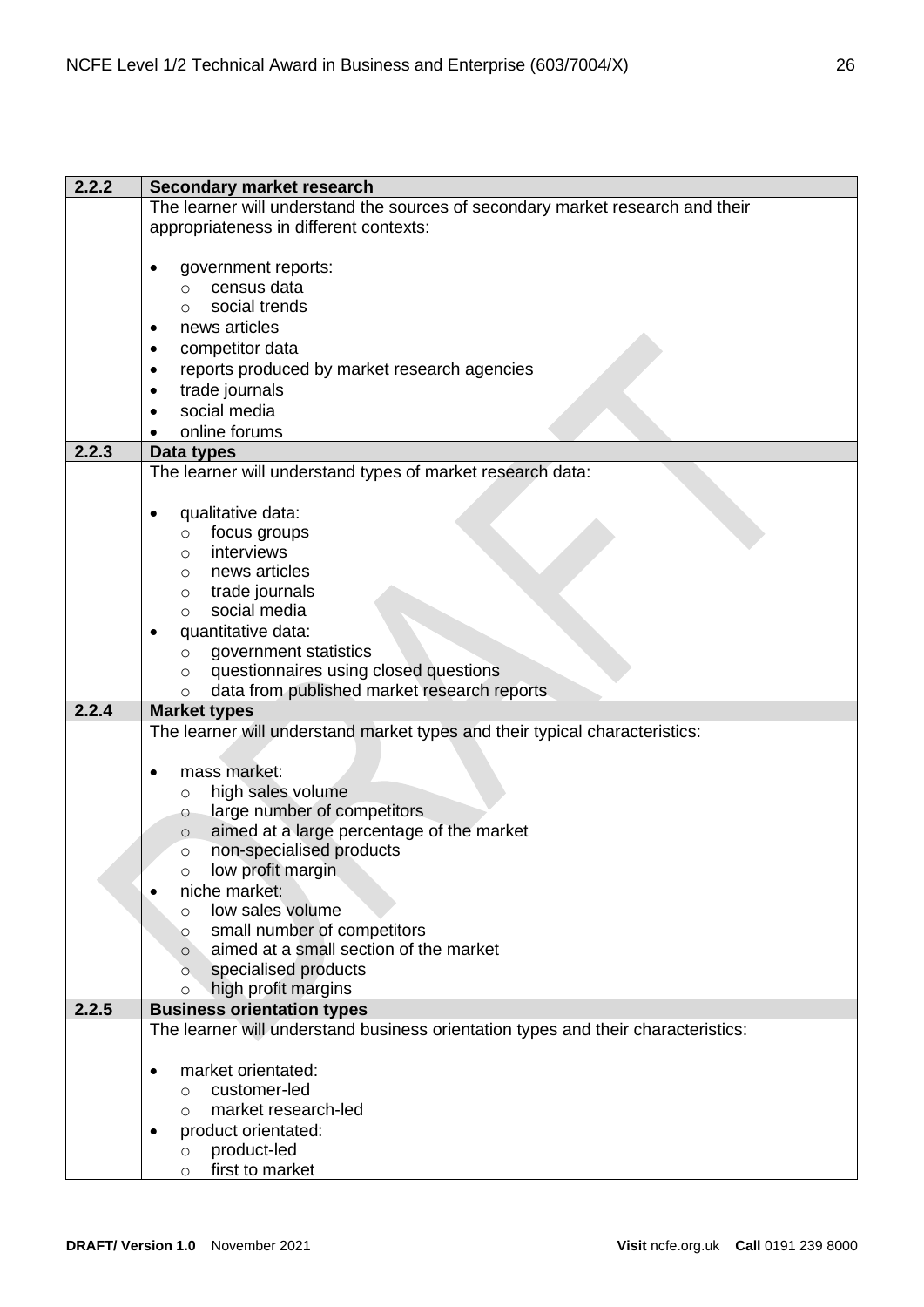| | |
|---|---|
| **2.2.2** | **Secondary market research** |
| | The learner will understand the sources of secondary market research and their appropriateness in different contexts:<br><br>• government reports:<br>&nbsp;&nbsp;&nbsp;&nbsp;○ census data<br>&nbsp;&nbsp;&nbsp;&nbsp;○ social trends<br>• news articles<br>• competitor data<br>• reports produced by market research agencies<br>• trade journals<br>• social media<br>• online forums |
| **2.2.3** | **Data types** |
| | The learner will understand types of market research data:<br><br>• qualitative data:<br>&nbsp;&nbsp;&nbsp;&nbsp;○ focus groups<br>&nbsp;&nbsp;&nbsp;&nbsp;○ interviews<br>&nbsp;&nbsp;&nbsp;&nbsp;○ news articles<br>&nbsp;&nbsp;&nbsp;&nbsp;○ trade journals<br>&nbsp;&nbsp;&nbsp;&nbsp;○ social media<br>• quantitative data:<br>&nbsp;&nbsp;&nbsp;&nbsp;○ government statistics<br>&nbsp;&nbsp;&nbsp;&nbsp;○ questionnaires using closed questions<br>&nbsp;&nbsp;&nbsp;&nbsp;○ data from published market research reports |
| **2.2.4** | **Market types** |
| | The learner will understand market types and their typical characteristics:<br><br>• mass market:<br>&nbsp;&nbsp;&nbsp;&nbsp;○ high sales volume<br>&nbsp;&nbsp;&nbsp;&nbsp;○ large number of competitors<br>&nbsp;&nbsp;&nbsp;&nbsp;○ aimed at a large percentage of the market<br>&nbsp;&nbsp;&nbsp;&nbsp;○ non-specialised products<br>&nbsp;&nbsp;&nbsp;&nbsp;○ low profit margin<br>• niche market:<br>&nbsp;&nbsp;&nbsp;&nbsp;○ low sales volume<br>&nbsp;&nbsp;&nbsp;&nbsp;○ small number of competitors<br>&nbsp;&nbsp;&nbsp;&nbsp;○ aimed at a small section of the market<br>&nbsp;&nbsp;&nbsp;&nbsp;○ specialised products<br>&nbsp;&nbsp;&nbsp;&nbsp;○ high profit margins |
| **2.2.5** | **Business orientation types** |
| | The learner will understand business orientation types and their characteristics:<br><br>• market orientated:<br>&nbsp;&nbsp;&nbsp;&nbsp;○ customer-led<br>&nbsp;&nbsp;&nbsp;&nbsp;○ market research-led<br>• product orientated:<br>&nbsp;&nbsp;&nbsp;&nbsp;○ product-led<br>&nbsp;&nbsp;&nbsp;&nbsp;○ first to market |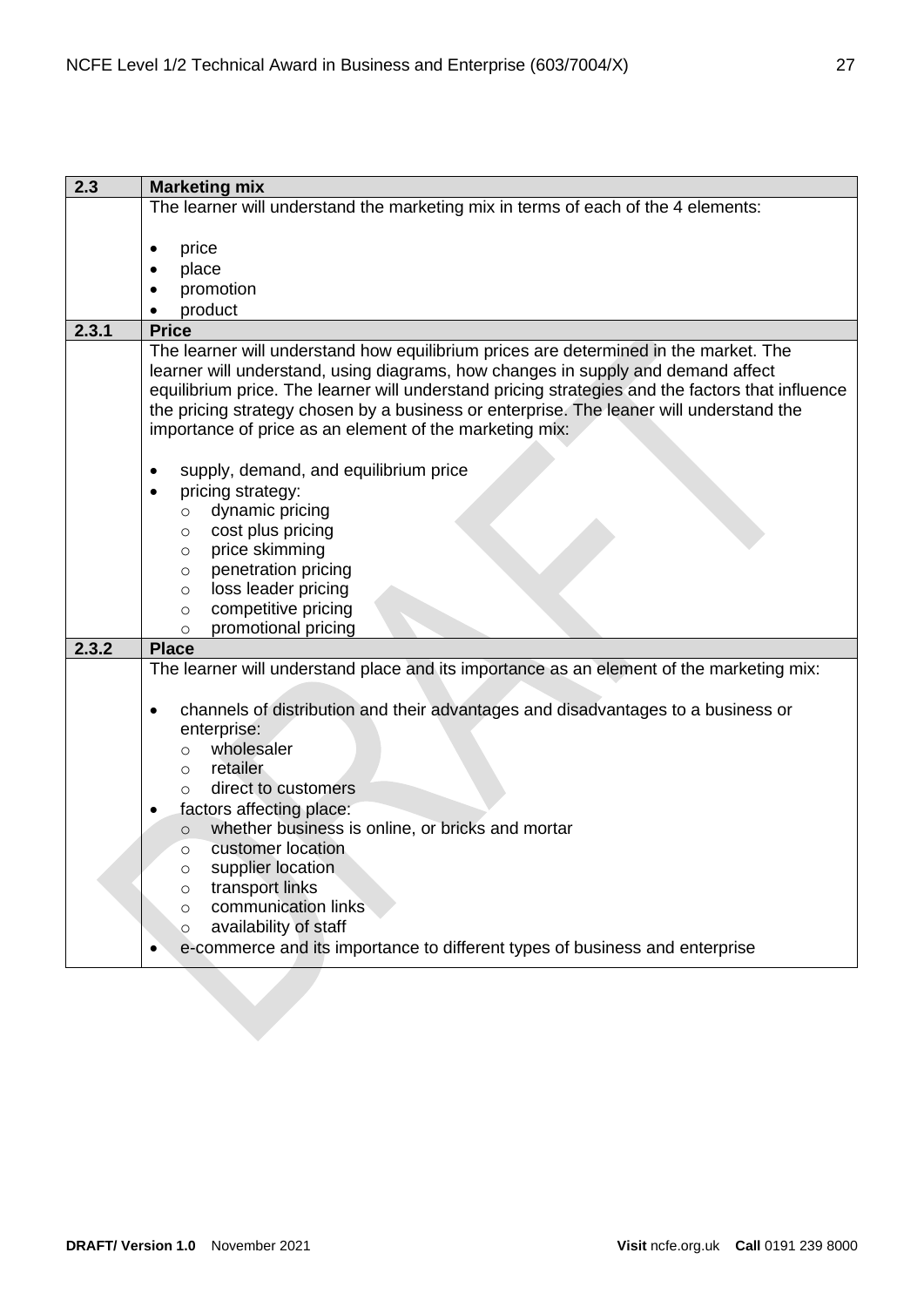| 2.3 | Marketing mix |
|---|---|
| | The learner will understand the marketing mix in terms of each of the 4 elements:<br><br>• price<br>• place<br>• promotion<br>• product |
| **2.3.1** | **Price** |
| | The learner will understand how equilibrium prices are determined in the market. The learner will understand, using diagrams, how changes in supply and demand affect equilibrium price. The learner will understand pricing strategies and the factors that influence the pricing strategy chosen by a business or enterprise. The leaner will understand the importance of price as an element of the marketing mix:<br><br>• supply, demand, and equilibrium price<br>• pricing strategy:<br>&nbsp;&nbsp;&nbsp;&nbsp;○ dynamic pricing<br>&nbsp;&nbsp;&nbsp;&nbsp;○ cost plus pricing<br>&nbsp;&nbsp;&nbsp;&nbsp;○ price skimming<br>&nbsp;&nbsp;&nbsp;&nbsp;○ penetration pricing<br>&nbsp;&nbsp;&nbsp;&nbsp;○ loss leader pricing<br>&nbsp;&nbsp;&nbsp;&nbsp;○ competitive pricing<br>&nbsp;&nbsp;&nbsp;&nbsp;○ promotional pricing |
| **2.3.2** | **Place** |
| | The learner will understand place and its importance as an element of the marketing mix:<br><br>• channels of distribution and their advantages and disadvantages to a business or enterprise:<br>&nbsp;&nbsp;&nbsp;&nbsp;○ wholesaler<br>&nbsp;&nbsp;&nbsp;&nbsp;○ retailer<br>&nbsp;&nbsp;&nbsp;&nbsp;○ direct to customers<br>• factors affecting place:<br>&nbsp;&nbsp;&nbsp;&nbsp;○ whether business is online, or bricks and mortar<br>&nbsp;&nbsp;&nbsp;&nbsp;○ customer location<br>&nbsp;&nbsp;&nbsp;&nbsp;○ supplier location<br>&nbsp;&nbsp;&nbsp;&nbsp;○ transport links<br>&nbsp;&nbsp;&nbsp;&nbsp;○ communication links<br>&nbsp;&nbsp;&nbsp;&nbsp;○ availability of staff<br>• e-commerce and its importance to different types of business and enterprise |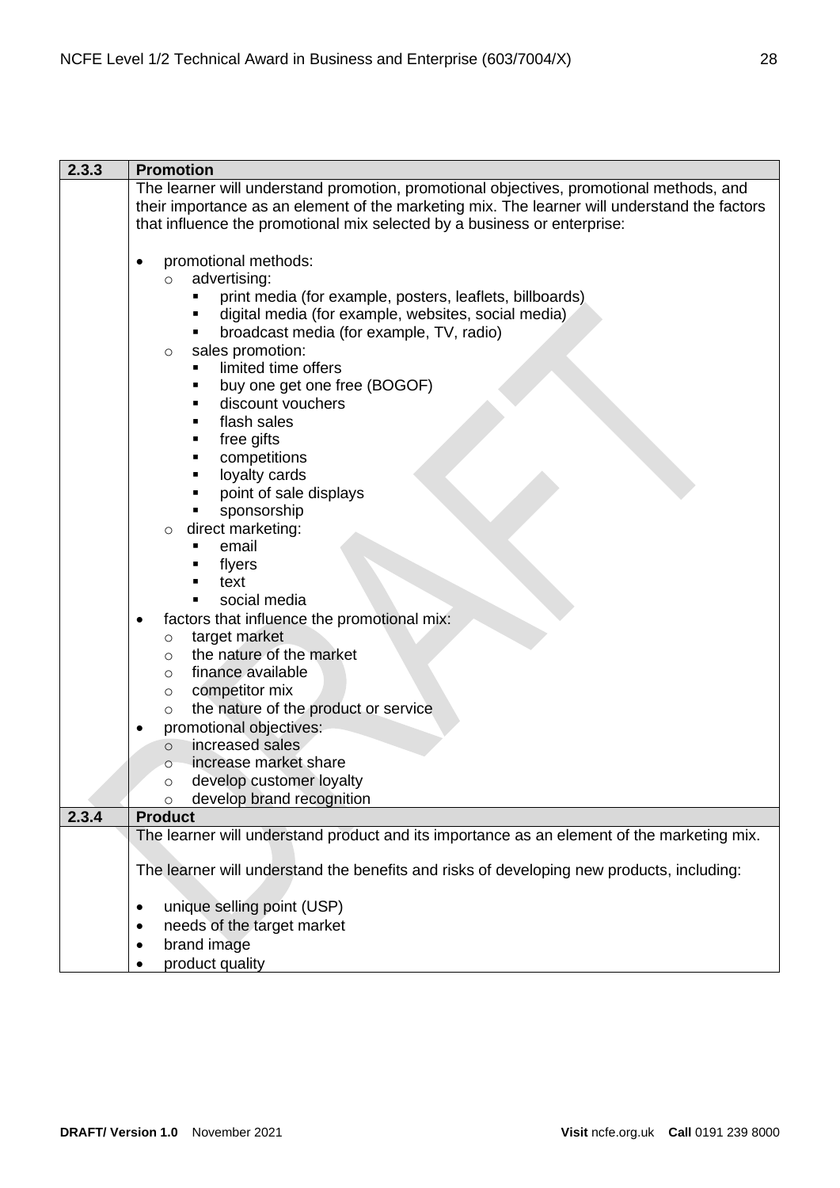| 2.3.3 | **Promotion** |
|---|---|
| | The learner will understand promotion, promotional objectives, promotional methods, and their importance as an element of the marketing mix. The learner will understand the factors that influence the promotional mix selected by a business or enterprise:<br><br>• promotional methods:<br>&nbsp;&nbsp;&nbsp;&nbsp;○ advertising:<br>&nbsp;&nbsp;&nbsp;&nbsp;&nbsp;&nbsp;&nbsp;&nbsp;▪ print media (for example, posters, leaflets, billboards)<br>&nbsp;&nbsp;&nbsp;&nbsp;&nbsp;&nbsp;&nbsp;&nbsp;▪ digital media (for example, websites, social media)<br>&nbsp;&nbsp;&nbsp;&nbsp;&nbsp;&nbsp;&nbsp;&nbsp;▪ broadcast media (for example, TV, radio)<br>&nbsp;&nbsp;&nbsp;&nbsp;○ sales promotion:<br>&nbsp;&nbsp;&nbsp;&nbsp;&nbsp;&nbsp;&nbsp;&nbsp;▪ limited time offers<br>&nbsp;&nbsp;&nbsp;&nbsp;&nbsp;&nbsp;&nbsp;&nbsp;▪ buy one get one free (BOGOF)<br>&nbsp;&nbsp;&nbsp;&nbsp;&nbsp;&nbsp;&nbsp;&nbsp;▪ discount vouchers<br>&nbsp;&nbsp;&nbsp;&nbsp;&nbsp;&nbsp;&nbsp;&nbsp;▪ flash sales<br>&nbsp;&nbsp;&nbsp;&nbsp;&nbsp;&nbsp;&nbsp;&nbsp;▪ free gifts<br>&nbsp;&nbsp;&nbsp;&nbsp;&nbsp;&nbsp;&nbsp;&nbsp;▪ competitions<br>&nbsp;&nbsp;&nbsp;&nbsp;&nbsp;&nbsp;&nbsp;&nbsp;▪ loyalty cards<br>&nbsp;&nbsp;&nbsp;&nbsp;&nbsp;&nbsp;&nbsp;&nbsp;▪ point of sale displays<br>&nbsp;&nbsp;&nbsp;&nbsp;&nbsp;&nbsp;&nbsp;&nbsp;▪ sponsorship<br>&nbsp;&nbsp;&nbsp;&nbsp;○ direct marketing:<br>&nbsp;&nbsp;&nbsp;&nbsp;&nbsp;&nbsp;&nbsp;&nbsp;▪ email<br>&nbsp;&nbsp;&nbsp;&nbsp;&nbsp;&nbsp;&nbsp;&nbsp;▪ flyers<br>&nbsp;&nbsp;&nbsp;&nbsp;&nbsp;&nbsp;&nbsp;&nbsp;▪ text<br>&nbsp;&nbsp;&nbsp;&nbsp;&nbsp;&nbsp;&nbsp;&nbsp;▪ social media<br>• factors that influence the promotional mix:<br>&nbsp;&nbsp;&nbsp;&nbsp;○ target market<br>&nbsp;&nbsp;&nbsp;&nbsp;○ the nature of the market<br>&nbsp;&nbsp;&nbsp;&nbsp;○ finance available<br>&nbsp;&nbsp;&nbsp;&nbsp;○ competitor mix<br>&nbsp;&nbsp;&nbsp;&nbsp;○ the nature of the product or service<br>• promotional objectives:<br>&nbsp;&nbsp;&nbsp;&nbsp;○ increased sales<br>&nbsp;&nbsp;&nbsp;&nbsp;○ increase market share<br>&nbsp;&nbsp;&nbsp;&nbsp;○ develop customer loyalty<br>&nbsp;&nbsp;&nbsp;&nbsp;○ develop brand recognition |
| **2.3.4** | **Product** |
| | The learner will understand product and its importance as an element of the marketing mix.<br><br>The learner will understand the benefits and risks of developing new products, including:<br><br>• unique selling point (USP)<br>• needs of the target market<br>• brand image<br>• product quality |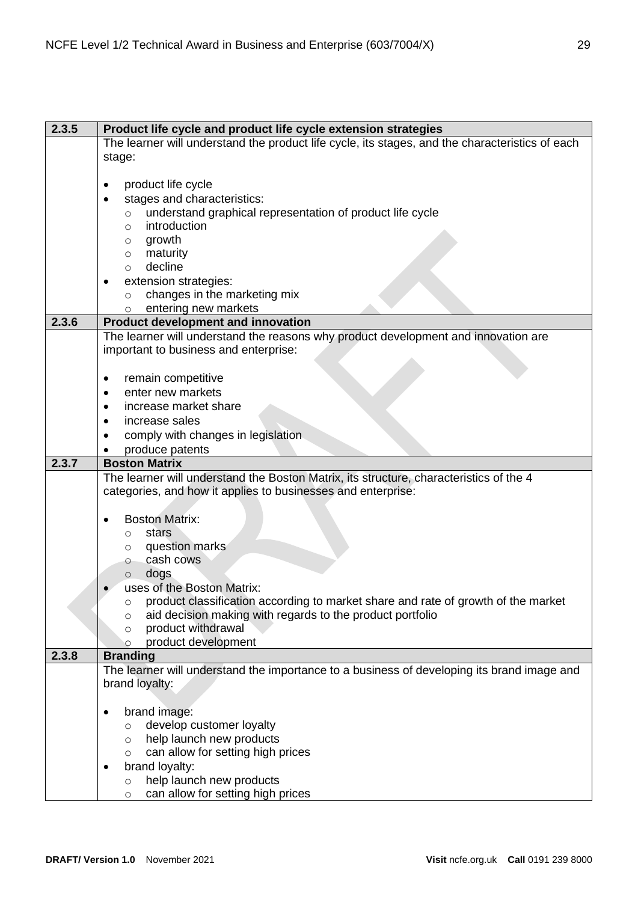| 2.3.5 | **Product life cycle and product life cycle extension strategies** |
|---|---|
| | The learner will understand the product life cycle, its stages, and the characteristics of each stage:<br><br>• product life cycle<br>• stages and characteristics:<br>  ○ understand graphical representation of product life cycle<br>  ○ introduction<br>  ○ growth<br>  ○ maturity<br>  ○ decline<br>• extension strategies:<br>  ○ changes in the marketing mix<br>  ○ entering new markets |
| **2.3.6** | **Product development and innovation** |
| | The learner will understand the reasons why product development and innovation are important to business and enterprise:<br><br>• remain competitive<br>• enter new markets<br>• increase market share<br>• increase sales<br>• comply with changes in legislation<br>• produce patents |
| **2.3.7** | **Boston Matrix** |
| | The learner will understand the Boston Matrix, its structure, characteristics of the 4 categories, and how it applies to businesses and enterprise:<br><br>• Boston Matrix:<br>  ○ stars<br>  ○ question marks<br>  ○ cash cows<br>  ○ dogs<br>• uses of the Boston Matrix:<br>  ○ product classification according to market share and rate of growth of the market<br>  ○ aid decision making with regards to the product portfolio<br>  ○ product withdrawal<br>  ○ product development |
| **2.3.8** | **Branding** |
| | The learner will understand the importance to a business of developing its brand image and brand loyalty:<br><br>• brand image:<br>  ○ develop customer loyalty<br>  ○ help launch new products<br>  ○ can allow for setting high prices<br>• brand loyalty:<br>  ○ help launch new products<br>  ○ can allow for setting high prices |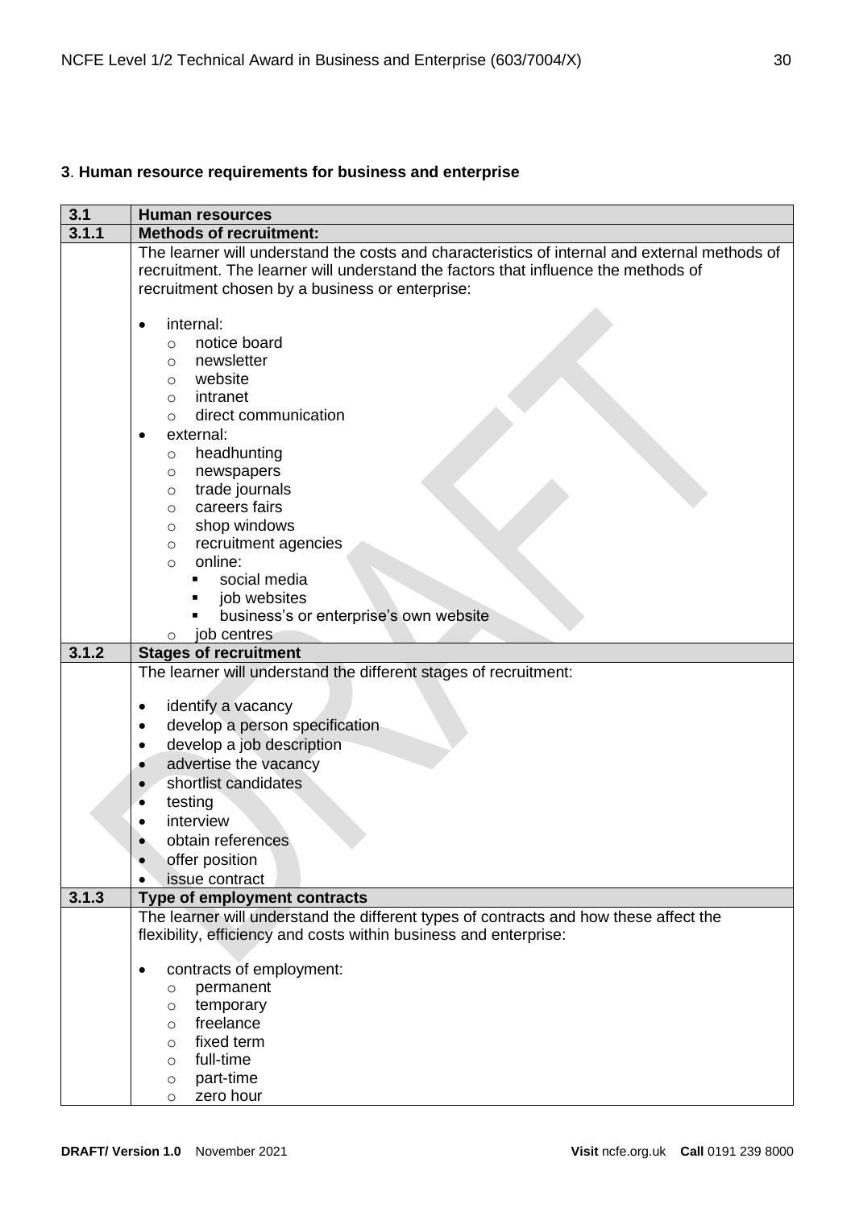### 3. Human resource requirements for business and enterprise

| 3.1 | **Human resources** |
|---|---|
| **3.1.1** | **Methods of recruitment:** |
| | The learner will understand the costs and characteristics of internal and external methods of recruitment. The learner will understand the factors that influence the methods of recruitment chosen by a business or enterprise:<br><br>• internal:<br>&nbsp;&nbsp;&nbsp;&nbsp;○ notice board<br>&nbsp;&nbsp;&nbsp;&nbsp;○ newsletter<br>&nbsp;&nbsp;&nbsp;&nbsp;○ website<br>&nbsp;&nbsp;&nbsp;&nbsp;○ intranet<br>&nbsp;&nbsp;&nbsp;&nbsp;○ direct communication<br>• external:<br>&nbsp;&nbsp;&nbsp;&nbsp;○ headhunting<br>&nbsp;&nbsp;&nbsp;&nbsp;○ newspapers<br>&nbsp;&nbsp;&nbsp;&nbsp;○ trade journals<br>&nbsp;&nbsp;&nbsp;&nbsp;○ careers fairs<br>&nbsp;&nbsp;&nbsp;&nbsp;○ shop windows<br>&nbsp;&nbsp;&nbsp;&nbsp;○ recruitment agencies<br>&nbsp;&nbsp;&nbsp;&nbsp;○ online:<br>&nbsp;&nbsp;&nbsp;&nbsp;&nbsp;&nbsp;&nbsp;&nbsp;▪ social media<br>&nbsp;&nbsp;&nbsp;&nbsp;&nbsp;&nbsp;&nbsp;&nbsp;▪ job websites<br>&nbsp;&nbsp;&nbsp;&nbsp;&nbsp;&nbsp;&nbsp;&nbsp;▪ business's or enterprise's own website<br>&nbsp;&nbsp;&nbsp;&nbsp;○ job centres |
| **3.1.2** | **Stages of recruitment** |
| | The learner will understand the different stages of recruitment:<br><br>• identify a vacancy<br>• develop a person specification<br>• develop a job description<br>• advertise the vacancy<br>• shortlist candidates<br>• testing<br>• interview<br>• obtain references<br>• offer position<br>• issue contract |
| **3.1.3** | **Type of employment contracts** |
| | The learner will understand the different types of contracts and how these affect the flexibility, efficiency and costs within business and enterprise:<br><br>• contracts of employment:<br>&nbsp;&nbsp;&nbsp;&nbsp;○ permanent<br>&nbsp;&nbsp;&nbsp;&nbsp;○ temporary<br>&nbsp;&nbsp;&nbsp;&nbsp;○ freelance<br>&nbsp;&nbsp;&nbsp;&nbsp;○ fixed term<br>&nbsp;&nbsp;&nbsp;&nbsp;○ full-time<br>&nbsp;&nbsp;&nbsp;&nbsp;○ part-time<br>&nbsp;&nbsp;&nbsp;&nbsp;○ zero hour |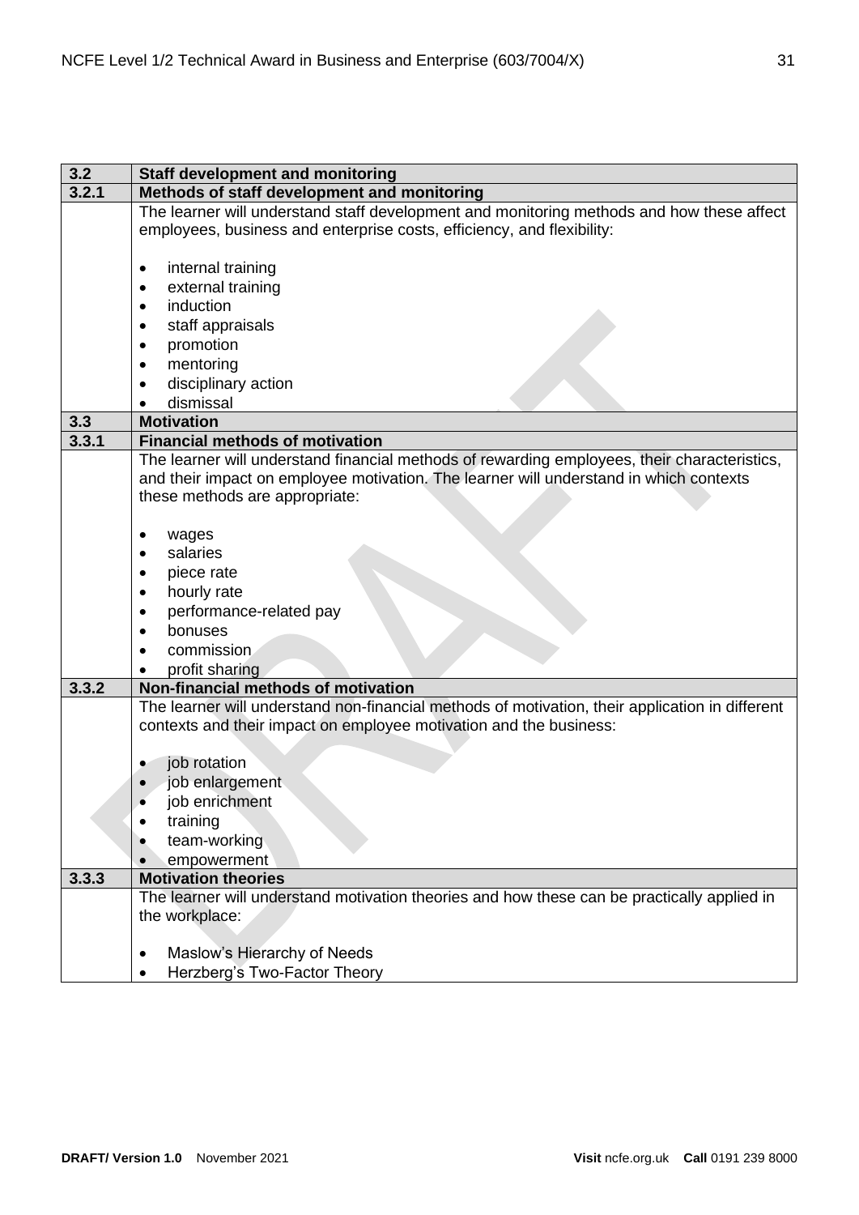| 3.2 | **Staff development and monitoring** |
| --- | --- |
| **3.2.1** | **Methods of staff development and monitoring** |
| | The learner will understand staff development and monitoring methods and how these affect employees, business and enterprise costs, efficiency, and flexibility:<br><br>• internal training<br>• external training<br>• induction<br>• staff appraisals<br>• promotion<br>• mentoring<br>• disciplinary action<br>• dismissal |
| **3.3** | **Motivation** |
| **3.3.1** | **Financial methods of motivation** |
| | The learner will understand financial methods of rewarding employees, their characteristics, and their impact on employee motivation. The learner will understand in which contexts these methods are appropriate:<br><br>• wages<br>• salaries<br>• piece rate<br>• hourly rate<br>• performance-related pay<br>• bonuses<br>• commission<br>• profit sharing |
| **3.3.2** | **Non-financial methods of motivation** |
| | The learner will understand non-financial methods of motivation, their application in different contexts and their impact on employee motivation and the business:<br><br>• job rotation<br>• job enlargement<br>• job enrichment<br>• training<br>• team-working<br>• empowerment |
| **3.3.3** | **Motivation theories** |
| | The learner will understand motivation theories and how these can be practically applied in the workplace:<br><br>• Maslow's Hierarchy of Needs<br>• Herzberg's Two-Factor Theory |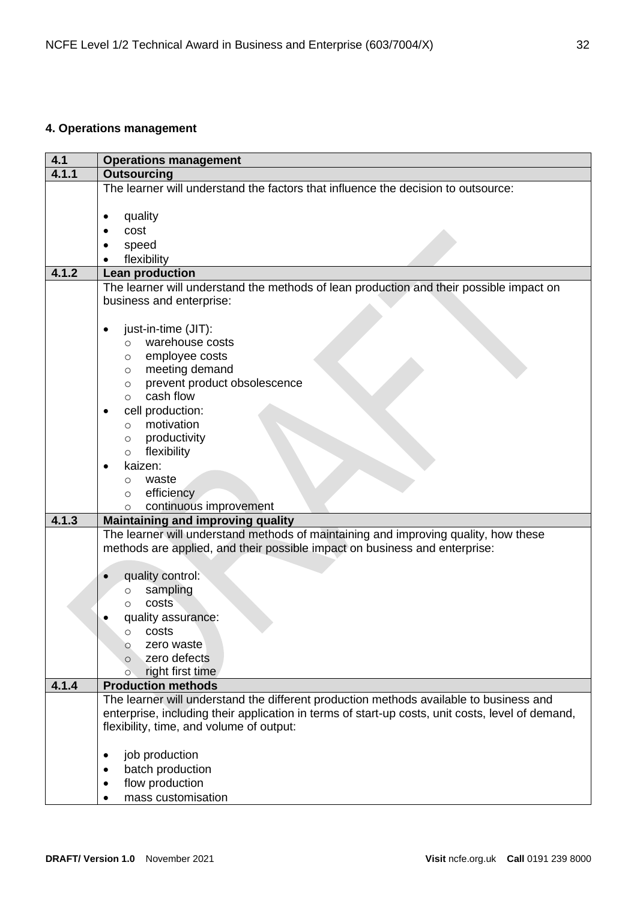## 4. Operations management

| 4.1 | Operations management |
|---|---|
| **4.1.1** | **Outsourcing** |
| | The learner will understand the factors that influence the decision to outsource:<br><br>• quality<br>• cost<br>• speed<br>• flexibility |
| **4.1.2** | **Lean production** |
| | The learner will understand the methods of lean production and their possible impact on business and enterprise:<br><br>• just-in-time (JIT):<br>  ○ warehouse costs<br>  ○ employee costs<br>  ○ meeting demand<br>  ○ prevent product obsolescence<br>  ○ cash flow<br>• cell production:<br>  ○ motivation<br>  ○ productivity<br>  ○ flexibility<br>• kaizen:<br>  ○ waste<br>  ○ efficiency<br>  ○ continuous improvement |
| **4.1.3** | **Maintaining and improving quality** |
| | The learner will understand methods of maintaining and improving quality, how these methods are applied, and their possible impact on business and enterprise:<br><br>• quality control:<br>  ○ sampling<br>  ○ costs<br>• quality assurance:<br>  ○ costs<br>  ○ zero waste<br>  ○ zero defects<br>  ○ right first time |
| **4.1.4** | **Production methods** |
| | The learner will understand the different production methods available to business and enterprise, including their application in terms of start-up costs, unit costs, level of demand, flexibility, time, and volume of output:<br><br>• job production<br>• batch production<br>• flow production<br>• mass customisation |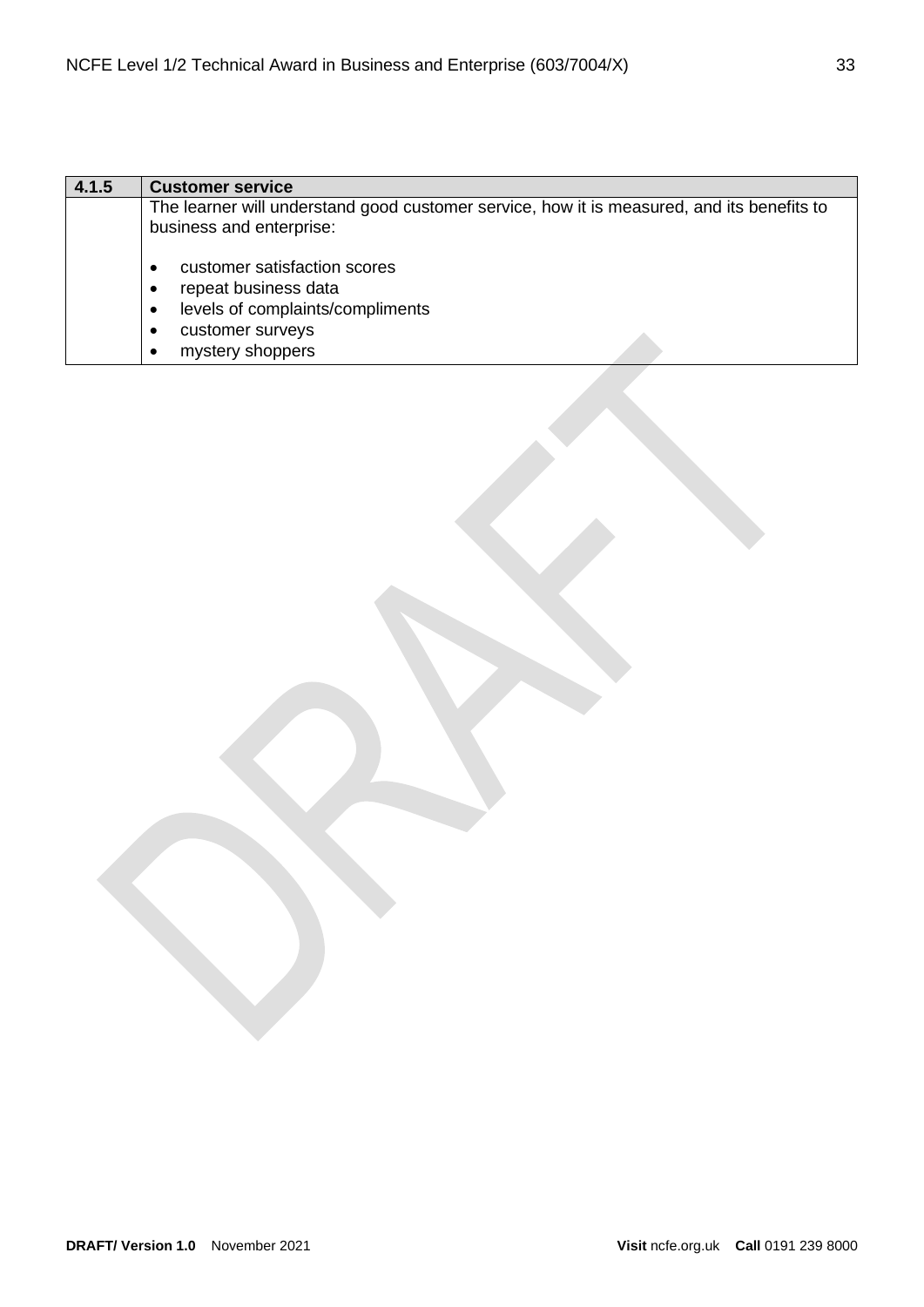| 4.1.5 | Customer service |
|---|---|
| | The learner will understand good customer service, how it is measured, and its benefits to business and enterprise:<br><br>• customer satisfaction scores<br>• repeat business data<br>• levels of complaints/compliments<br>• customer surveys<br>• mystery shoppers |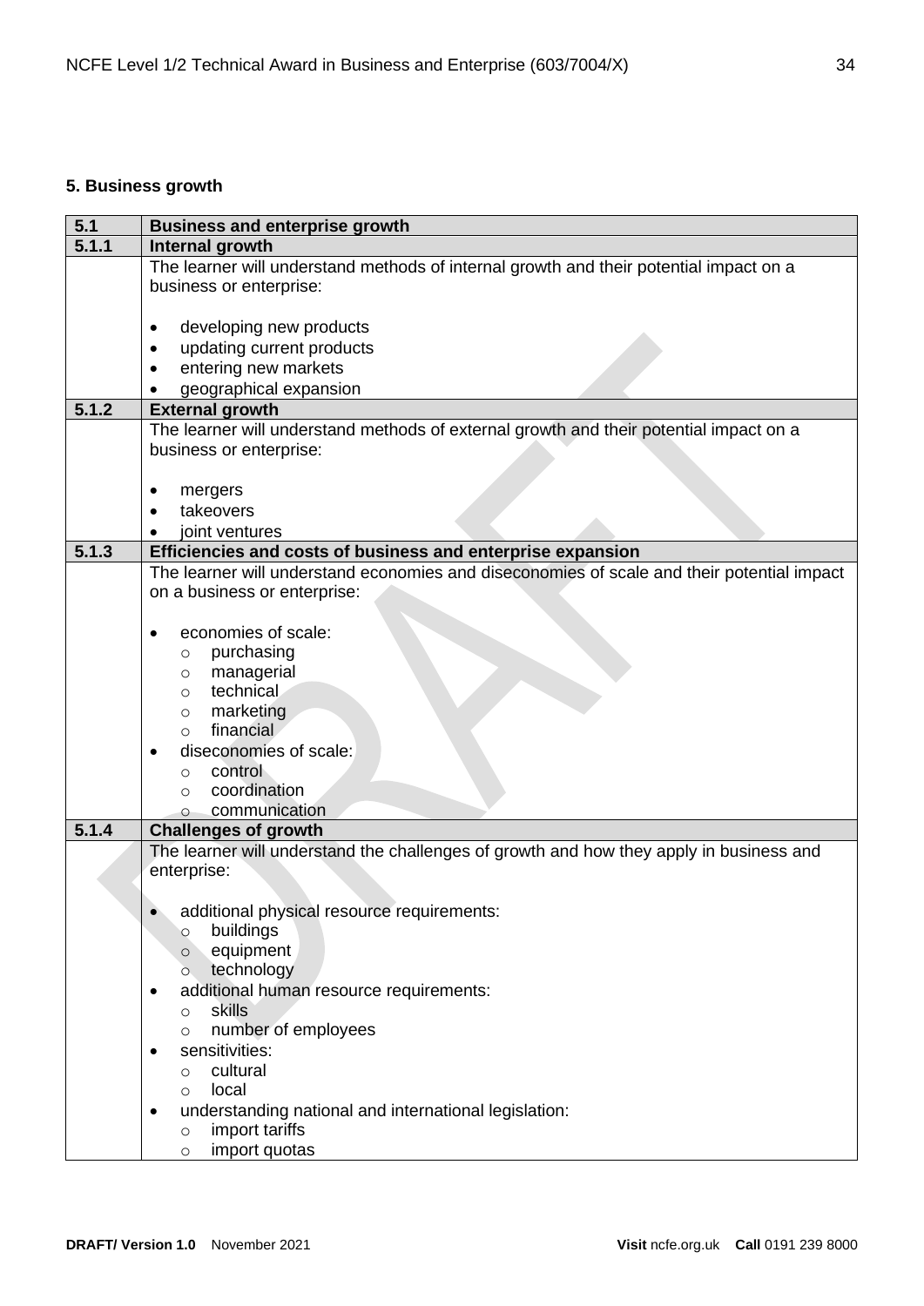## 5. Business growth

| 5.1 | Business and enterprise growth |
|---|---|
| **5.1.1** | **Internal growth** |
| | The learner will understand methods of internal growth and their potential impact on a business or enterprise:<br><br>• developing new products<br>• updating current products<br>• entering new markets<br>• geographical expansion |
| **5.1.2** | **External growth** |
| | The learner will understand methods of external growth and their potential impact on a business or enterprise:<br><br>• mergers<br>• takeovers<br>• joint ventures |
| **5.1.3** | **Efficiencies and costs of business and enterprise expansion** |
| | The learner will understand economies and diseconomies of scale and their potential impact on a business or enterprise:<br><br>• economies of scale:<br>&nbsp;&nbsp;&nbsp;&nbsp;○ purchasing<br>&nbsp;&nbsp;&nbsp;&nbsp;○ managerial<br>&nbsp;&nbsp;&nbsp;&nbsp;○ technical<br>&nbsp;&nbsp;&nbsp;&nbsp;○ marketing<br>&nbsp;&nbsp;&nbsp;&nbsp;○ financial<br>• diseconomies of scale:<br>&nbsp;&nbsp;&nbsp;&nbsp;○ control<br>&nbsp;&nbsp;&nbsp;&nbsp;○ coordination<br>&nbsp;&nbsp;&nbsp;&nbsp;○ communication |
| **5.1.4** | **Challenges of growth** |
| | The learner will understand the challenges of growth and how they apply in business and enterprise:<br><br>• additional physical resource requirements:<br>&nbsp;&nbsp;&nbsp;&nbsp;○ buildings<br>&nbsp;&nbsp;&nbsp;&nbsp;○ equipment<br>&nbsp;&nbsp;&nbsp;&nbsp;○ technology<br>• additional human resource requirements:<br>&nbsp;&nbsp;&nbsp;&nbsp;○ skills<br>&nbsp;&nbsp;&nbsp;&nbsp;○ number of employees<br>• sensitivities:<br>&nbsp;&nbsp;&nbsp;&nbsp;○ cultural<br>&nbsp;&nbsp;&nbsp;&nbsp;○ local<br>• understanding national and international legislation:<br>&nbsp;&nbsp;&nbsp;&nbsp;○ import tariffs<br>&nbsp;&nbsp;&nbsp;&nbsp;○ import quotas |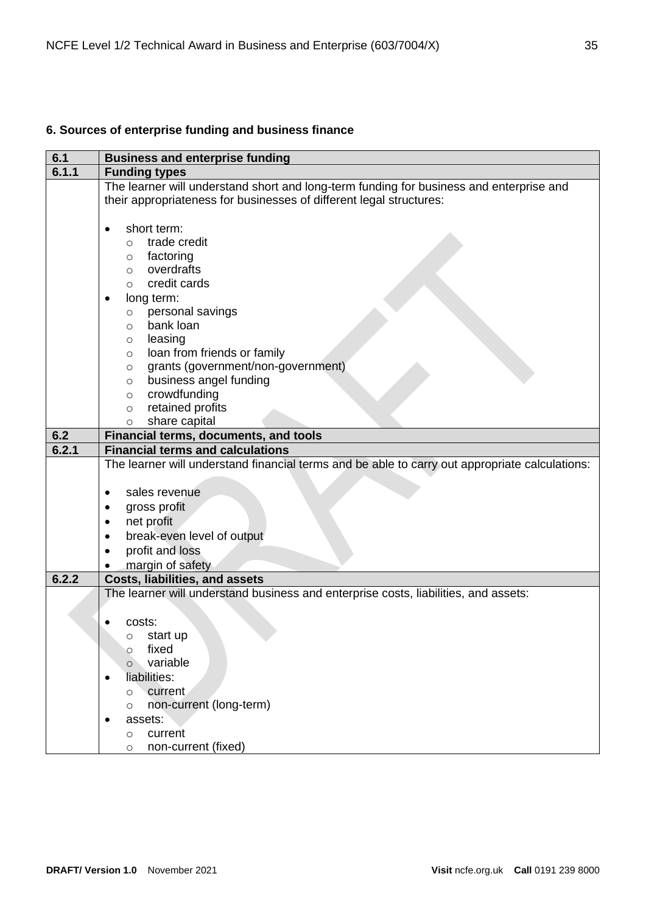## 6. Sources of enterprise funding and business finance

| 6.1 | Business and enterprise funding |
|---|---|
| **6.1.1** | **Funding types** |
| | The learner will understand short and long-term funding for business and enterprise and their appropriateness for businesses of different legal structures:<br><br>• short term:<br>&nbsp;&nbsp;&nbsp;&nbsp;○ trade credit<br>&nbsp;&nbsp;&nbsp;&nbsp;○ factoring<br>&nbsp;&nbsp;&nbsp;&nbsp;○ overdrafts<br>&nbsp;&nbsp;&nbsp;&nbsp;○ credit cards<br>• long term:<br>&nbsp;&nbsp;&nbsp;&nbsp;○ personal savings<br>&nbsp;&nbsp;&nbsp;&nbsp;○ bank loan<br>&nbsp;&nbsp;&nbsp;&nbsp;○ leasing<br>&nbsp;&nbsp;&nbsp;&nbsp;○ loan from friends or family<br>&nbsp;&nbsp;&nbsp;&nbsp;○ grants (government/non-government)<br>&nbsp;&nbsp;&nbsp;&nbsp;○ business angel funding<br>&nbsp;&nbsp;&nbsp;&nbsp;○ crowdfunding<br>&nbsp;&nbsp;&nbsp;&nbsp;○ retained profits<br>&nbsp;&nbsp;&nbsp;&nbsp;○ share capital |
| **6.2** | **Financial terms, documents, and tools** |
| **6.2.1** | **Financial terms and calculations** |
| | The learner will understand financial terms and be able to carry out appropriate calculations:<br><br>• sales revenue<br>• gross profit<br>• net profit<br>• break-even level of output<br>• profit and loss<br>• margin of safety |
| **6.2.2** | **Costs, liabilities, and assets** |
| | The learner will understand business and enterprise costs, liabilities, and assets:<br><br>• costs:<br>&nbsp;&nbsp;&nbsp;&nbsp;○ start up<br>&nbsp;&nbsp;&nbsp;&nbsp;○ fixed<br>&nbsp;&nbsp;&nbsp;&nbsp;○ variable<br>• liabilities:<br>&nbsp;&nbsp;&nbsp;&nbsp;○ current<br>&nbsp;&nbsp;&nbsp;&nbsp;○ non-current (long-term)<br>• assets:<br>&nbsp;&nbsp;&nbsp;&nbsp;○ current<br>&nbsp;&nbsp;&nbsp;&nbsp;○ non-current (fixed) |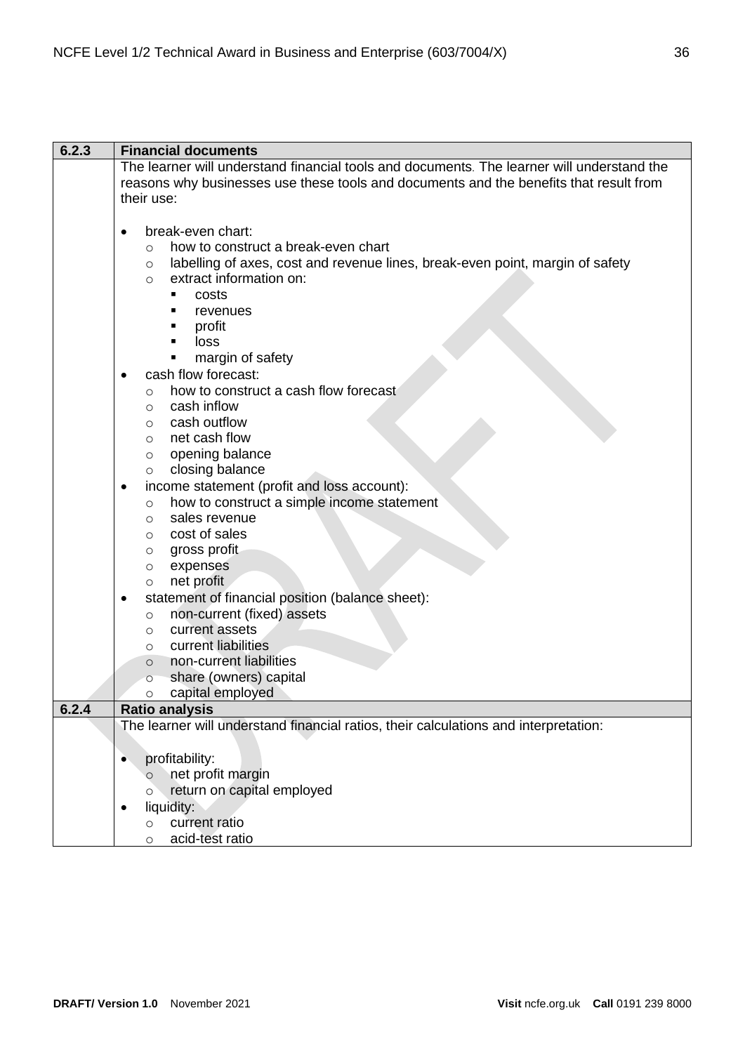| 6.2.3 | Financial documents |
|---|---|
| | The learner will understand financial tools and documents. The learner will understand the reasons why businesses use these tools and documents and the benefits that result from their use:<br><br>• break-even chart:<br>  ○ how to construct a break-even chart<br>  ○ labelling of axes, cost and revenue lines, break-even point, margin of safety<br>  ○ extract information on:<br>    ▪ costs<br>    ▪ revenues<br>    ▪ profit<br>    ▪ loss<br>    ▪ margin of safety<br>• cash flow forecast:<br>  ○ how to construct a cash flow forecast<br>  ○ cash inflow<br>  ○ cash outflow<br>  ○ net cash flow<br>  ○ opening balance<br>  ○ closing balance<br>• income statement (profit and loss account):<br>  ○ how to construct a simple income statement<br>  ○ sales revenue<br>  ○ cost of sales<br>  ○ gross profit<br>  ○ expenses<br>  ○ net profit<br>• statement of financial position (balance sheet):<br>  ○ non-current (fixed) assets<br>  ○ current assets<br>  ○ current liabilities<br>  ○ non-current liabilities<br>  ○ share (owners) capital<br>  ○ capital employed |
| **6.2.4** | **Ratio analysis** |
| | The learner will understand financial ratios, their calculations and interpretation:<br><br>• profitability:<br>  ○ net profit margin<br>  ○ return on capital employed<br>• liquidity:<br>  ○ current ratio<br>  ○ acid-test ratio |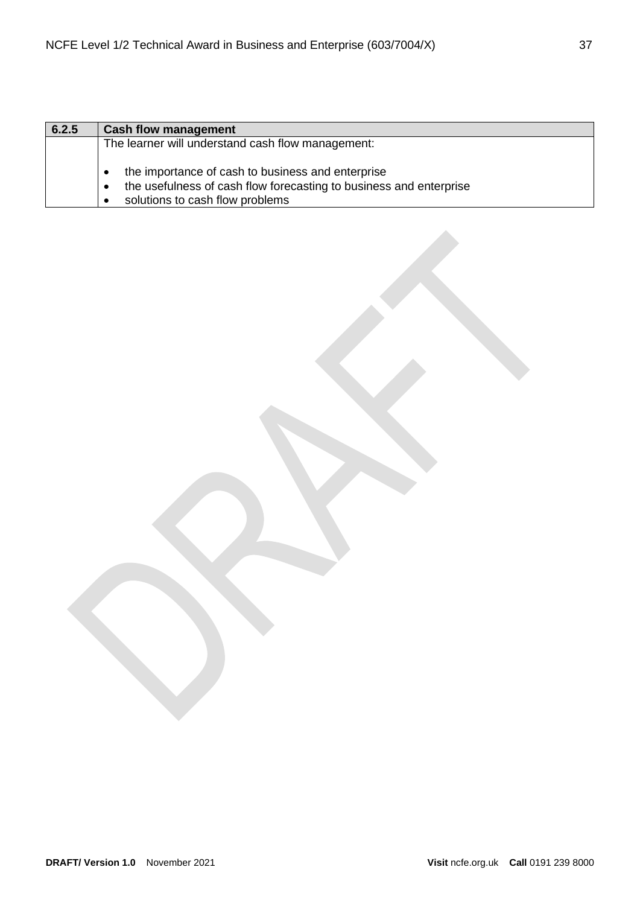| 6.2.5 | Cash flow management |
|---|---|
| | The learner will understand cash flow management:<br><br>• the importance of cash to business and enterprise<br>• the usefulness of cash flow forecasting to business and enterprise<br>• solutions to cash flow problems |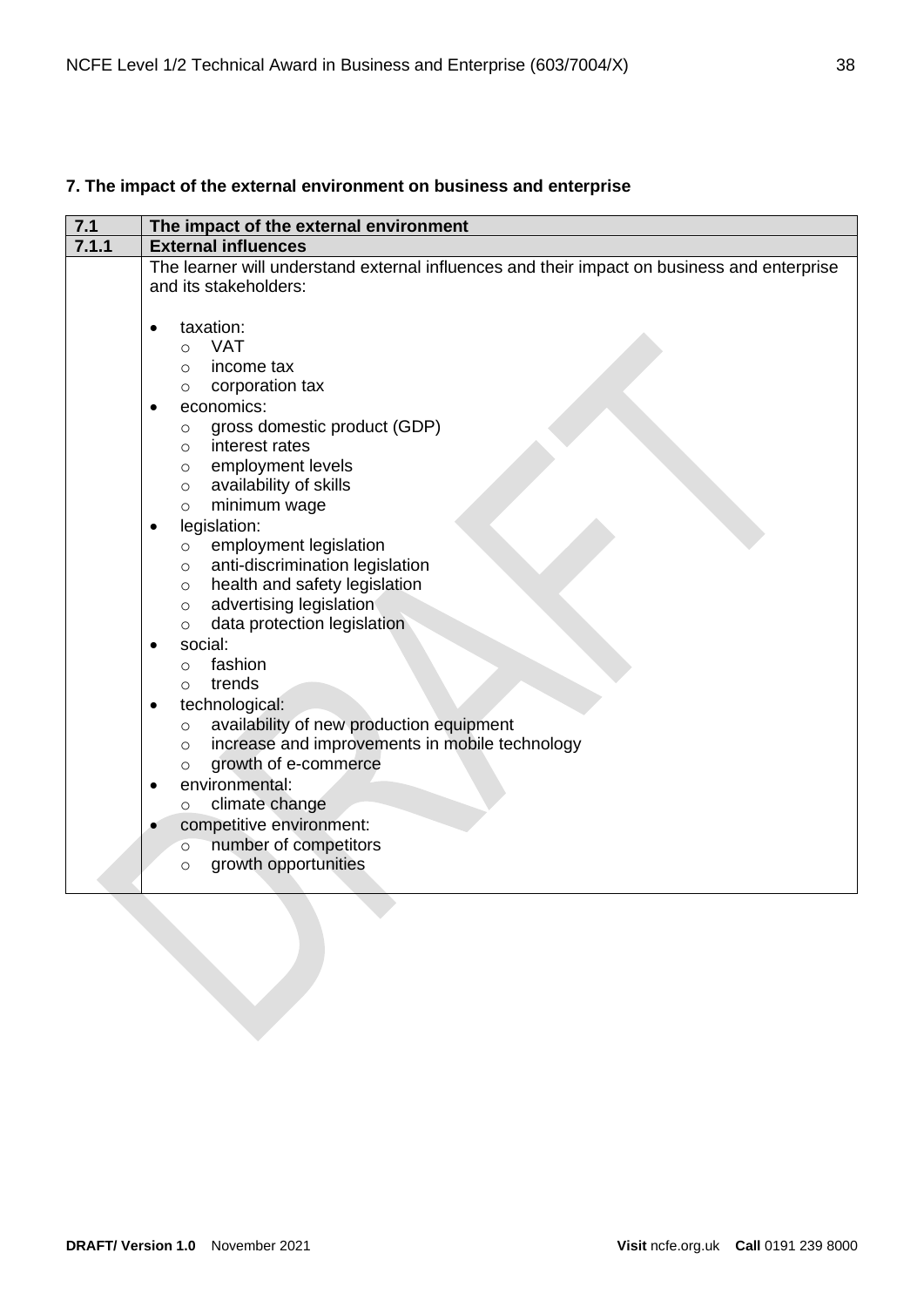## 7. The impact of the external environment on business and enterprise

| 7.1 | The impact of the external environment |
|---|---|
| **7.1.1** | **External influences** |
| | The learner will understand external influences and their impact on business and enterprise and its stakeholders:<br><br>• taxation:<br>&nbsp;&nbsp;&nbsp;&nbsp;○ VAT<br>&nbsp;&nbsp;&nbsp;&nbsp;○ income tax<br>&nbsp;&nbsp;&nbsp;&nbsp;○ corporation tax<br>• economics:<br>&nbsp;&nbsp;&nbsp;&nbsp;○ gross domestic product (GDP)<br>&nbsp;&nbsp;&nbsp;&nbsp;○ interest rates<br>&nbsp;&nbsp;&nbsp;&nbsp;○ employment levels<br>&nbsp;&nbsp;&nbsp;&nbsp;○ availability of skills<br>&nbsp;&nbsp;&nbsp;&nbsp;○ minimum wage<br>• legislation:<br>&nbsp;&nbsp;&nbsp;&nbsp;○ employment legislation<br>&nbsp;&nbsp;&nbsp;&nbsp;○ anti-discrimination legislation<br>&nbsp;&nbsp;&nbsp;&nbsp;○ health and safety legislation<br>&nbsp;&nbsp;&nbsp;&nbsp;○ advertising legislation<br>&nbsp;&nbsp;&nbsp;&nbsp;○ data protection legislation<br>• social:<br>&nbsp;&nbsp;&nbsp;&nbsp;○ fashion<br>&nbsp;&nbsp;&nbsp;&nbsp;○ trends<br>• technological:<br>&nbsp;&nbsp;&nbsp;&nbsp;○ availability of new production equipment<br>&nbsp;&nbsp;&nbsp;&nbsp;○ increase and improvements in mobile technology<br>&nbsp;&nbsp;&nbsp;&nbsp;○ growth of e-commerce<br>• environmental:<br>&nbsp;&nbsp;&nbsp;&nbsp;○ climate change<br>• competitive environment:<br>&nbsp;&nbsp;&nbsp;&nbsp;○ number of competitors<br>&nbsp;&nbsp;&nbsp;&nbsp;○ growth opportunities |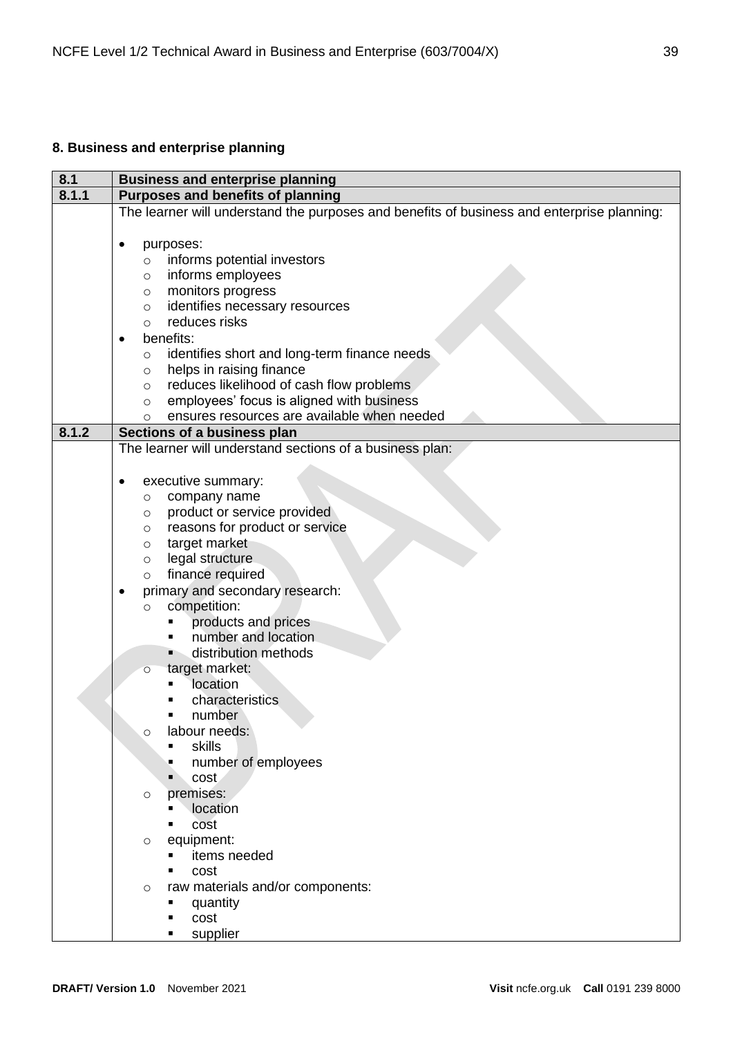### 8. Business and enterprise planning

| 8.1 | Business and enterprise planning |
|---|---|
| **8.1.1** | **Purposes and benefits of planning** |
| | The learner will understand the purposes and benefits of business and enterprise planning:<br><br>• purposes:<br>&nbsp;&nbsp;&nbsp;&nbsp;○ informs potential investors<br>&nbsp;&nbsp;&nbsp;&nbsp;○ informs employees<br>&nbsp;&nbsp;&nbsp;&nbsp;○ monitors progress<br>&nbsp;&nbsp;&nbsp;&nbsp;○ identifies necessary resources<br>&nbsp;&nbsp;&nbsp;&nbsp;○ reduces risks<br>• benefits:<br>&nbsp;&nbsp;&nbsp;&nbsp;○ identifies short and long-term finance needs<br>&nbsp;&nbsp;&nbsp;&nbsp;○ helps in raising finance<br>&nbsp;&nbsp;&nbsp;&nbsp;○ reduces likelihood of cash flow problems<br>&nbsp;&nbsp;&nbsp;&nbsp;○ employees' focus is aligned with business<br>&nbsp;&nbsp;&nbsp;&nbsp;○ ensures resources are available when needed |
| **8.1.2** | **Sections of a business plan** |
| | The learner will understand sections of a business plan:<br><br>• executive summary:<br>&nbsp;&nbsp;&nbsp;&nbsp;○ company name<br>&nbsp;&nbsp;&nbsp;&nbsp;○ product or service provided<br>&nbsp;&nbsp;&nbsp;&nbsp;○ reasons for product or service<br>&nbsp;&nbsp;&nbsp;&nbsp;○ target market<br>&nbsp;&nbsp;&nbsp;&nbsp;○ legal structure<br>&nbsp;&nbsp;&nbsp;&nbsp;○ finance required<br>• primary and secondary research:<br>&nbsp;&nbsp;&nbsp;&nbsp;○ competition:<br>&nbsp;&nbsp;&nbsp;&nbsp;&nbsp;&nbsp;&nbsp;&nbsp;▪ products and prices<br>&nbsp;&nbsp;&nbsp;&nbsp;&nbsp;&nbsp;&nbsp;&nbsp;▪ number and location<br>&nbsp;&nbsp;&nbsp;&nbsp;&nbsp;&nbsp;&nbsp;&nbsp;▪ distribution methods<br>&nbsp;&nbsp;&nbsp;&nbsp;○ target market:<br>&nbsp;&nbsp;&nbsp;&nbsp;&nbsp;&nbsp;&nbsp;&nbsp;▪ location<br>&nbsp;&nbsp;&nbsp;&nbsp;&nbsp;&nbsp;&nbsp;&nbsp;▪ characteristics<br>&nbsp;&nbsp;&nbsp;&nbsp;&nbsp;&nbsp;&nbsp;&nbsp;▪ number<br>&nbsp;&nbsp;&nbsp;&nbsp;○ labour needs:<br>&nbsp;&nbsp;&nbsp;&nbsp;&nbsp;&nbsp;&nbsp;&nbsp;▪ skills<br>&nbsp;&nbsp;&nbsp;&nbsp;&nbsp;&nbsp;&nbsp;&nbsp;▪ number of employees<br>&nbsp;&nbsp;&nbsp;&nbsp;&nbsp;&nbsp;&nbsp;&nbsp;▪ cost<br>&nbsp;&nbsp;&nbsp;&nbsp;○ premises:<br>&nbsp;&nbsp;&nbsp;&nbsp;&nbsp;&nbsp;&nbsp;&nbsp;▪ location<br>&nbsp;&nbsp;&nbsp;&nbsp;&nbsp;&nbsp;&nbsp;&nbsp;▪ cost<br>&nbsp;&nbsp;&nbsp;&nbsp;○ equipment:<br>&nbsp;&nbsp;&nbsp;&nbsp;&nbsp;&nbsp;&nbsp;&nbsp;▪ items needed<br>&nbsp;&nbsp;&nbsp;&nbsp;&nbsp;&nbsp;&nbsp;&nbsp;▪ cost<br>&nbsp;&nbsp;&nbsp;&nbsp;○ raw materials and/or components:<br>&nbsp;&nbsp;&nbsp;&nbsp;&nbsp;&nbsp;&nbsp;&nbsp;▪ quantity<br>&nbsp;&nbsp;&nbsp;&nbsp;&nbsp;&nbsp;&nbsp;&nbsp;▪ cost<br>&nbsp;&nbsp;&nbsp;&nbsp;&nbsp;&nbsp;&nbsp;&nbsp;▪ supplier |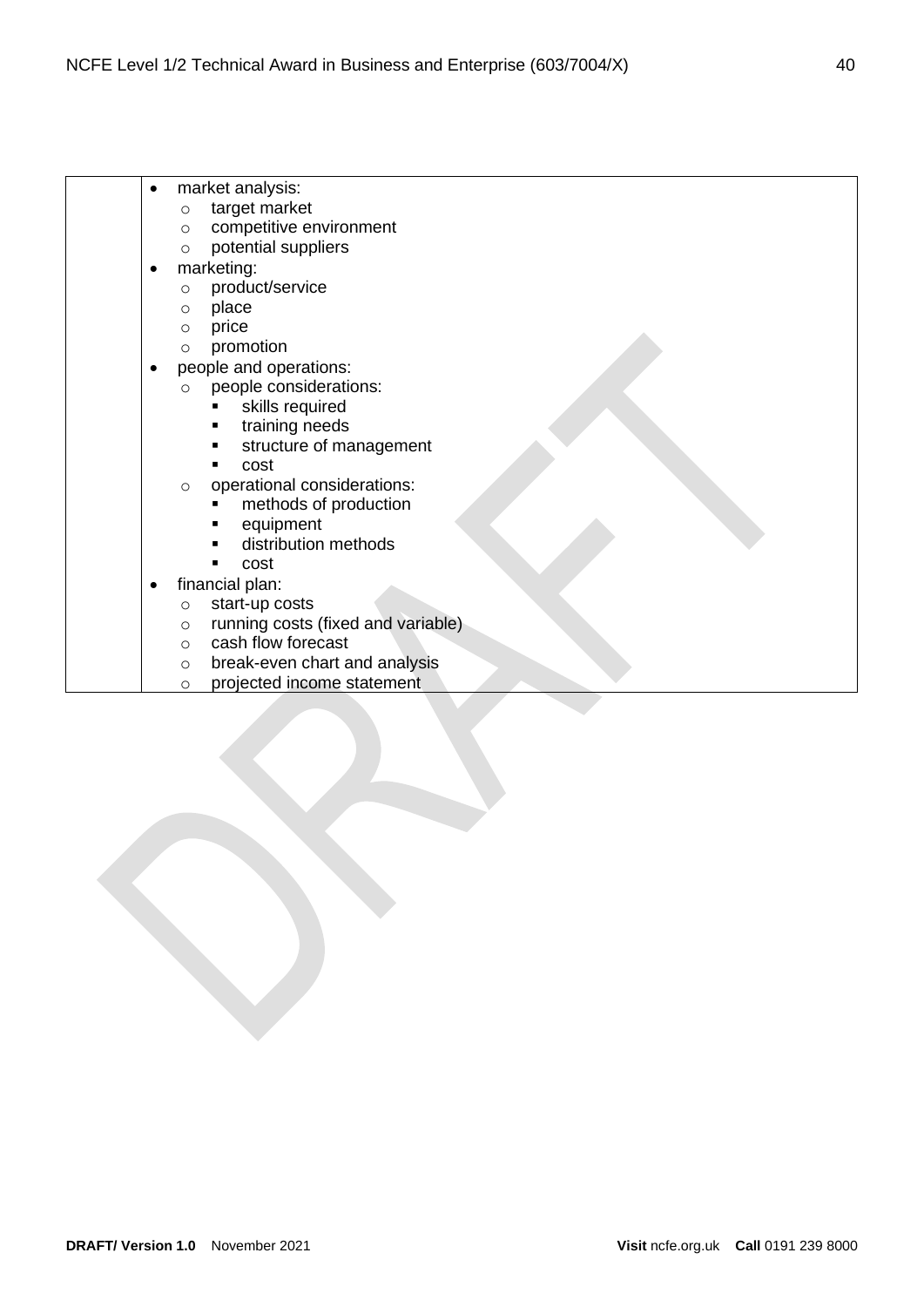|  | <ul><li>market analysis:<ul><li>target market</li><li>competitive environment</li><li>potential suppliers</li></ul></li><li>marketing:<ul><li>product/service</li><li>place</li><li>price</li><li>promotion</li></ul></li><li>people and operations:<ul><li>people considerations:<ul><li>skills required</li><li>training needs</li><li>structure of management</li><li>cost</li></ul></li><li>operational considerations:<ul><li>methods of production</li><li>equipment</li><li>distribution methods</li><li>cost</li></ul></li></ul></li><li>financial plan:<ul><li>start-up costs</li><li>running costs (fixed and variable)</li><li>cash flow forecast</li><li>break-even chart and analysis</li><li>projected income statement</li></ul></li></ul> |
|---|---|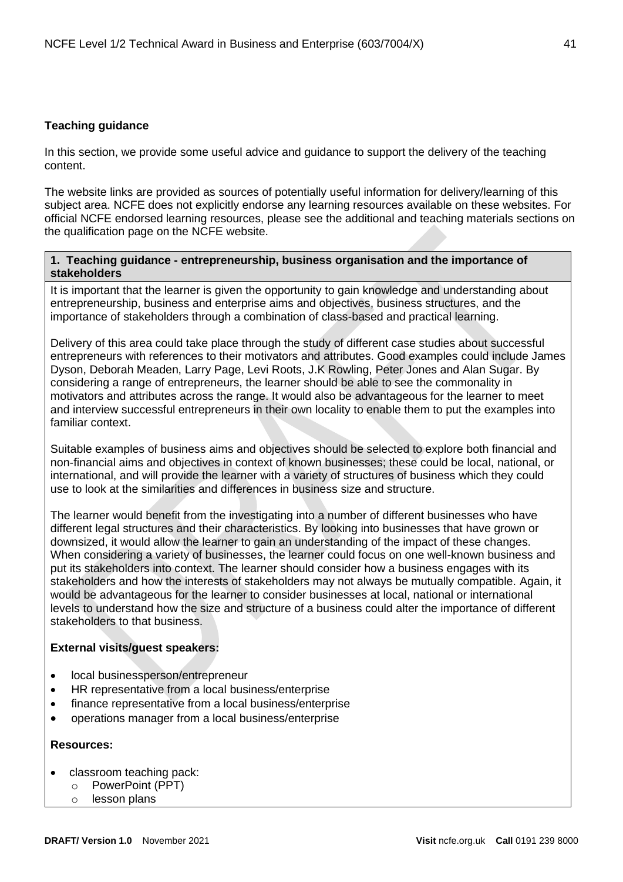**Teaching guidance**

In this section, we provide some useful advice and guidance to support the delivery of the teaching content.

The website links are provided as sources of potentially useful information for delivery/learning of this subject area. NCFE does not explicitly endorse any learning resources available on these websites. For official NCFE endorsed learning resources, please see the additional and teaching materials sections on the qualification page on the NCFE website.

**1. Teaching guidance - entrepreneurship, business organisation and the importance of stakeholders**

It is important that the learner is given the opportunity to gain knowledge and understanding about entrepreneurship, business and enterprise aims and objectives, business structures, and the importance of stakeholders through a combination of class-based and practical learning.

Delivery of this area could take place through the study of different case studies about successful entrepreneurs with references to their motivators and attributes. Good examples could include James Dyson, Deborah Meaden, Larry Page, Levi Roots, J.K Rowling, Peter Jones and Alan Sugar. By considering a range of entrepreneurs, the learner should be able to see the commonality in motivators and attributes across the range. It would also be advantageous for the learner to meet and interview successful entrepreneurs in their own locality to enable them to put the examples into familiar context.

Suitable examples of business aims and objectives should be selected to explore both financial and non-financial aims and objectives in context of known businesses; these could be local, national, or international, and will provide the learner with a variety of structures of business which they could use to look at the similarities and differences in business size and structure.

The learner would benefit from the investigating into a number of different businesses who have different legal structures and their characteristics. By looking into businesses that have grown or downsized, it would allow the learner to gain an understanding of the impact of these changes. When considering a variety of businesses, the learner could focus on one well-known business and put its stakeholders into context. The learner should consider how a business engages with its stakeholders and how the interests of stakeholders may not always be mutually compatible. Again, it would be advantageous for the learner to consider businesses at local, national or international levels to understand how the size and structure of a business could alter the importance of different stakeholders to that business.

**External visits/guest speakers:**

- local businessperson/entrepreneur
- HR representative from a local business/enterprise
- finance representative from a local business/enterprise
- operations manager from a local business/enterprise

**Resources:**

- classroom teaching pack:
  - PowerPoint (PPT)
  - lesson plans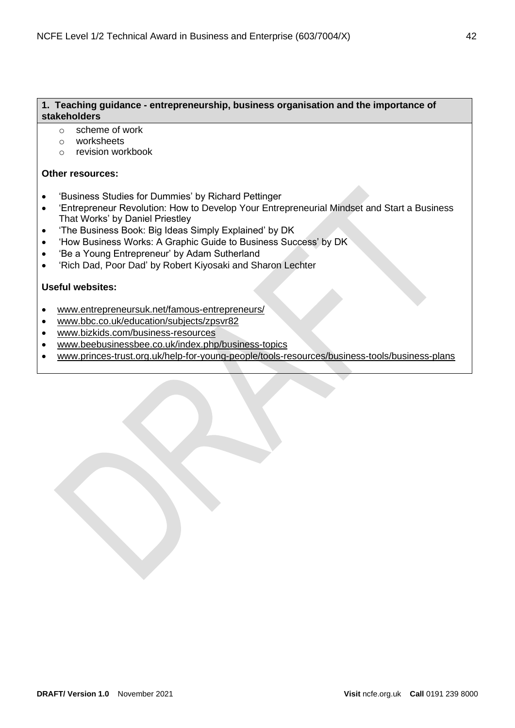**1. Teaching guidance - entrepreneurship, business organisation and the importance of stakeholders**

- scheme of work
- worksheets
- revision workbook

**Other resources:**

- 'Business Studies for Dummies' by Richard Pettinger
- 'Entrepreneur Revolution: How to Develop Your Entrepreneurial Mindset and Start a Business That Works' by Daniel Priestley
- 'The Business Book: Big Ideas Simply Explained' by DK
- 'How Business Works: A Graphic Guide to Business Success' by DK
- 'Be a Young Entrepreneur' by Adam Sutherland
- 'Rich Dad, Poor Dad' by Robert Kiyosaki and Sharon Lechter

**Useful websites:**

- www.entrepreneursuk.net/famous-entrepreneurs/
- www.bbc.co.uk/education/subjects/zpsvr82
- www.bizkids.com/business-resources
- www.beebusinessbee.co.uk/index.php/business-topics
- www.princes-trust.org.uk/help-for-young-people/tools-resources/business-tools/business-plans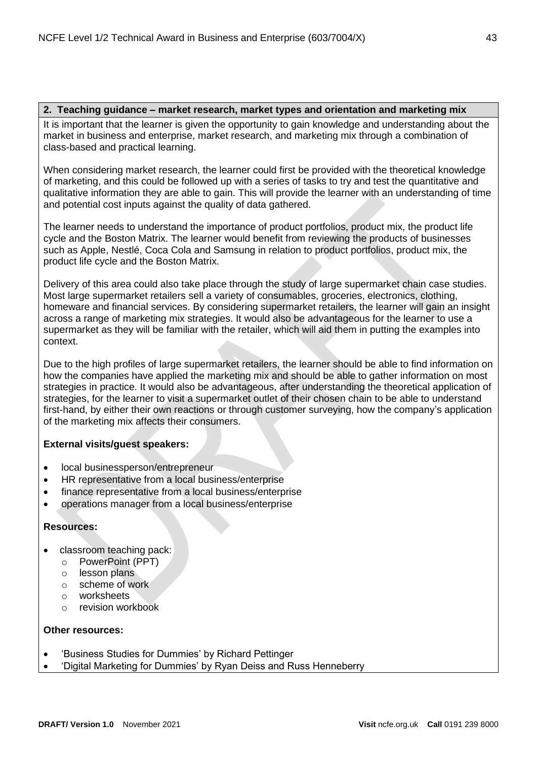## 2. Teaching guidance – market research, market types and orientation and marketing mix

It is important that the learner is given the opportunity to gain knowledge and understanding about the market in business and enterprise, market research, and marketing mix through a combination of class-based and practical learning.

When considering market research, the learner could first be provided with the theoretical knowledge of marketing, and this could be followed up with a series of tasks to try and test the quantitative and qualitative information they are able to gain. This will provide the learner with an understanding of time and potential cost inputs against the quality of data gathered.

The learner needs to understand the importance of product portfolios, product mix, the product life cycle and the Boston Matrix. The learner would benefit from reviewing the products of businesses such as Apple, Nestlé, Coca Cola and Samsung in relation to product portfolios, product mix, the product life cycle and the Boston Matrix.

Delivery of this area could also take place through the study of large supermarket chain case studies. Most large supermarket retailers sell a variety of consumables, groceries, electronics, clothing, homeware and financial services. By considering supermarket retailers, the learner will gain an insight across a range of marketing mix strategies. It would also be advantageous for the learner to use a supermarket as they will be familiar with the retailer, which will aid them in putting the examples into context.

Due to the high profiles of large supermarket retailers, the learner should be able to find information on how the companies have applied the marketing mix and should be able to gather information on most strategies in practice. It would also be advantageous, after understanding the theoretical application of strategies, for the learner to visit a supermarket outlet of their chosen chain to be able to understand first-hand, by either their own reactions or through customer surveying, how the company's application of the marketing mix affects their consumers.

**External visits/guest speakers:**

- local businessperson/entrepreneur
- HR representative from a local business/enterprise
- finance representative from a local business/enterprise
- operations manager from a local business/enterprise

**Resources:**

- classroom teaching pack:
  - PowerPoint (PPT)
  - lesson plans
  - scheme of work
  - worksheets
  - revision workbook

**Other resources:**

- 'Business Studies for Dummies' by Richard Pettinger
- 'Digital Marketing for Dummies' by Ryan Deiss and Russ Henneberry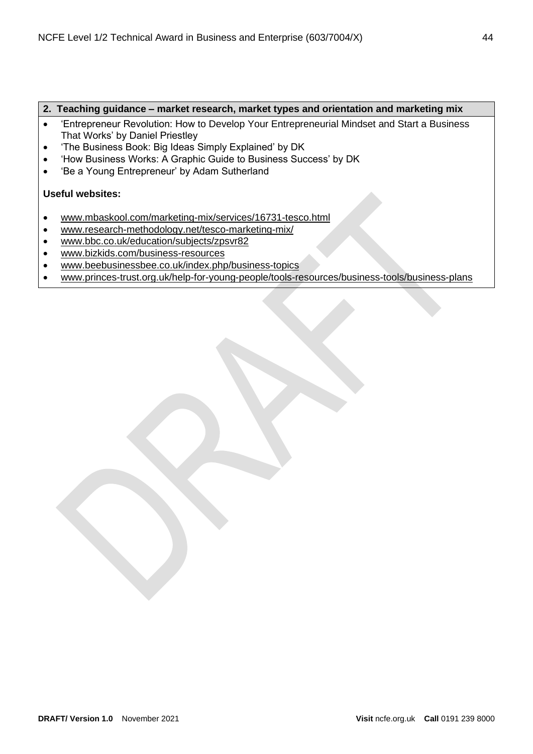**2. Teaching guidance – market research, market types and orientation and marketing mix**

- 'Entrepreneur Revolution: How to Develop Your Entrepreneurial Mindset and Start a Business That Works' by Daniel Priestley
- 'The Business Book: Big Ideas Simply Explained' by DK
- 'How Business Works: A Graphic Guide to Business Success' by DK
- 'Be a Young Entrepreneur' by Adam Sutherland

**Useful websites:**

- www.mbaskool.com/marketing-mix/services/16731-tesco.html
- www.research-methodology.net/tesco-marketing-mix/
- www.bbc.co.uk/education/subjects/zpsvr82
- www.bizkids.com/business-resources
- www.beebusinessbee.co.uk/index.php/business-topics
- www.princes-trust.org.uk/help-for-young-people/tools-resources/business-tools/business-plans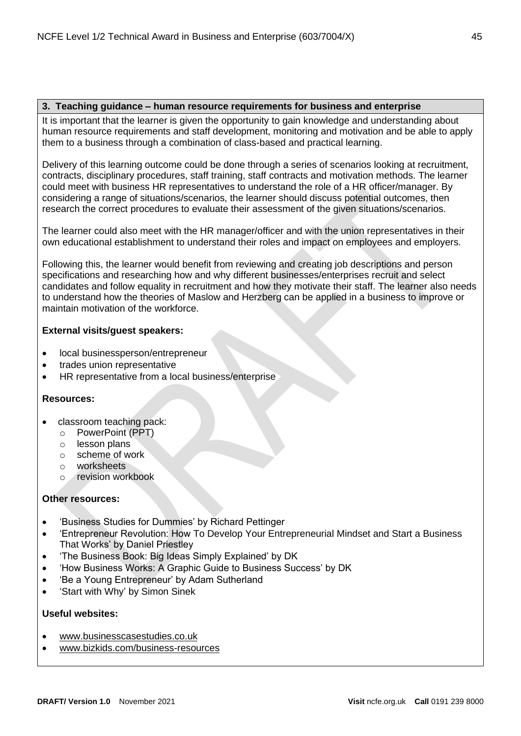## 3. Teaching guidance – human resource requirements for business and enterprise

It is important that the learner is given the opportunity to gain knowledge and understanding about human resource requirements and staff development, monitoring and motivation and be able to apply them to a business through a combination of class-based and practical learning.

Delivery of this learning outcome could be done through a series of scenarios looking at recruitment, contracts, disciplinary procedures, staff training, staff contracts and motivation methods. The learner could meet with business HR representatives to understand the role of a HR officer/manager. By considering a range of situations/scenarios, the learner should discuss potential outcomes, then research the correct procedures to evaluate their assessment of the given situations/scenarios.

The learner could also meet with the HR manager/officer and with the union representatives in their own educational establishment to understand their roles and impact on employees and employers.

Following this, the learner would benefit from reviewing and creating job descriptions and person specifications and researching how and why different businesses/enterprises recruit and select candidates and follow equality in recruitment and how they motivate their staff. The learner also needs to understand how the theories of Maslow and Herzberg can be applied in a business to improve or maintain motivation of the workforce.

**External visits/guest speakers:**

- local businessperson/entrepreneur
- trades union representative
- HR representative from a local business/enterprise

**Resources:**

- classroom teaching pack:
  - PowerPoint (PPT)
  - lesson plans
  - scheme of work
  - worksheets
  - revision workbook

**Other resources:**

- 'Business Studies for Dummies' by Richard Pettinger
- 'Entrepreneur Revolution: How To Develop Your Entrepreneurial Mindset and Start a Business That Works' by Daniel Priestley
- 'The Business Book: Big Ideas Simply Explained' by DK
- 'How Business Works: A Graphic Guide to Business Success' by DK
- 'Be a Young Entrepreneur' by Adam Sutherland
- 'Start with Why' by Simon Sinek

**Useful websites:**

- www.businesscasestudies.co.uk
- www.bizkids.com/business-resources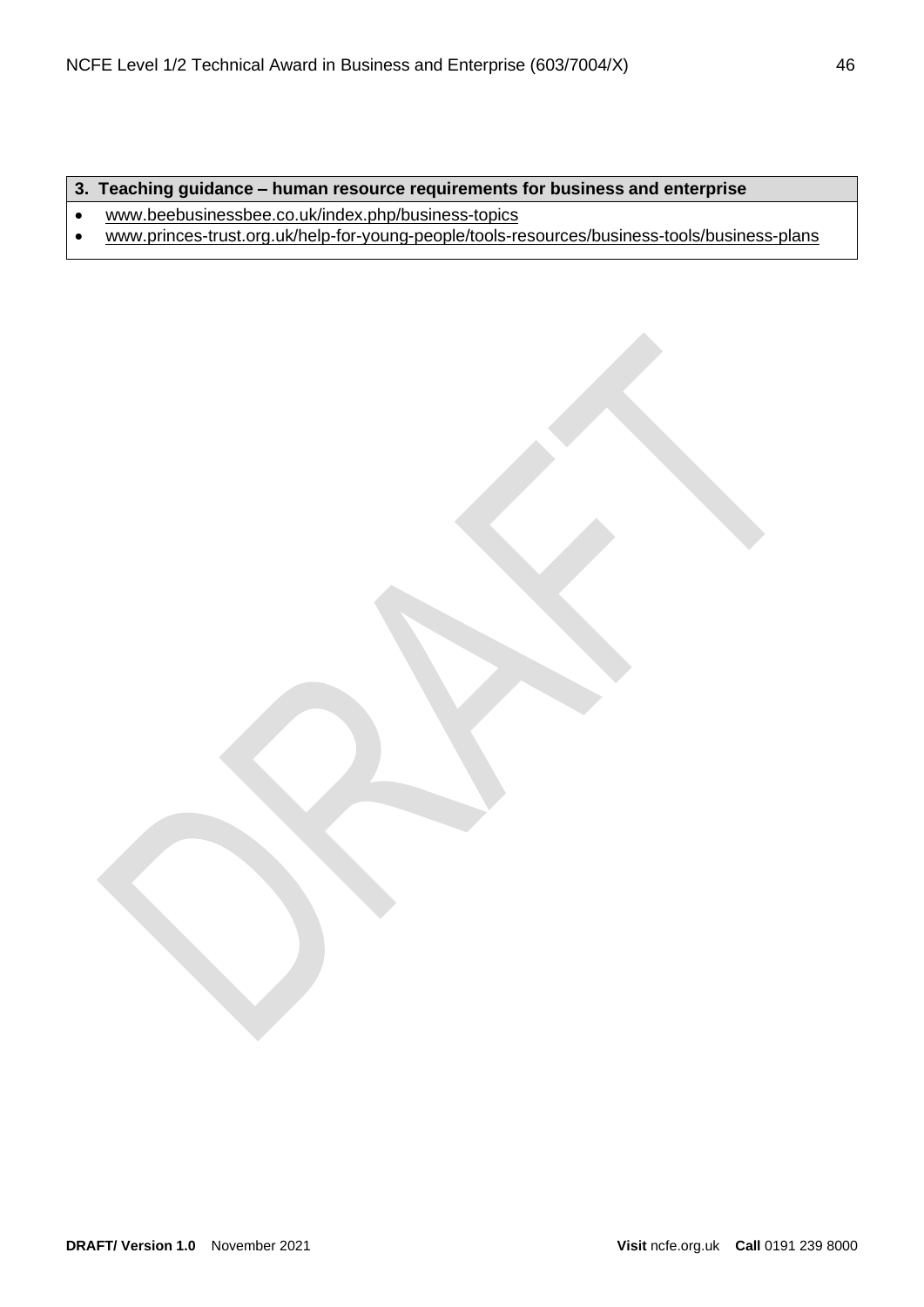| 3. Teaching guidance – human resource requirements for business and enterprise |
|---|
| • www.beebusinessbee.co.uk/index.php/business-topics<br>• www.princes-trust.org.uk/help-for-young-people/tools-resources/business-tools/business-plans |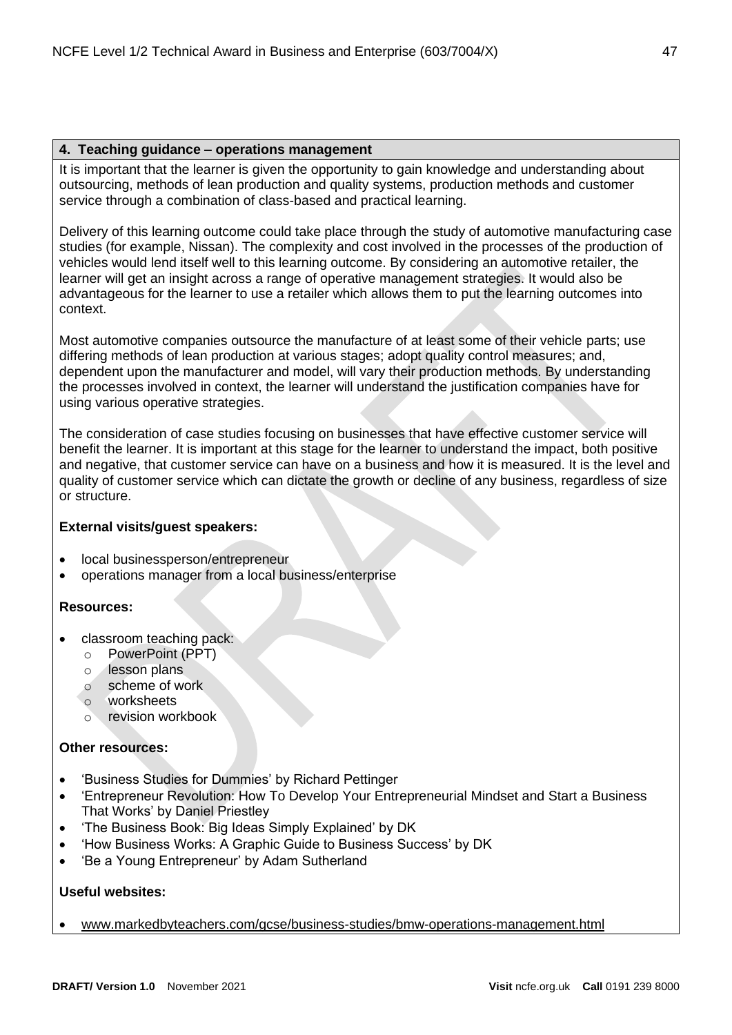## 4. Teaching guidance – operations management

It is important that the learner is given the opportunity to gain knowledge and understanding about outsourcing, methods of lean production and quality systems, production methods and customer service through a combination of class-based and practical learning.

Delivery of this learning outcome could take place through the study of automotive manufacturing case studies (for example, Nissan). The complexity and cost involved in the processes of the production of vehicles would lend itself well to this learning outcome. By considering an automotive retailer, the learner will get an insight across a range of operative management strategies. It would also be advantageous for the learner to use a retailer which allows them to put the learning outcomes into context.

Most automotive companies outsource the manufacture of at least some of their vehicle parts; use differing methods of lean production at various stages; adopt quality control measures; and, dependent upon the manufacturer and model, will vary their production methods. By understanding the processes involved in context, the learner will understand the justification companies have for using various operative strategies.

The consideration of case studies focusing on businesses that have effective customer service will benefit the learner. It is important at this stage for the learner to understand the impact, both positive and negative, that customer service can have on a business and how it is measured. It is the level and quality of customer service which can dictate the growth or decline of any business, regardless of size or structure.

**External visits/guest speakers:**

- local businessperson/entrepreneur
- operations manager from a local business/enterprise

**Resources:**

- classroom teaching pack:
  - PowerPoint (PPT)
  - lesson plans
  - scheme of work
  - worksheets
  - revision workbook

**Other resources:**

- 'Business Studies for Dummies' by Richard Pettinger
- 'Entrepreneur Revolution: How To Develop Your Entrepreneurial Mindset and Start a Business That Works' by Daniel Priestley
- 'The Business Book: Big Ideas Simply Explained' by DK
- 'How Business Works: A Graphic Guide to Business Success' by DK
- 'Be a Young Entrepreneur' by Adam Sutherland

**Useful websites:**

- www.markedbyteachers.com/gcse/business-studies/bmw-operations-management.html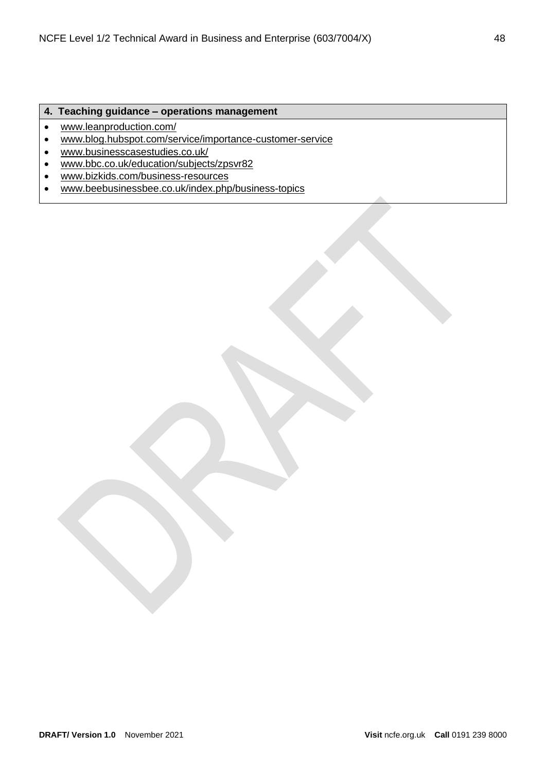| 4. Teaching guidance – operations management |
| --- |
| • www.leanproduction.com/ <br> • www.blog.hubspot.com/service/importance-customer-service <br> • www.businesscasestudies.co.uk/ <br> • www.bbc.co.uk/education/subjects/zpsvr82 <br> • www.bizkids.com/business-resources <br> • www.beebusinessbee.co.uk/index.php/business-topics |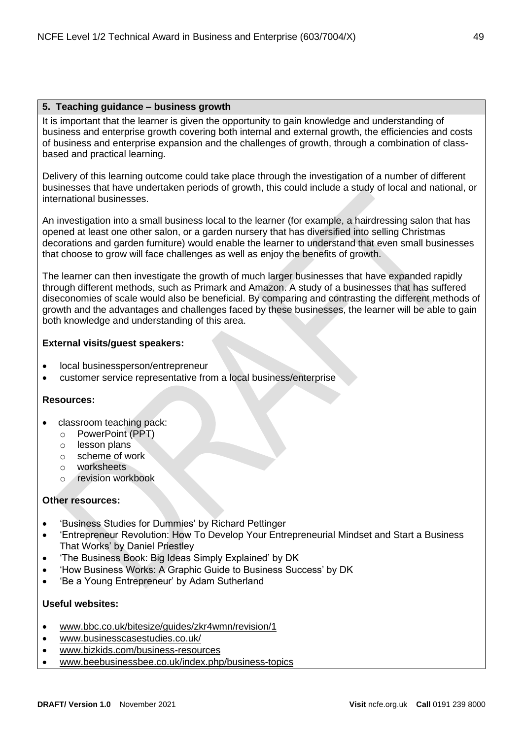## 5. Teaching guidance – business growth

It is important that the learner is given the opportunity to gain knowledge and understanding of business and enterprise growth covering both internal and external growth, the efficiencies and costs of business and enterprise expansion and the challenges of growth, through a combination of class-based and practical learning.

Delivery of this learning outcome could take place through the investigation of a number of different businesses that have undertaken periods of growth, this could include a study of local and national, or international businesses.

An investigation into a small business local to the learner (for example, a hairdressing salon that has opened at least one other salon, or a garden nursery that has diversified into selling Christmas decorations and garden furniture) would enable the learner to understand that even small businesses that choose to grow will face challenges as well as enjoy the benefits of growth.

The learner can then investigate the growth of much larger businesses that have expanded rapidly through different methods, such as Primark and Amazon. A study of a businesses that has suffered diseconomies of scale would also be beneficial. By comparing and contrasting the different methods of growth and the advantages and challenges faced by these businesses, the learner will be able to gain both knowledge and understanding of this area.

**External visits/guest speakers:**

- local businessperson/entrepreneur
- customer service representative from a local business/enterprise

**Resources:**

- classroom teaching pack:
  - PowerPoint (PPT)
  - lesson plans
  - scheme of work
  - worksheets
  - revision workbook

**Other resources:**

- 'Business Studies for Dummies' by Richard Pettinger
- 'Entrepreneur Revolution: How To Develop Your Entrepreneurial Mindset and Start a Business That Works' by Daniel Priestley
- 'The Business Book: Big Ideas Simply Explained' by DK
- 'How Business Works: A Graphic Guide to Business Success' by DK
- 'Be a Young Entrepreneur' by Adam Sutherland

**Useful websites:**

- www.bbc.co.uk/bitesize/guides/zkr4wmn/revision/1
- www.businesscasestudies.co.uk/
- www.bizkids.com/business-resources
- www.beebusinessbee.co.uk/index.php/business-topics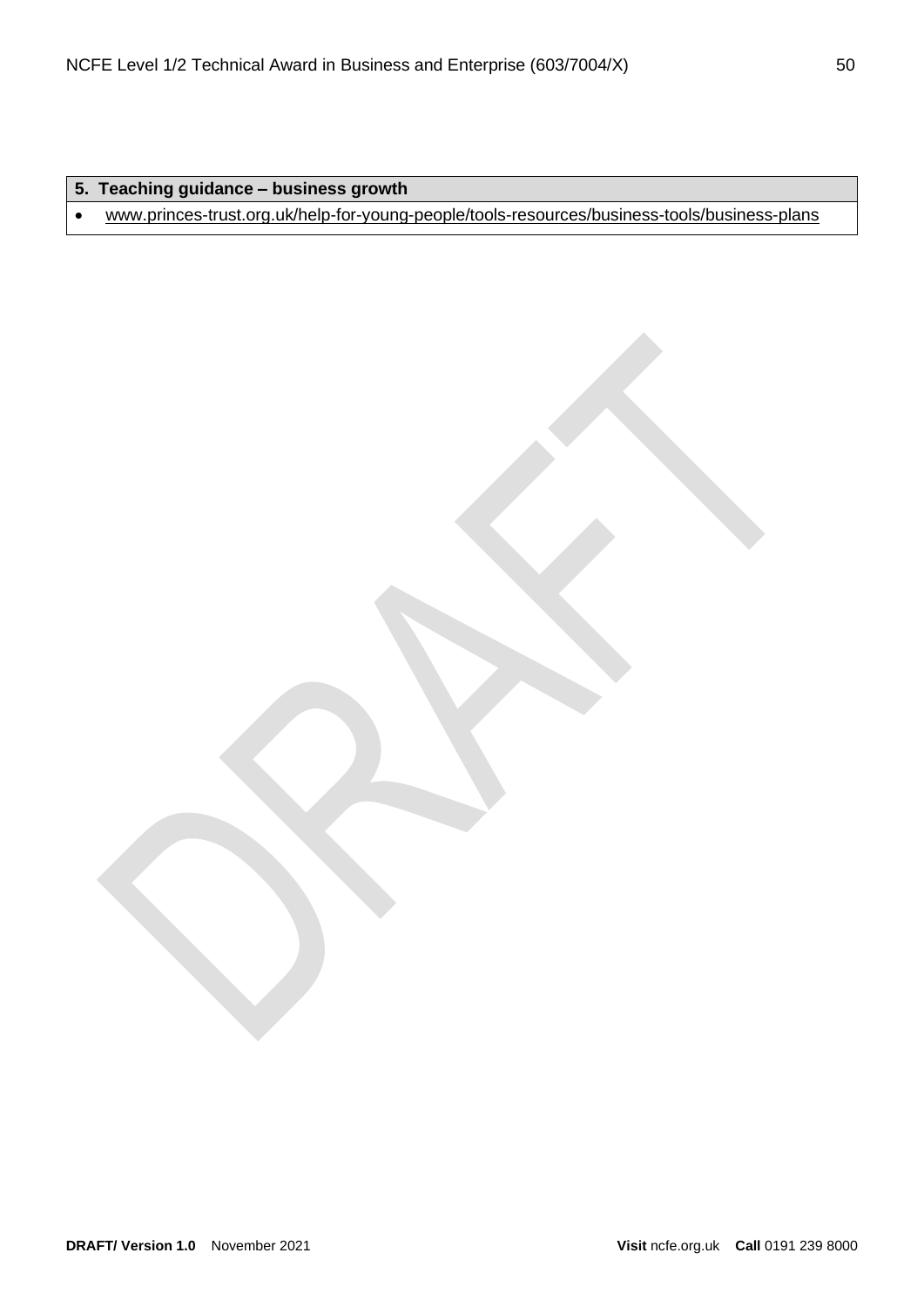| 5. Teaching guidance – business growth |
| --- |
| • www.princes-trust.org.uk/help-for-young-people/tools-resources/business-tools/business-plans |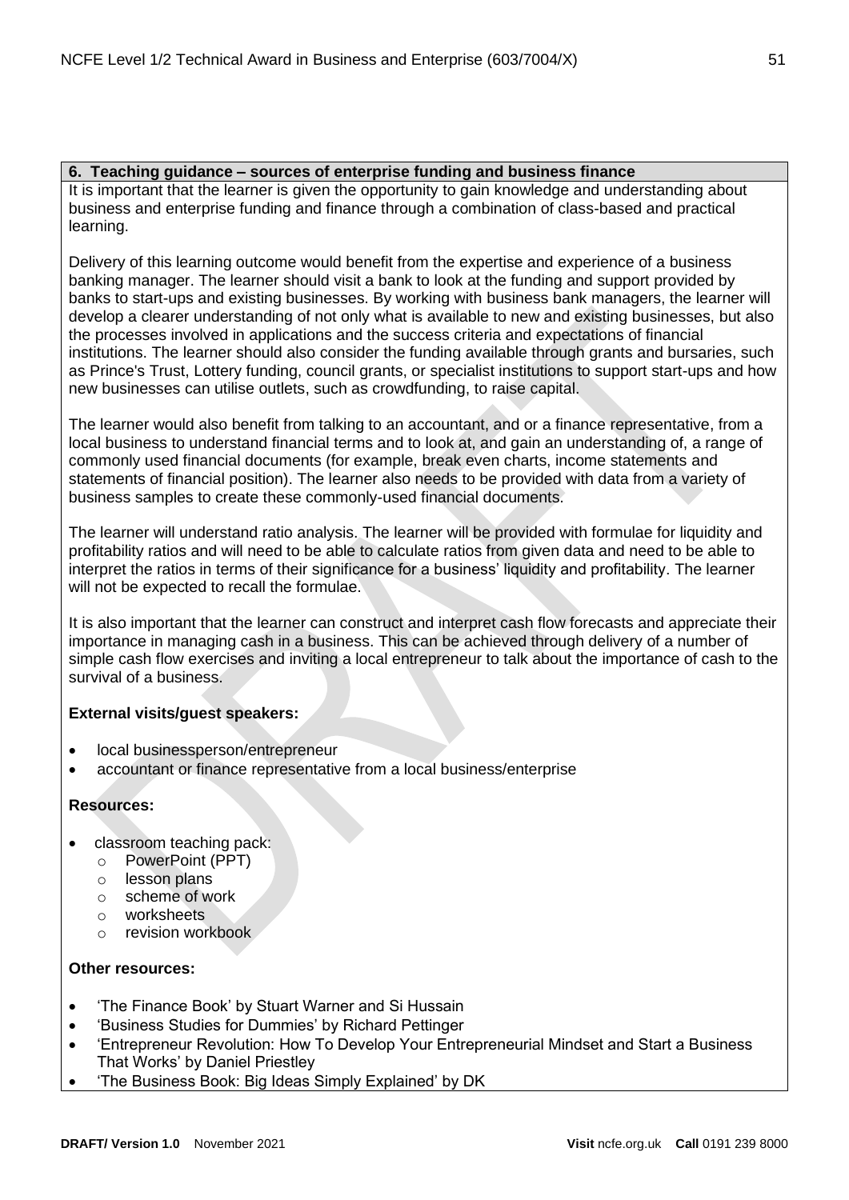## 6. Teaching guidance – sources of enterprise funding and business finance

It is important that the learner is given the opportunity to gain knowledge and understanding about business and enterprise funding and finance through a combination of class-based and practical learning.

Delivery of this learning outcome would benefit from the expertise and experience of a business banking manager. The learner should visit a bank to look at the funding and support provided by banks to start-ups and existing businesses. By working with business bank managers, the learner will develop a clearer understanding of not only what is available to new and existing businesses, but also the processes involved in applications and the success criteria and expectations of financial institutions. The learner should also consider the funding available through grants and bursaries, such as Prince's Trust, Lottery funding, council grants, or specialist institutions to support start-ups and how new businesses can utilise outlets, such as crowdfunding, to raise capital.

The learner would also benefit from talking to an accountant, and or a finance representative, from a local business to understand financial terms and to look at, and gain an understanding of, a range of commonly used financial documents (for example, break even charts, income statements and statements of financial position). The learner also needs to be provided with data from a variety of business samples to create these commonly-used financial documents.

The learner will understand ratio analysis. The learner will be provided with formulae for liquidity and profitability ratios and will need to be able to calculate ratios from given data and need to be able to interpret the ratios in terms of their significance for a business' liquidity and profitability. The learner will not be expected to recall the formulae.

It is also important that the learner can construct and interpret cash flow forecasts and appreciate their importance in managing cash in a business. This can be achieved through delivery of a number of simple cash flow exercises and inviting a local entrepreneur to talk about the importance of cash to the survival of a business.

**External visits/guest speakers:**

- local businessperson/entrepreneur
- accountant or finance representative from a local business/enterprise

**Resources:**

- classroom teaching pack:
  - PowerPoint (PPT)
  - lesson plans
  - scheme of work
  - worksheets
  - revision workbook

**Other resources:**

- 'The Finance Book' by Stuart Warner and Si Hussain
- 'Business Studies for Dummies' by Richard Pettinger
- 'Entrepreneur Revolution: How To Develop Your Entrepreneurial Mindset and Start a Business That Works' by Daniel Priestley
- 'The Business Book: Big Ideas Simply Explained' by DK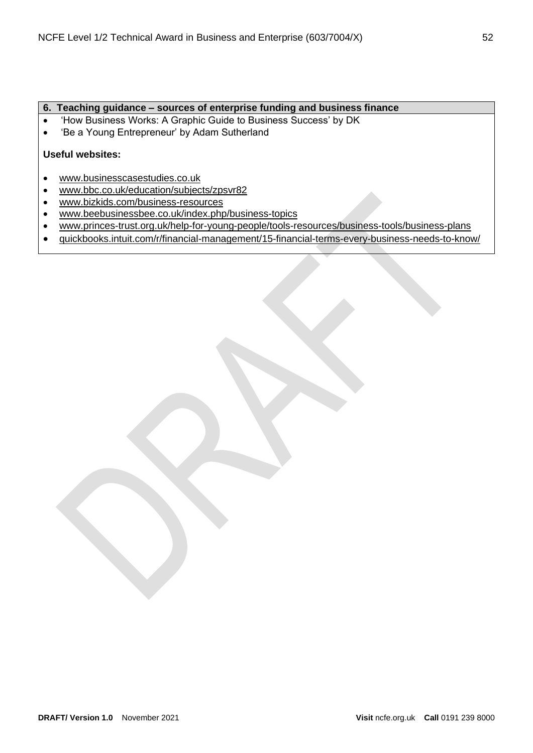**6. Teaching guidance – sources of enterprise funding and business finance**

- 'How Business Works: A Graphic Guide to Business Success' by DK
- 'Be a Young Entrepreneur' by Adam Sutherland

**Useful websites:**

- www.businesscasestudies.co.uk
- www.bbc.co.uk/education/subjects/zpsvr82
- www.bizkids.com/business-resources
- www.beebusinessbee.co.uk/index.php/business-topics
- www.princes-trust.org.uk/help-for-young-people/tools-resources/business-tools/business-plans
- quickbooks.intuit.com/r/financial-management/15-financial-terms-every-business-needs-to-know/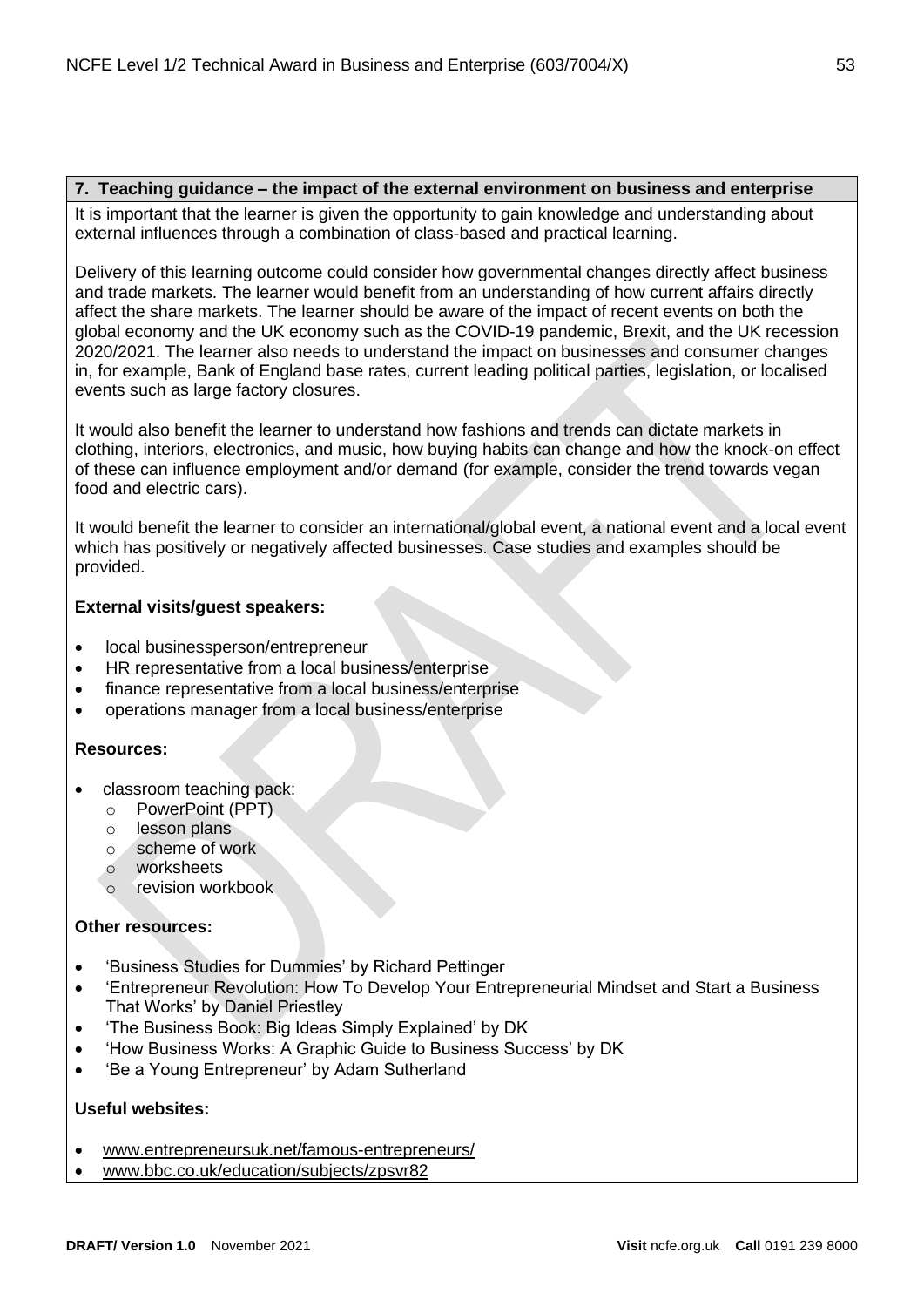## 7. Teaching guidance – the impact of the external environment on business and enterprise

It is important that the learner is given the opportunity to gain knowledge and understanding about external influences through a combination of class-based and practical learning.

Delivery of this learning outcome could consider how governmental changes directly affect business and trade markets. The learner would benefit from an understanding of how current affairs directly affect the share markets. The learner should be aware of the impact of recent events on both the global economy and the UK economy such as the COVID-19 pandemic, Brexit, and the UK recession 2020/2021. The learner also needs to understand the impact on businesses and consumer changes in, for example, Bank of England base rates, current leading political parties, legislation, or localised events such as large factory closures.

It would also benefit the learner to understand how fashions and trends can dictate markets in clothing, interiors, electronics, and music, how buying habits can change and how the knock-on effect of these can influence employment and/or demand (for example, consider the trend towards vegan food and electric cars).

It would benefit the learner to consider an international/global event, a national event and a local event which has positively or negatively affected businesses. Case studies and examples should be provided.

**External visits/guest speakers:**

- local businessperson/entrepreneur
- HR representative from a local business/enterprise
- finance representative from a local business/enterprise
- operations manager from a local business/enterprise

**Resources:**

- classroom teaching pack:
  - PowerPoint (PPT)
  - lesson plans
  - scheme of work
  - worksheets
  - revision workbook

**Other resources:**

- 'Business Studies for Dummies' by Richard Pettinger
- 'Entrepreneur Revolution: How To Develop Your Entrepreneurial Mindset and Start a Business That Works' by Daniel Priestley
- 'The Business Book: Big Ideas Simply Explained' by DK
- 'How Business Works: A Graphic Guide to Business Success' by DK
- 'Be a Young Entrepreneur' by Adam Sutherland

**Useful websites:**

- www.entrepreneursuk.net/famous-entrepreneurs/
- www.bbc.co.uk/education/subjects/zpsvr82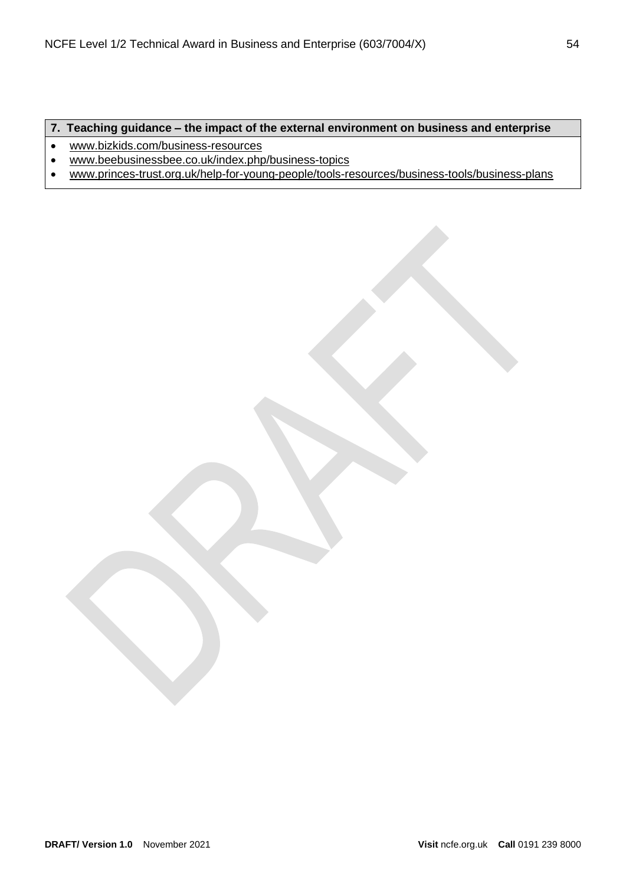**7. Teaching guidance – the impact of the external environment on business and enterprise**

- www.bizkids.com/business-resources
- www.beebusinessbee.co.uk/index.php/business-topics
- www.princes-trust.org.uk/help-for-young-people/tools-resources/business-tools/business-plans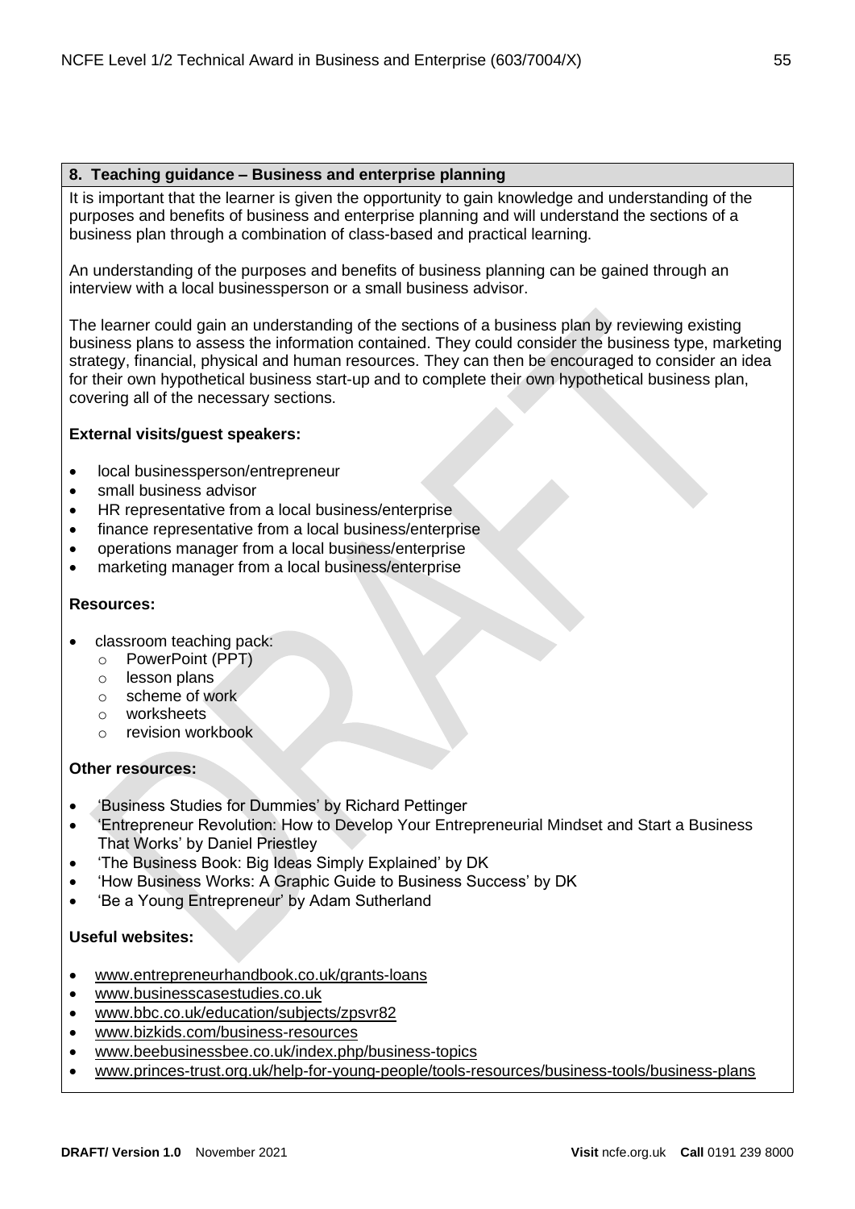## 8. Teaching guidance – Business and enterprise planning

It is important that the learner is given the opportunity to gain knowledge and understanding of the purposes and benefits of business and enterprise planning and will understand the sections of a business plan through a combination of class-based and practical learning.

An understanding of the purposes and benefits of business planning can be gained through an interview with a local businessperson or a small business advisor.

The learner could gain an understanding of the sections of a business plan by reviewing existing business plans to assess the information contained. They could consider the business type, marketing strategy, financial, physical and human resources. They can then be encouraged to consider an idea for their own hypothetical business start-up and to complete their own hypothetical business plan, covering all of the necessary sections.

**External visits/guest speakers:**

- local businessperson/entrepreneur
- small business advisor
- HR representative from a local business/enterprise
- finance representative from a local business/enterprise
- operations manager from a local business/enterprise
- marketing manager from a local business/enterprise

**Resources:**

- classroom teaching pack:
  - PowerPoint (PPT)
  - lesson plans
  - scheme of work
  - worksheets
  - revision workbook

**Other resources:**

- 'Business Studies for Dummies' by Richard Pettinger
- 'Entrepreneur Revolution: How to Develop Your Entrepreneurial Mindset and Start a Business That Works' by Daniel Priestley
- 'The Business Book: Big Ideas Simply Explained' by DK
- 'How Business Works: A Graphic Guide to Business Success' by DK
- 'Be a Young Entrepreneur' by Adam Sutherland

**Useful websites:**

- www.entrepreneurhandbook.co.uk/grants-loans
- www.businesscasestudies.co.uk
- www.bbc.co.uk/education/subjects/zpsvr82
- www.bizkids.com/business-resources
- www.beebusinessbee.co.uk/index.php/business-topics
- www.princes-trust.org.uk/help-for-young-people/tools-resources/business-tools/business-plans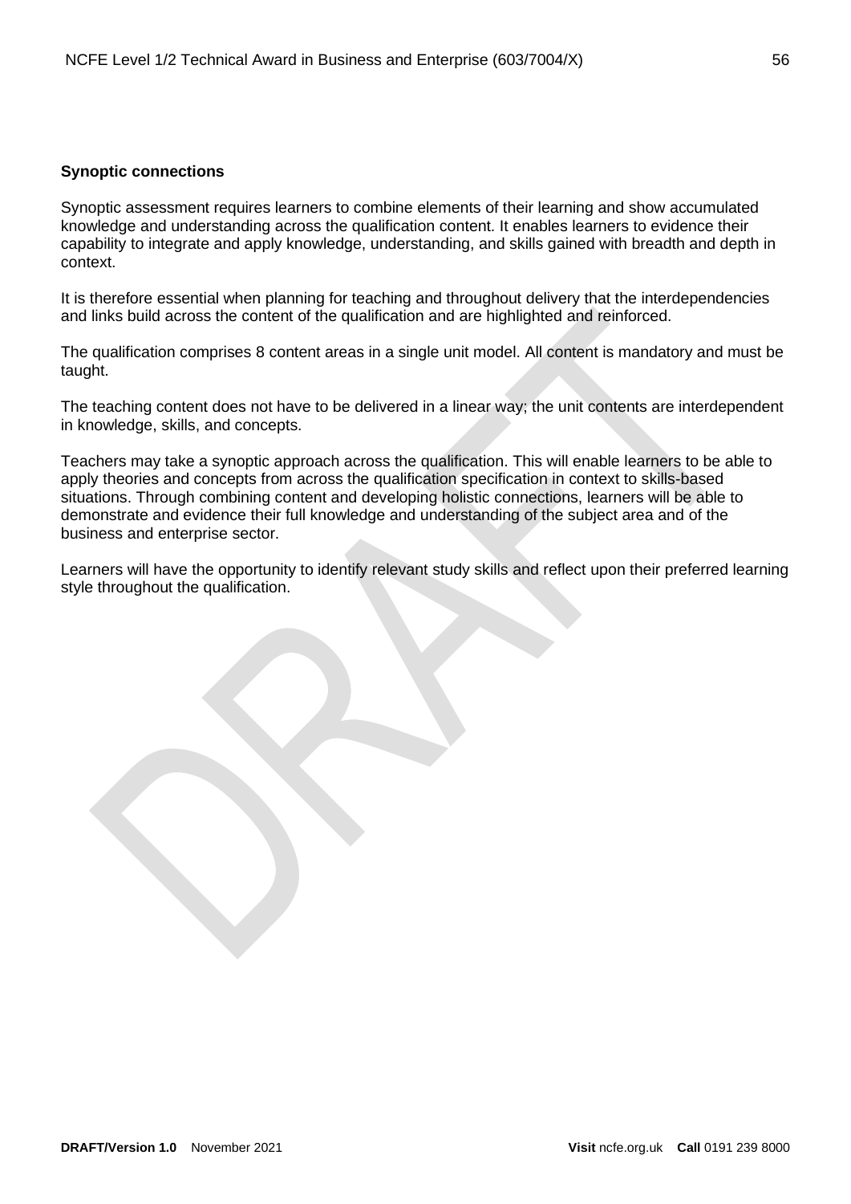**Synoptic connections**

Synoptic assessment requires learners to combine elements of their learning and show accumulated knowledge and understanding across the qualification content. It enables learners to evidence their capability to integrate and apply knowledge, understanding, and skills gained with breadth and depth in context.

It is therefore essential when planning for teaching and throughout delivery that the interdependencies and links build across the content of the qualification and are highlighted and reinforced.

The qualification comprises 8 content areas in a single unit model. All content is mandatory and must be taught.

The teaching content does not have to be delivered in a linear way; the unit contents are interdependent in knowledge, skills, and concepts.

Teachers may take a synoptic approach across the qualification. This will enable learners to be able to apply theories and concepts from across the qualification specification in context to skills-based situations. Through combining content and developing holistic connections, learners will be able to demonstrate and evidence their full knowledge and understanding of the subject area and of the business and enterprise sector.

Learners will have the opportunity to identify relevant study skills and reflect upon their preferred learning style throughout the qualification.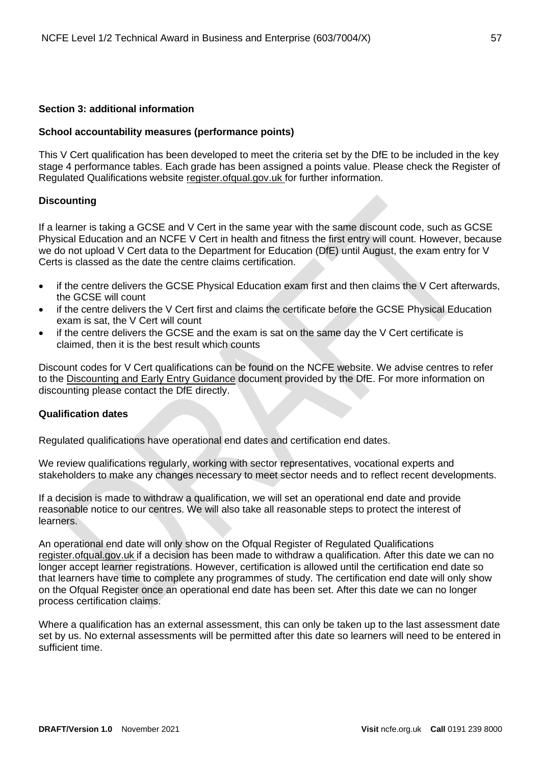## Section 3: additional information

### School accountability measures (performance points)

This V Cert qualification has been developed to meet the criteria set by the DfE to be included in the key stage 4 performance tables. Each grade has been assigned a points value. Please check the Register of Regulated Qualifications website register.ofqual.gov.uk for further information.

### Discounting

If a learner is taking a GCSE and V Cert in the same year with the same discount code, such as GCSE Physical Education and an NCFE V Cert in health and fitness the first entry will count. However, because we do not upload V Cert data to the Department for Education (DfE) until August, the exam entry for V Certs is classed as the date the centre claims certification.

- if the centre delivers the GCSE Physical Education exam first and then claims the V Cert afterwards, the GCSE will count
- if the centre delivers the V Cert first and claims the certificate before the GCSE Physical Education exam is sat, the V Cert will count
- if the centre delivers the GCSE and the exam is sat on the same day the V Cert certificate is claimed, then it is the best result which counts

Discount codes for V Cert qualifications can be found on the NCFE website. We advise centres to refer to the Discounting and Early Entry Guidance document provided by the DfE. For more information on discounting please contact the DfE directly.

### Qualification dates

Regulated qualifications have operational end dates and certification end dates.

We review qualifications regularly, working with sector representatives, vocational experts and stakeholders to make any changes necessary to meet sector needs and to reflect recent developments.

If a decision is made to withdraw a qualification, we will set an operational end date and provide reasonable notice to our centres. We will also take all reasonable steps to protect the interest of learners.

An operational end date will only show on the Ofqual Register of Regulated Qualifications register.ofqual.gov.uk if a decision has been made to withdraw a qualification. After this date we can no longer accept learner registrations. However, certification is allowed until the certification end date so that learners have time to complete any programmes of study. The certification end date will only show on the Ofqual Register once an operational end date has been set. After this date we can no longer process certification claims.

Where a qualification has an external assessment, this can only be taken up to the last assessment date set by us. No external assessments will be permitted after this date so learners will need to be entered in sufficient time.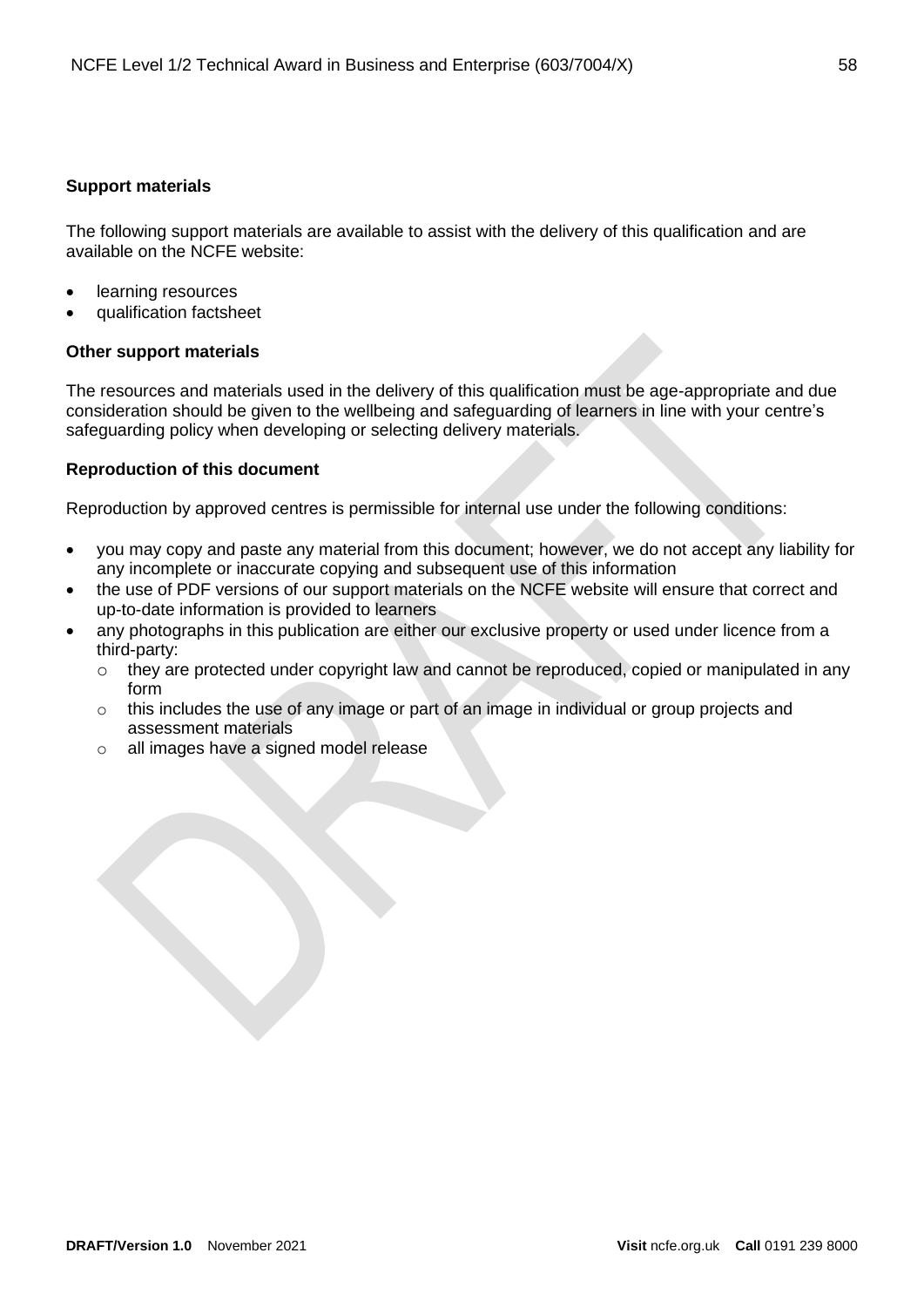### Support materials

The following support materials are available to assist with the delivery of this qualification and are available on the NCFE website:

- learning resources
- qualification factsheet

### Other support materials

The resources and materials used in the delivery of this qualification must be age-appropriate and due consideration should be given to the wellbeing and safeguarding of learners in line with your centre's safeguarding policy when developing or selecting delivery materials.

### Reproduction of this document

Reproduction by approved centres is permissible for internal use under the following conditions:

- you may copy and paste any material from this document; however, we do not accept any liability for any incomplete or inaccurate copying and subsequent use of this information
- the use of PDF versions of our support materials on the NCFE website will ensure that correct and up-to-date information is provided to learners
- any photographs in this publication are either our exclusive property or used under licence from a third-party:
  - they are protected under copyright law and cannot be reproduced, copied or manipulated in any form
  - this includes the use of any image or part of an image in individual or group projects and assessment materials
  - all images have a signed model release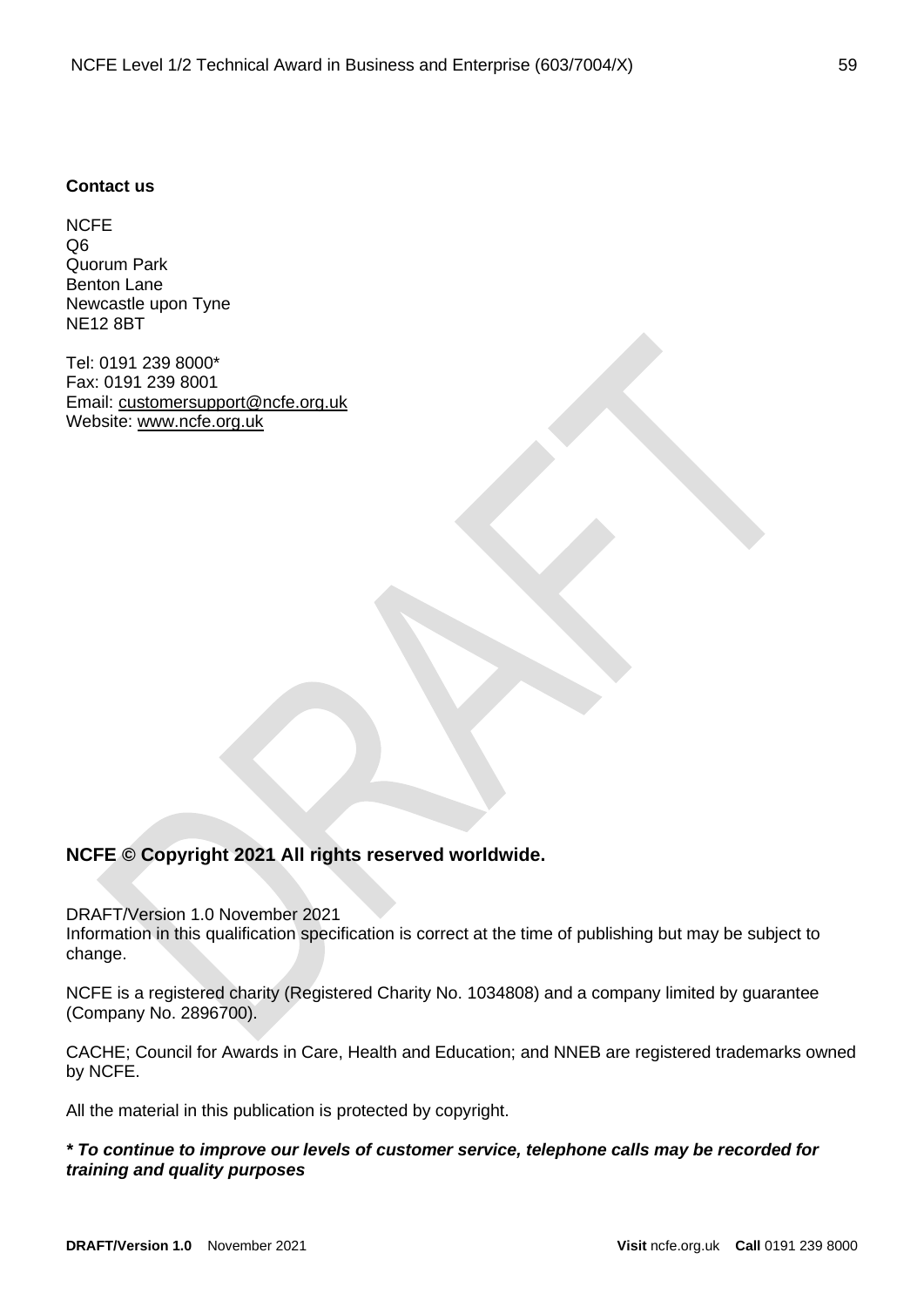**Contact us**

NCFE  
Q6  
Quorum Park  
Benton Lane  
Newcastle upon Tyne  
NE12 8BT

Tel: 0191 239 8000*  
Fax: 0191 239 8001  
Email: customersupport@ncfe.org.uk  
Website: www.ncfe.org.uk

## NCFE © Copyright 2021 All rights reserved worldwide.

DRAFT/Version 1.0 November 2021  
Information in this qualification specification is correct at the time of publishing but may be subject to change.

NCFE is a registered charity (Registered Charity No. 1034808) and a company limited by guarantee (Company No. 2896700).

CACHE; Council for Awards in Care, Health and Education; and NNEB are registered trademarks owned by NCFE.

All the material in this publication is protected by copyright.

***** ***To continue to improve our levels of customer service, telephone calls may be recorded for training and quality purposes***